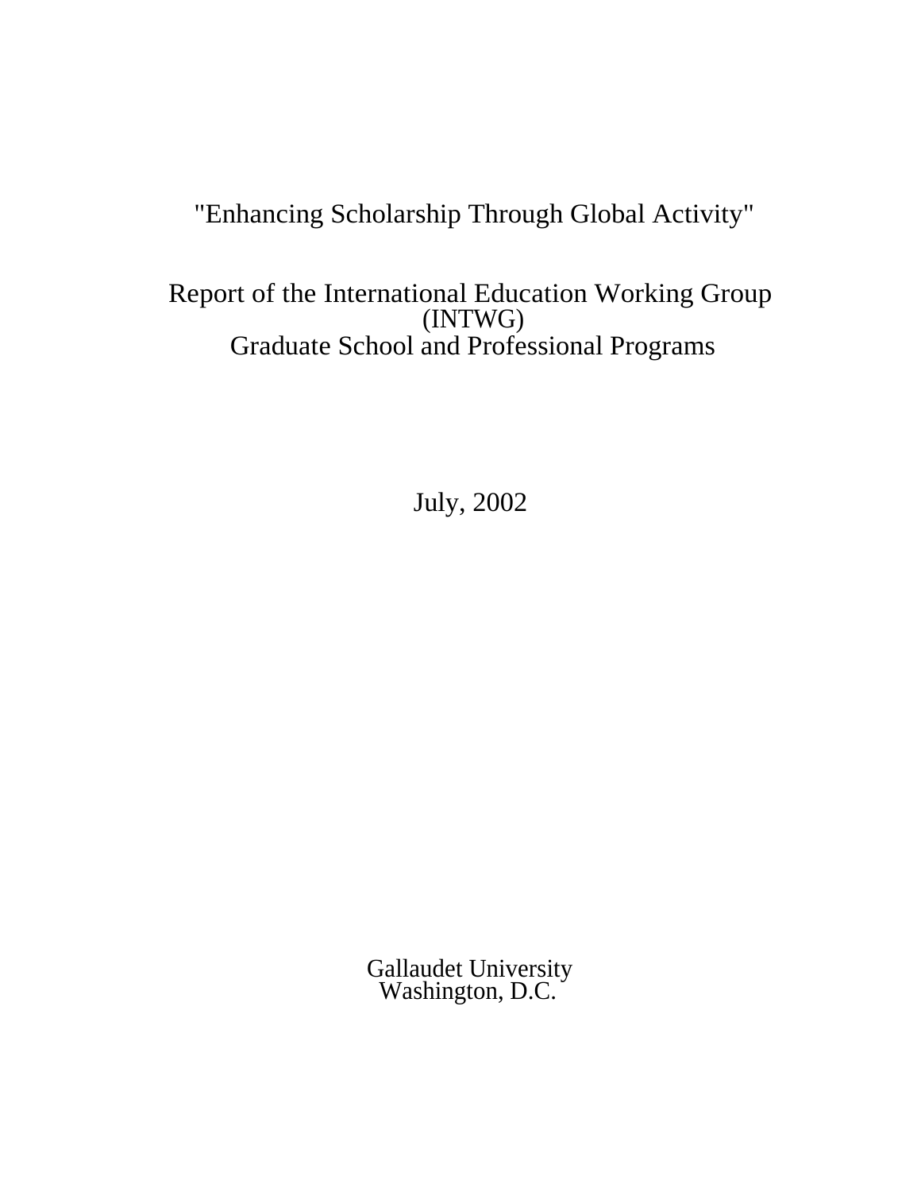# "Enhancing Scholarship Through Global Activity"

## Report of the International Education Working Group (INTWG)
## Graduate School and Professional Programs

July, 2002

Gallaudet University
Washington, D.C.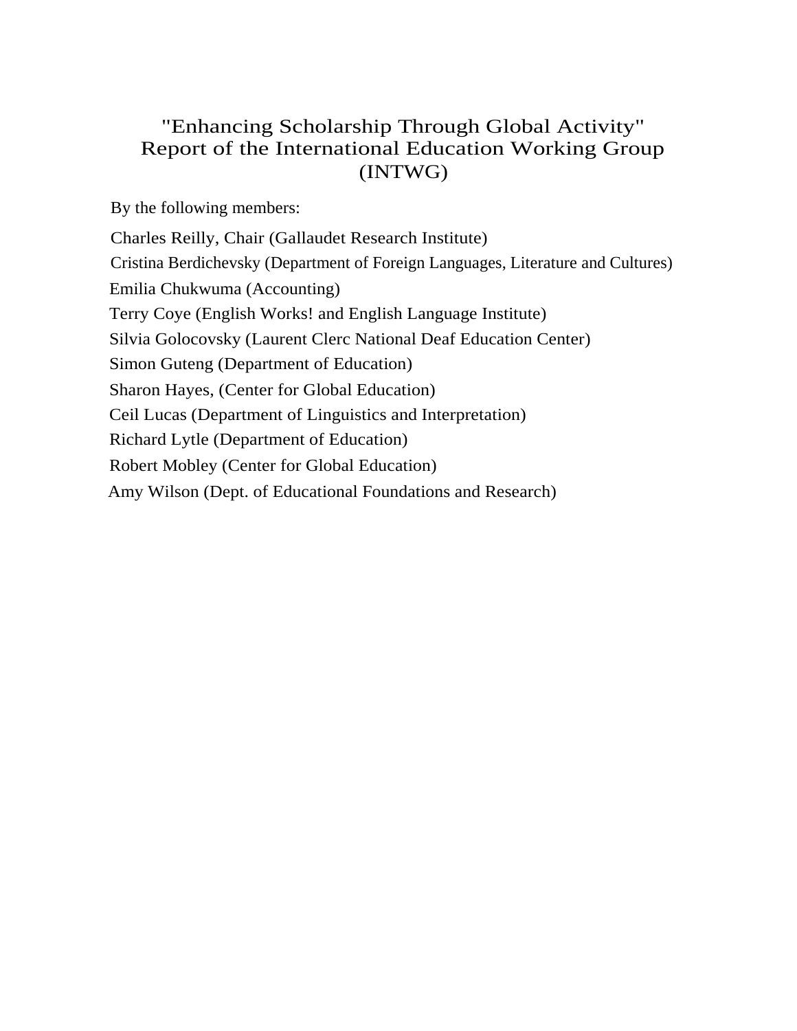# "Enhancing Scholarship Through Global Activity"
# Report of the International Education Working Group (INTWG)

By the following members:

Charles Reilly, Chair (Gallaudet Research Institute)

Cristina Berdichevsky (Department of Foreign Languages, Literature and Cultures)

Emilia Chukwuma (Accounting)

Terry Coye (English Works! and English Language Institute)

Silvia Golocovsky (Laurent Clerc National Deaf Education Center)

Simon Guteng (Department of Education)

Sharon Hayes, (Center for Global Education)

Ceil Lucas (Department of Linguistics and Interpretation)

Richard Lytle (Department of Education)

Robert Mobley (Center for Global Education)

Amy Wilson (Dept. of Educational Foundations and Research)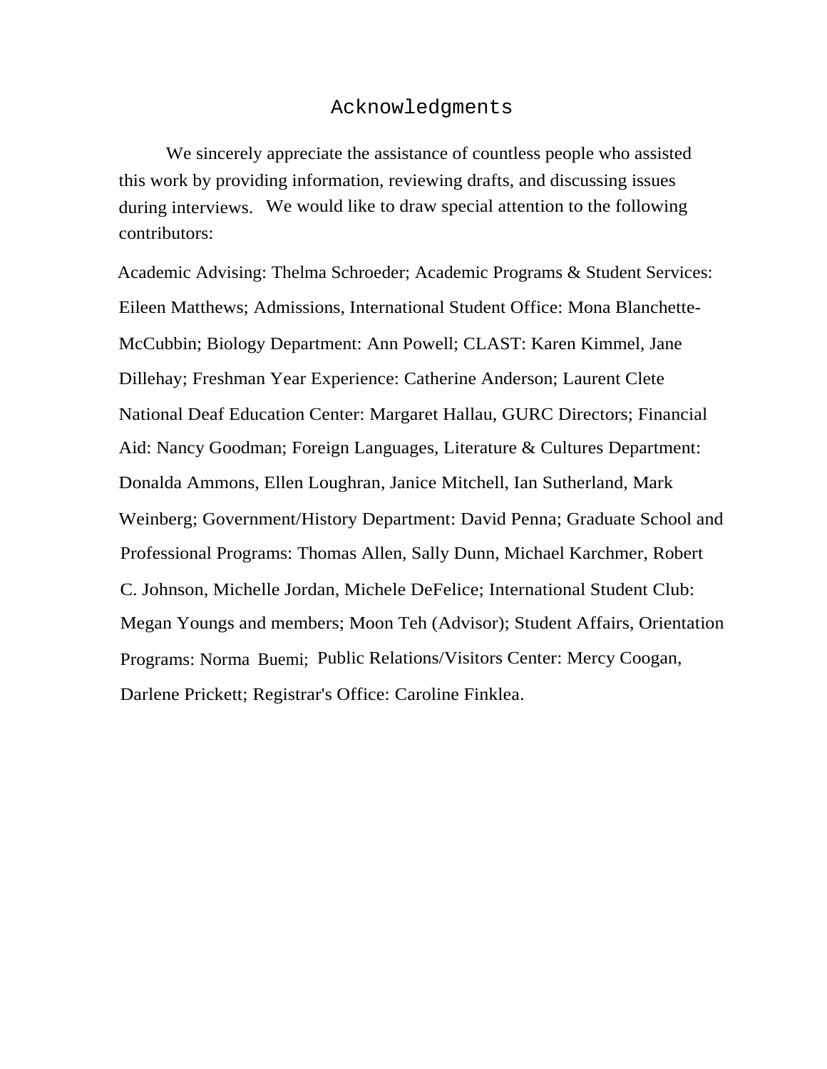# Acknowledgments

We sincerely appreciate the assistance of countless people who assisted this work by providing information, reviewing drafts, and discussing issues during interviews. We would like to draw special attention to the following contributors:

Academic Advising: Thelma Schroeder; Academic Programs & Student Services: Eileen Matthews; Admissions, International Student Office: Mona Blanchette-McCubbin; Biology Department: Ann Powell; CLAST: Karen Kimmel, Jane Dillehay; Freshman Year Experience: Catherine Anderson; Laurent Clete National Deaf Education Center: Margaret Hallau, GURC Directors; Financial Aid: Nancy Goodman; Foreign Languages, Literature & Cultures Department: Donalda Ammons, Ellen Loughran, Janice Mitchell, Ian Sutherland, Mark Weinberg; Government/History Department: David Penna; Graduate School and Professional Programs: Thomas Allen, Sally Dunn, Michael Karchmer, Robert C. Johnson, Michelle Jordan, Michele DeFelice; International Student Club: Megan Youngs and members; Moon Teh (Advisor); Student Affairs, Orientation Programs: Norma Buemi; Public Relations/Visitors Center: Mercy Coogan, Darlene Prickett; Registrar's Office: Caroline Finklea.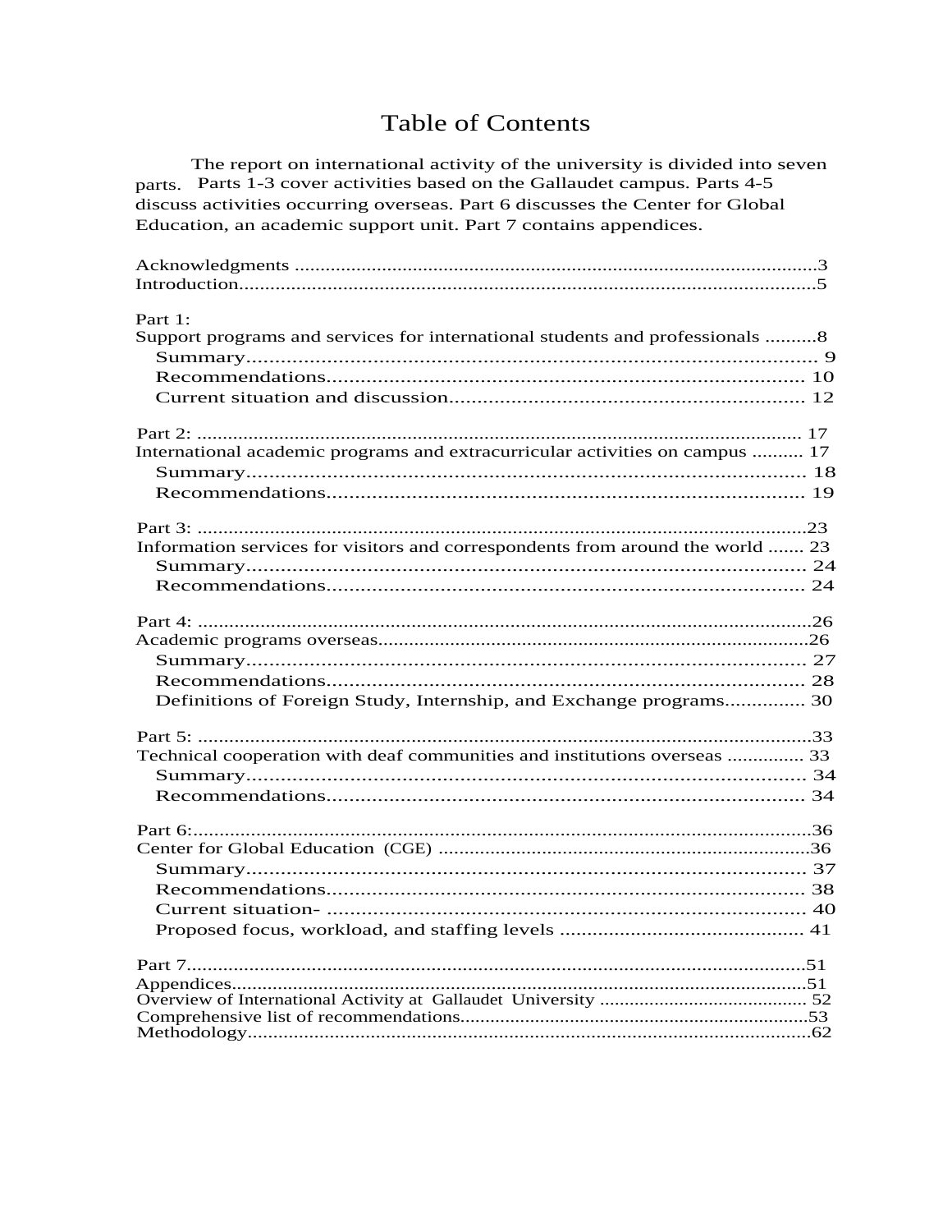# Table of Contents

The report on international activity of the university is divided into seven parts. Parts 1-3 cover activities based on the Gallaudet campus. Parts 4-5 discuss activities occurring overseas. Part 6 discusses the Center for Global Education, an academic support unit. Part 7 contains appendices.

Acknowledgments ....................................................................................................3
Introduction.............................................................................................................5

Part 1:
Support programs and services for international students and professionals ..........8
- Summary.......................................................................................................... 9
- Recommendations........................................................................................ 10
- Current situation and discussion................................................................ 12

Part 2: ...................................................................................................................... 17
International academic programs and extracurricular activities on campus .......... 17
- Summary......................................................................................................... 18
- Recommendations........................................................................................ 19

Part 3: ......................................................................................................................23
Information services for visitors and correspondents from around the world ....... 23
- Summary......................................................................................................... 24
- Recommendations........................................................................................ 24

Part 4: ......................................................................................................................26
Academic programs overseas..................................................................................26
- Summary......................................................................................................... 27
- Recommendations........................................................................................ 28
- Definitions of Foreign Study, Internship, and Exchange programs............... 30

Part 5: ......................................................................................................................33
Technical cooperation with deaf communities and institutions overseas ............... 33
- Summary......................................................................................................... 34
- Recommendations........................................................................................ 34

Part 6:.......................................................................................................................36
Center for Global Education (CGE) .......................................................................36
- Summary......................................................................................................... 37
- Recommendations........................................................................................ 38
- Current situation- ........................................................................................ 40
- Proposed focus, workload, and staffing levels ............................................. 41

Part 7.......................................................................................................................51
Appendices..............................................................................................................51
Overview of International Activity at Gallaudet University ......................................... 52
Comprehensive list of recommendations....................................................................53
Methodology............................................................................................................62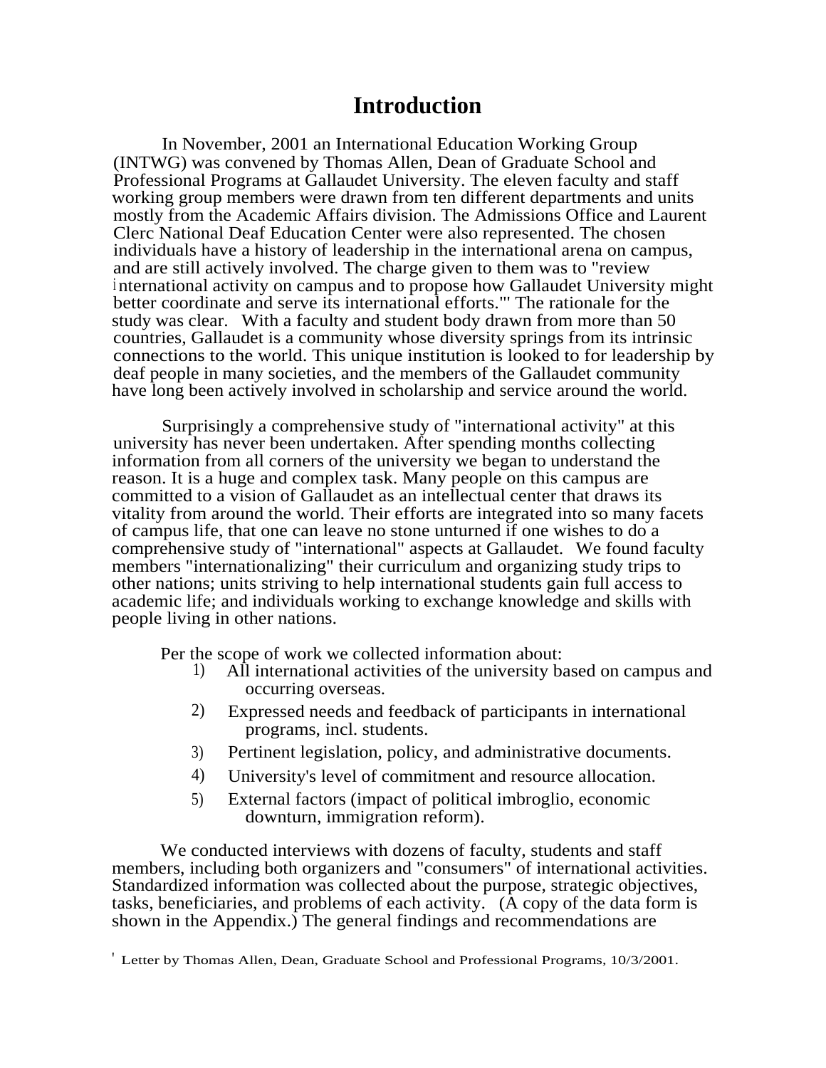# Introduction

In November, 2001 an International Education Working Group (INTWG) was convened by Thomas Allen, Dean of Graduate School and Professional Programs at Gallaudet University. The eleven faculty and staff working group members were drawn from ten different departments and units mostly from the Academic Affairs division. The Admissions Office and Laurent Clerc National Deaf Education Center were also represented. The chosen individuals have a history of leadership in the international arena on campus, and are still actively involved. The charge given to them was to "review international activity on campus and to propose how Gallaudet University might better coordinate and serve its international efforts."[1] The rationale for the study was clear. With a faculty and student body drawn from more than 50 countries, Gallaudet is a community whose diversity springs from its intrinsic connections to the world. This unique institution is looked to for leadership by deaf people in many societies, and the members of the Gallaudet community have long been actively involved in scholarship and service around the world.

Surprisingly a comprehensive study of "international activity" at this university has never been undertaken. After spending months collecting information from all corners of the university we began to understand the reason. It is a huge and complex task. Many people on this campus are committed to a vision of Gallaudet as an intellectual center that draws its vitality from around the world. Their efforts are integrated into so many facets of campus life, that one can leave no stone unturned if one wishes to do a comprehensive study of "international" aspects at Gallaudet. We found faculty members "internationalizing" their curriculum and organizing study trips to other nations; units striving to help international students gain full access to academic life; and individuals working to exchange knowledge and skills with people living in other nations.

Per the scope of work we collected information about:

1) All international activities of the university based on campus and occurring overseas.
2) Expressed needs and feedback of participants in international programs, incl. students.
3) Pertinent legislation, policy, and administrative documents.
4) University's level of commitment and resource allocation.
5) External factors (impact of political imbroglio, economic downturn, immigration reform).

We conducted interviews with dozens of faculty, students and staff members, including both organizers and "consumers" of international activities. Standardized information was collected about the purpose, strategic objectives, tasks, beneficiaries, and problems of each activity. (A copy of the data form is shown in the Appendix.) The general findings and recommendations are

[1] Letter by Thomas Allen, Dean, Graduate School and Professional Programs, 10/3/2001.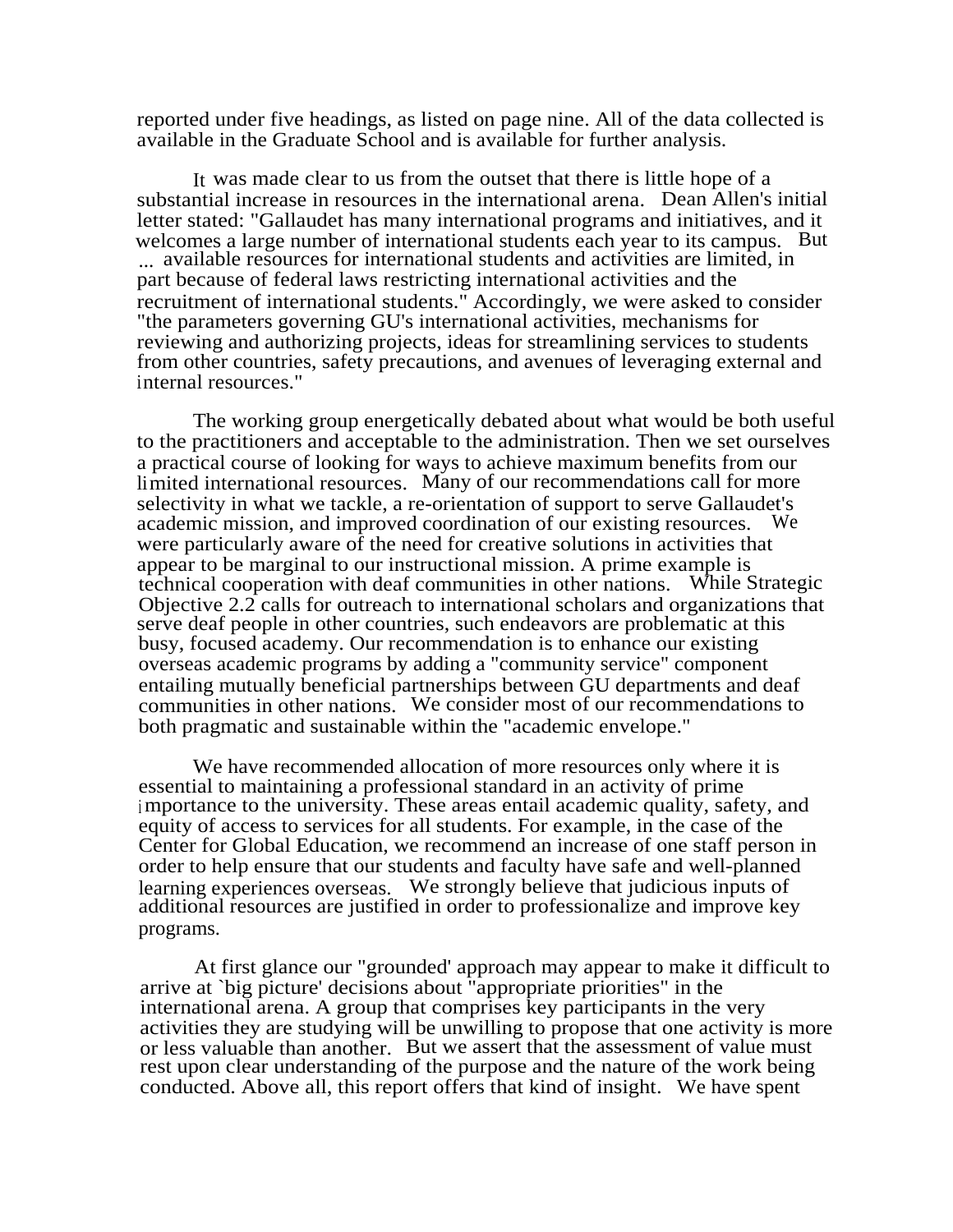reported under five headings, as listed on page nine. All of the data collected is available in the Graduate School and is available for further analysis.

It was made clear to us from the outset that there is little hope of a substantial increase in resources in the international arena. Dean Allen's initial letter stated: "Gallaudet has many international programs and initiatives, and it welcomes a large number of international students each year to its campus. But ... available resources for international students and activities are limited, in part because of federal laws restricting international activities and the recruitment of international students." Accordingly, we were asked to consider "the parameters governing GU's international activities, mechanisms for reviewing and authorizing projects, ideas for streamlining services to students from other countries, safety precautions, and avenues of leveraging external and internal resources."

The working group energetically debated about what would be both useful to the practitioners and acceptable to the administration. Then we set ourselves a practical course of looking for ways to achieve maximum benefits from our limited international resources. Many of our recommendations call for more selectivity in what we tackle, a re-orientation of support to serve Gallaudet's academic mission, and improved coordination of our existing resources. We were particularly aware of the need for creative solutions in activities that appear to be marginal to our instructional mission. A prime example is technical cooperation with deaf communities in other nations. While Strategic Objective 2.2 calls for outreach to international scholars and organizations that serve deaf people in other countries, such endeavors are problematic at this busy, focused academy. Our recommendation is to enhance our existing overseas academic programs by adding a "community service" component entailing mutually beneficial partnerships between GU departments and deaf communities in other nations. We consider most of our recommendations to both pragmatic and sustainable within the "academic envelope."

We have recommended allocation of more resources only where it is essential to maintaining a professional standard in an activity of prime importance to the university. These areas entail academic quality, safety, and equity of access to services for all students. For example, in the case of the Center for Global Education, we recommend an increase of one staff person in order to help ensure that our students and faculty have safe and well-planned learning experiences overseas. We strongly believe that judicious inputs of additional resources are justified in order to professionalize and improve key programs.

At first glance our "grounded' approach may appear to make it difficult to arrive at `big picture' decisions about "appropriate priorities" in the international arena. A group that comprises key participants in the very activities they are studying will be unwilling to propose that one activity is more or less valuable than another. But we assert that the assessment of value must rest upon clear understanding of the purpose and the nature of the work being conducted. Above all, this report offers that kind of insight. We have spent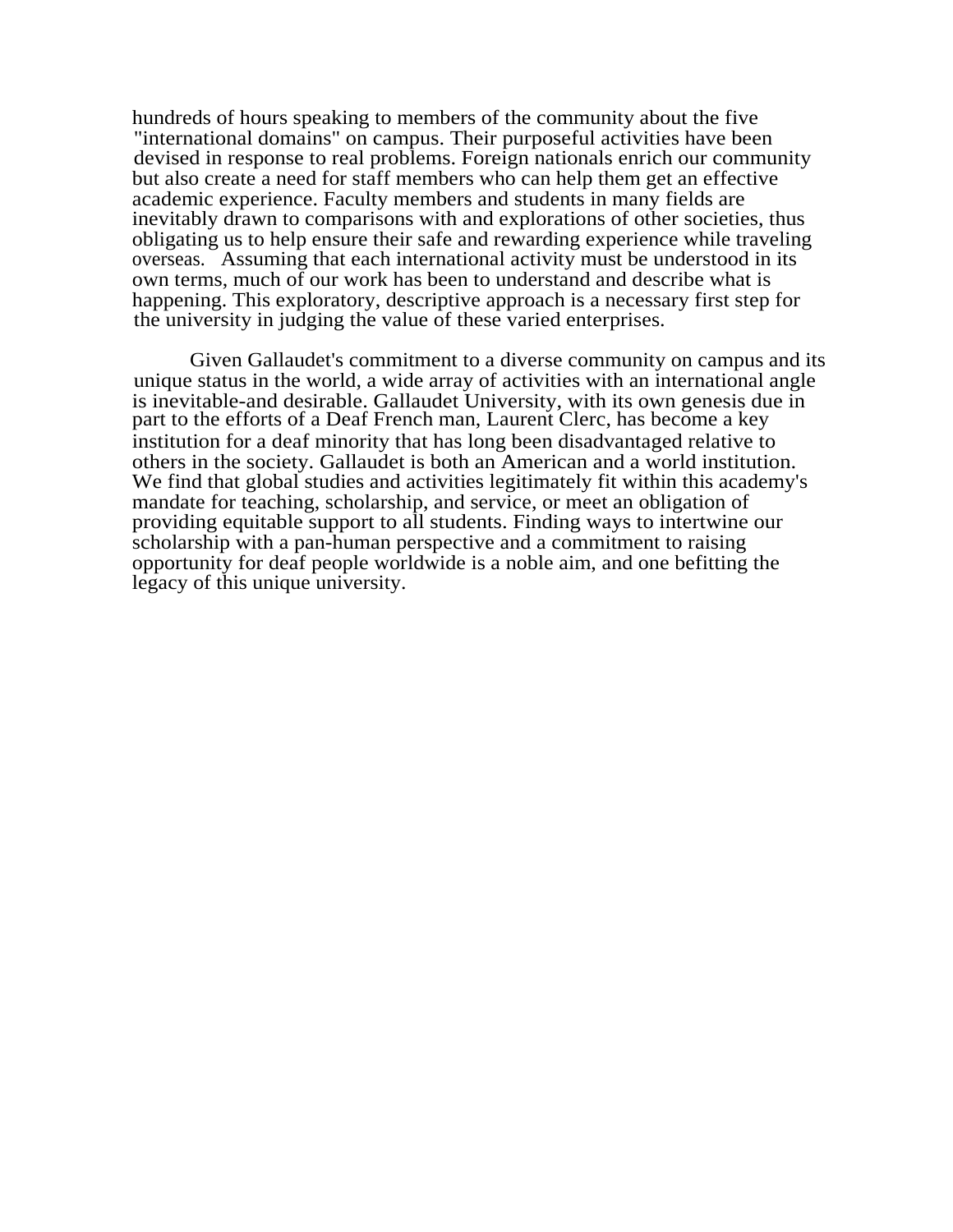hundreds of hours speaking to members of the community about the five "international domains" on campus. Their purposeful activities have been devised in response to real problems. Foreign nationals enrich our community but also create a need for staff members who can help them get an effective academic experience. Faculty members and students in many fields are inevitably drawn to comparisons with and explorations of other societies, thus obligating us to help ensure their safe and rewarding experience while traveling overseas. Assuming that each international activity must be understood in its own terms, much of our work has been to understand and describe what is happening. This exploratory, descriptive approach is a necessary first step for the university in judging the value of these varied enterprises.

Given Gallaudet's commitment to a diverse community on campus and its unique status in the world, a wide array of activities with an international angle is inevitable-and desirable. Gallaudet University, with its own genesis due in part to the efforts of a Deaf French man, Laurent Clerc, has become a key institution for a deaf minority that has long been disadvantaged relative to others in the society. Gallaudet is both an American and a world institution. We find that global studies and activities legitimately fit within this academy's mandate for teaching, scholarship, and service, or meet an obligation of providing equitable support to all students. Finding ways to intertwine our scholarship with a pan-human perspective and a commitment to raising opportunity for deaf people worldwide is a noble aim, and one befitting the legacy of this unique university.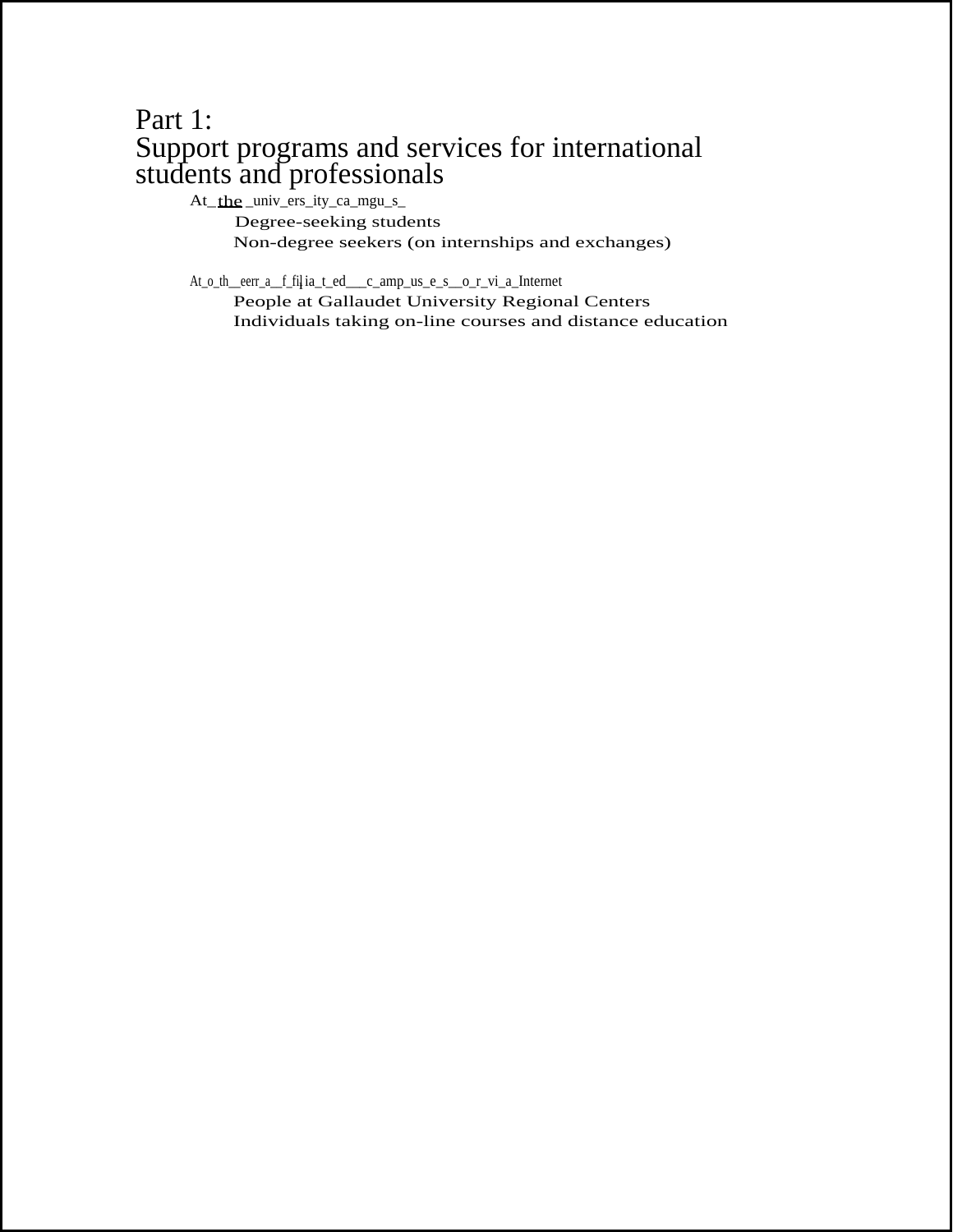# Part 1:
# Support programs and services for international students and professionals

- At the university campus
  - Degree-seeking students
  - Non-degree seekers (on internships and exchanges)
- At other affiliated campuses or via Internet
  - People at Gallaudet University Regional Centers
  - Individuals taking on-line courses and distance education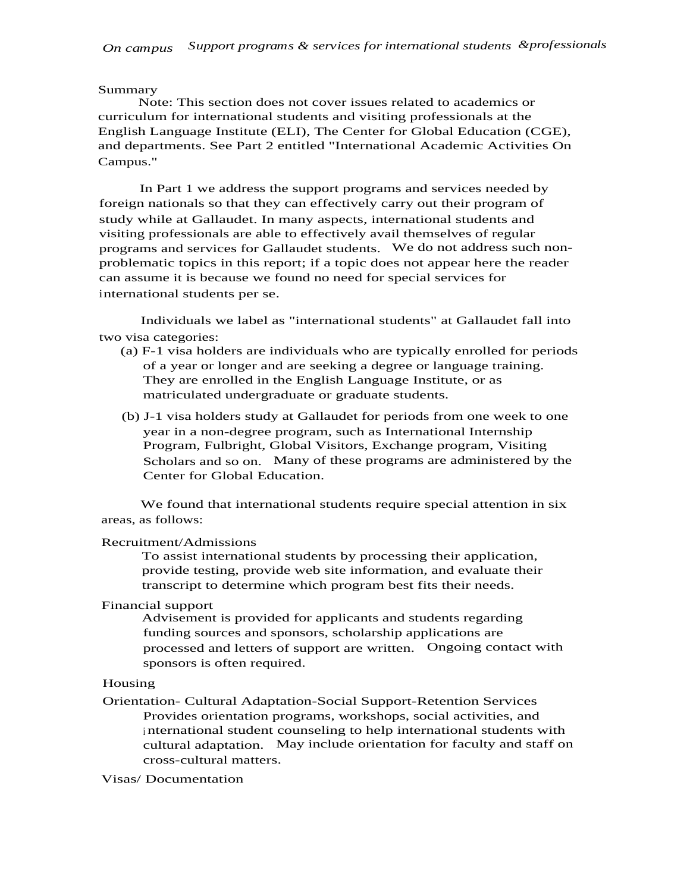*On campus Support programs & services for international students &professionals*

## Summary

Note: This section does not cover issues related to academics or curriculum for international students and visiting professionals at the English Language Institute (ELI), The Center for Global Education (CGE), and departments. See Part 2 entitled "International Academic Activities On Campus."

In Part 1 we address the support programs and services needed by foreign nationals so that they can effectively carry out their program of study while at Gallaudet. In many aspects, international students and visiting professionals are able to effectively avail themselves of regular programs and services for Gallaudet students. We do not address such non-problematic topics in this report; if a topic does not appear here the reader can assume it is because we found no need for special services for international students per se.

Individuals we label as "international students" at Gallaudet fall into two visa categories:

(a) F-1 visa holders are individuals who are typically enrolled for periods of a year or longer and are seeking a degree or language training. They are enrolled in the English Language Institute, or as matriculated undergraduate or graduate students.

(b) J-1 visa holders study at Gallaudet for periods from one week to one year in a non-degree program, such as International Internship Program, Fulbright, Global Visitors, Exchange program, Visiting Scholars and so on. Many of these programs are administered by the Center for Global Education.

We found that international students require special attention in six areas, as follows:

Recruitment/Admissions

To assist international students by processing their application, provide testing, provide web site information, and evaluate their transcript to determine which program best fits their needs.

Financial support

Advisement is provided for applicants and students regarding funding sources and sponsors, scholarship applications are processed and letters of support are written. Ongoing contact with sponsors is often required.

Housing

Orientation- Cultural Adaptation-Social Support-Retention Services

Provides orientation programs, workshops, social activities, and international student counseling to help international students with cultural adaptation. May include orientation for faculty and staff on cross-cultural matters.

Visas/ Documentation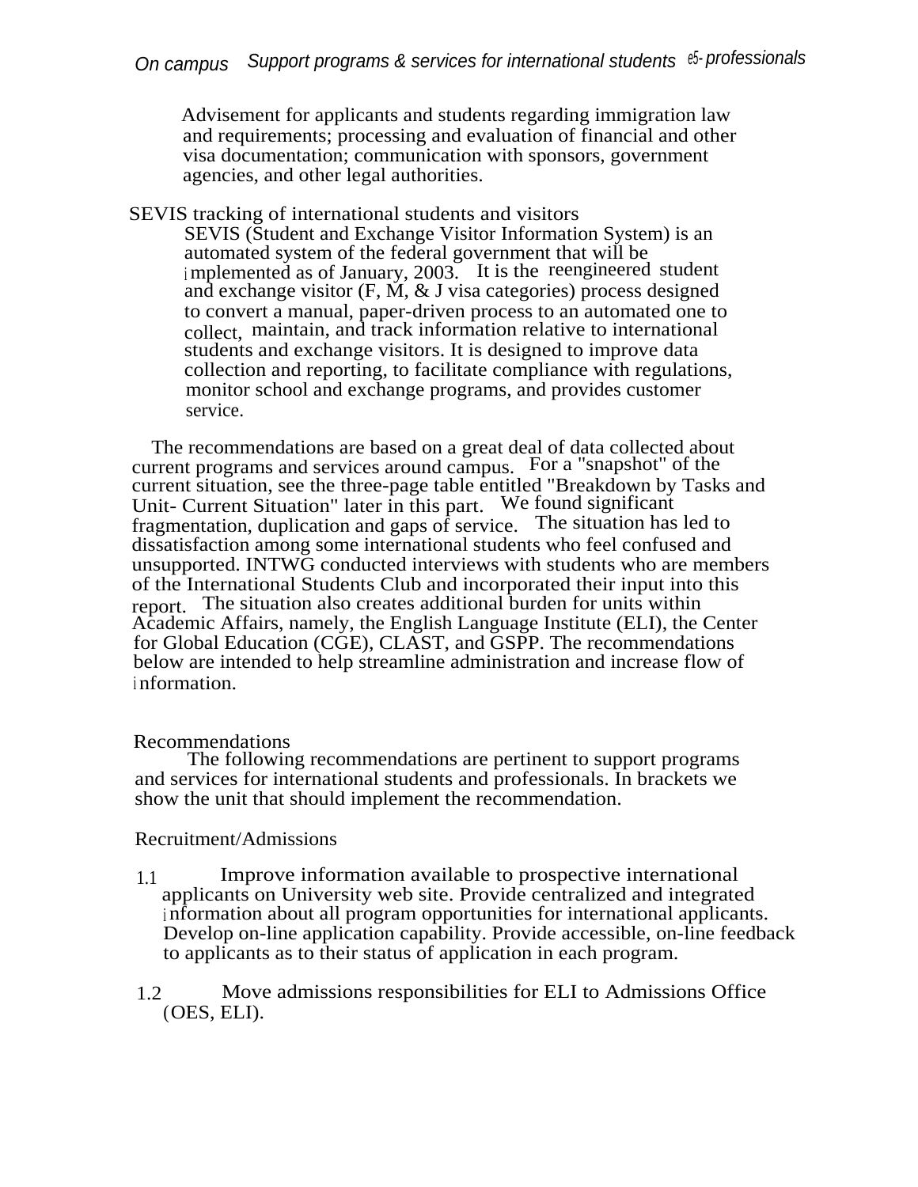*On campus Support programs & services for international students & professionals*

Advisement for applicants and students regarding immigration law and requirements; processing and evaluation of financial and other visa documentation; communication with sponsors, government agencies, and other legal authorities.

SEVIS tracking of international students and visitors

SEVIS (Student and Exchange Visitor Information System) is an automated system of the federal government that will be implemented as of January, 2003. It is the reengineered student and exchange visitor (F, M, & J visa categories) process designed to convert a manual, paper-driven process to an automated one to collect, maintain, and track information relative to international students and exchange visitors. It is designed to improve data collection and reporting, to facilitate compliance with regulations, monitor school and exchange programs, and provides customer service.

The recommendations are based on a great deal of data collected about current programs and services around campus. For a "snapshot" of the current situation, see the three-page table entitled "Breakdown by Tasks and Unit- Current Situation" later in this part. We found significant fragmentation, duplication and gaps of service. The situation has led to dissatisfaction among some international students who feel confused and unsupported. INTWG conducted interviews with students who are members of the International Students Club and incorporated their input into this report. The situation also creates additional burden for units within Academic Affairs, namely, the English Language Institute (ELI), the Center for Global Education (CGE), CLAST, and GSPP. The recommendations below are intended to help streamline administration and increase flow of information.

Recommendations

The following recommendations are pertinent to support programs and services for international students and professionals. In brackets we show the unit that should implement the recommendation.

Recruitment/Admissions

1.1 Improve information available to prospective international applicants on University web site. Provide centralized and integrated information about all program opportunities for international applicants. Develop on-line application capability. Provide accessible, on-line feedback to applicants as to their status of application in each program.

1.2 Move admissions responsibilities for ELI to Admissions Office (OES, ELI).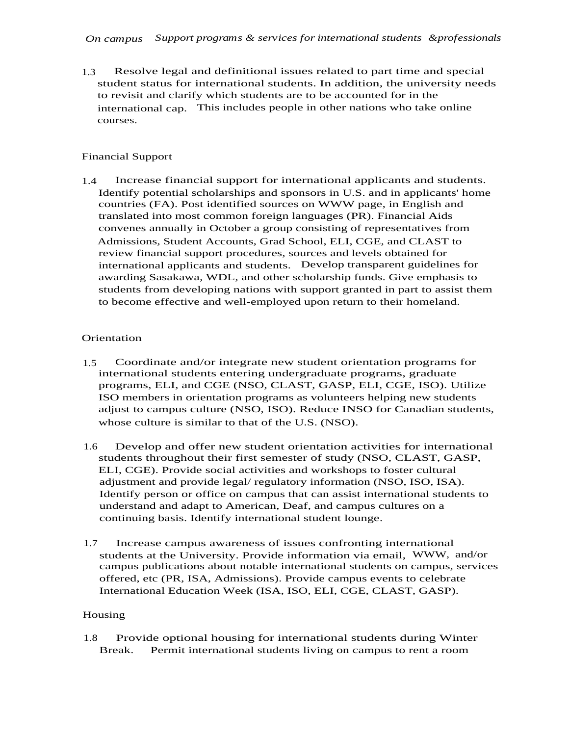*On campus Support programs & services for international students &professionals*

1.3 Resolve legal and definitional issues related to part time and special student status for international students. In addition, the university needs to revisit and clarify which students are to be accounted for in the international cap. This includes people in other nations who take online courses.

Financial Support

1.4 Increase financial support for international applicants and students. Identify potential scholarships and sponsors in U.S. and in applicants' home countries (FA). Post identified sources on WWW page, in English and translated into most common foreign languages (PR). Financial Aids convenes annually in October a group consisting of representatives from Admissions, Student Accounts, Grad School, ELI, CGE, and CLAST to review financial support procedures, sources and levels obtained for international applicants and students. Develop transparent guidelines for awarding Sasakawa, WDL, and other scholarship funds. Give emphasis to students from developing nations with support granted in part to assist them to become effective and well-employed upon return to their homeland.

Orientation

1.5 Coordinate and/or integrate new student orientation programs for international students entering undergraduate programs, graduate programs, ELI, and CGE (NSO, CLAST, GASP, ELI, CGE, ISO). Utilize ISO members in orientation programs as volunteers helping new students adjust to campus culture (NSO, ISO). Reduce INSO for Canadian students, whose culture is similar to that of the U.S. (NSO).

1.6 Develop and offer new student orientation activities for international students throughout their first semester of study (NSO, CLAST, GASP, ELI, CGE). Provide social activities and workshops to foster cultural adjustment and provide legal/ regulatory information (NSO, ISO, ISA). Identify person or office on campus that can assist international students to understand and adapt to American, Deaf, and campus cultures on a continuing basis. Identify international student lounge.

1.7 Increase campus awareness of issues confronting international students at the University. Provide information via email, WWW, and/or campus publications about notable international students on campus, services offered, etc (PR, ISA, Admissions). Provide campus events to celebrate International Education Week (ISA, ISO, ELI, CGE, CLAST, GASP).

Housing

1.8 Provide optional housing for international students during Winter Break. Permit international students living on campus to rent a room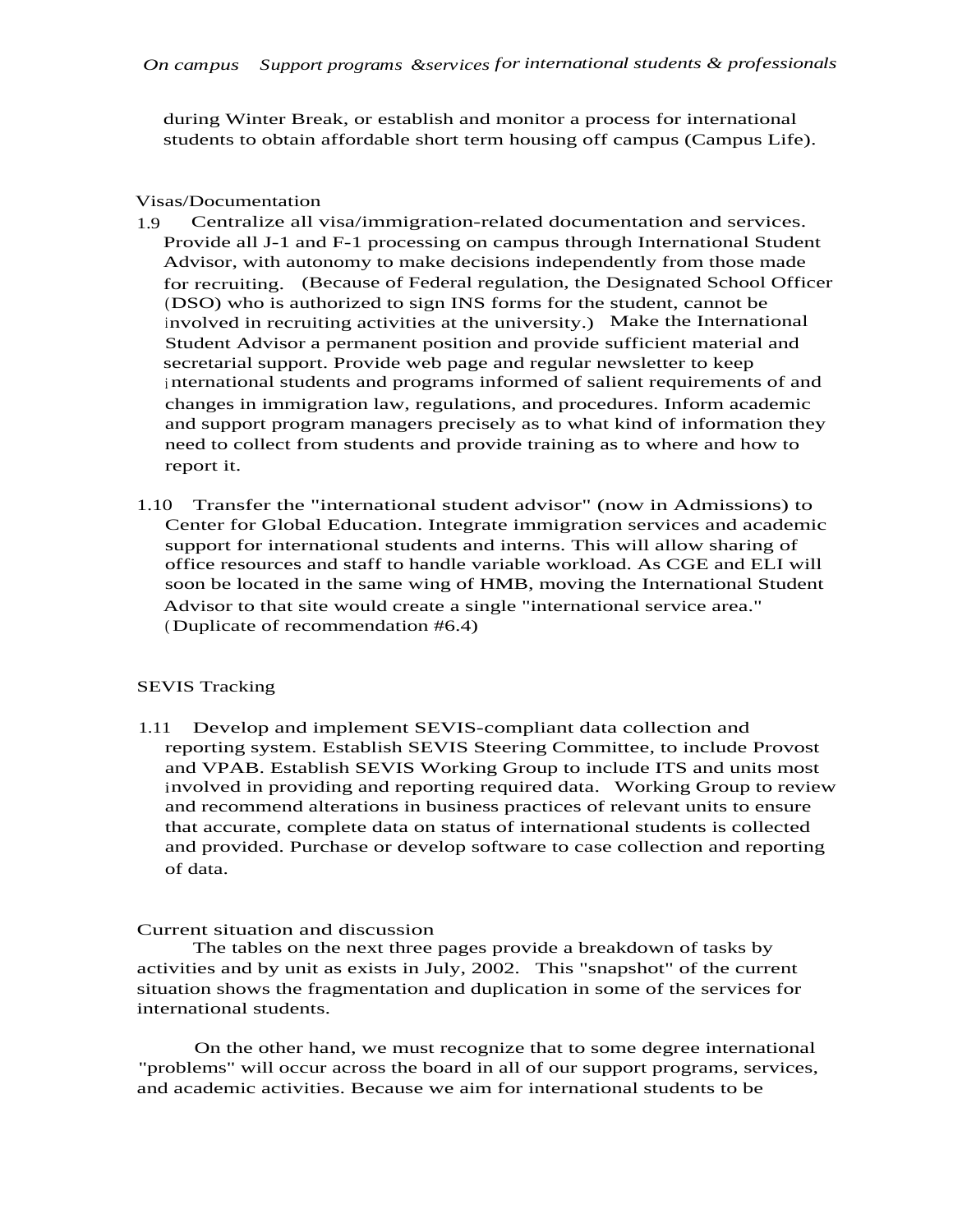during Winter Break, or establish and monitor a process for international students to obtain affordable short term housing off campus (Campus Life).

Visas/Documentation

1.9 Centralize all visa/immigration-related documentation and services. Provide all J-1 and F-1 processing on campus through International Student Advisor, with autonomy to make decisions independently from those made for recruiting. (Because of Federal regulation, the Designated School Officer (DSO) who is authorized to sign INS forms for the student, cannot be involved in recruiting activities at the university.) Make the International Student Advisor a permanent position and provide sufficient material and secretarial support. Provide web page and regular newsletter to keep international students and programs informed of salient requirements of and changes in immigration law, regulations, and procedures. Inform academic and support program managers precisely as to what kind of information they need to collect from students and provide training as to where and how to report it.

1.10 Transfer the "international student advisor" (now in Admissions) to Center for Global Education. Integrate immigration services and academic support for international students and interns. This will allow sharing of office resources and staff to handle variable workload. As CGE and ELI will soon be located in the same wing of HMB, moving the International Student Advisor to that site would create a single "international service area." (Duplicate of recommendation #6.4)

SEVIS Tracking

1.11 Develop and implement SEVIS-compliant data collection and reporting system. Establish SEVIS Steering Committee, to include Provost and VPAB. Establish SEVIS Working Group to include ITS and units most involved in providing and reporting required data. Working Group to review and recommend alterations in business practices of relevant units to ensure that accurate, complete data on status of international students is collected and provided. Purchase or develop software to case collection and reporting of data.

Current situation and discussion

The tables on the next three pages provide a breakdown of tasks by activities and by unit as exists in July, 2002. This "snapshot" of the current situation shows the fragmentation and duplication in some of the services for international students.

On the other hand, we must recognize that to some degree international "problems" will occur across the board in all of our support programs, services, and academic activities. Because we aim for international students to be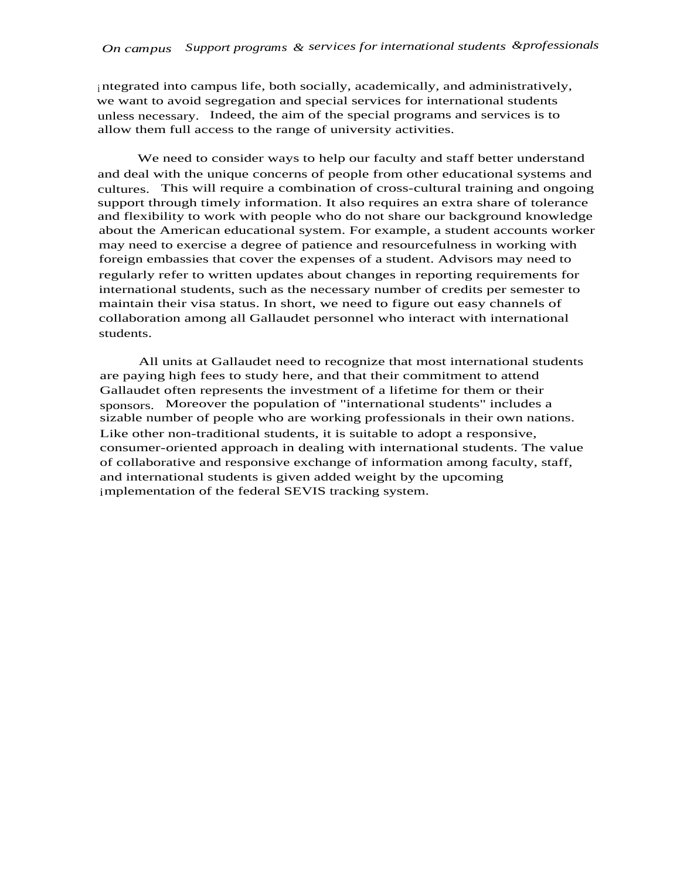integrated into campus life, both socially, academically, and administratively, we want to avoid segregation and special services for international students unless necessary. Indeed, the aim of the special programs and services is to allow them full access to the range of university activities.

We need to consider ways to help our faculty and staff better understand and deal with the unique concerns of people from other educational systems and cultures. This will require a combination of cross-cultural training and ongoing support through timely information. It also requires an extra share of tolerance and flexibility to work with people who do not share our background knowledge about the American educational system. For example, a student accounts worker may need to exercise a degree of patience and resourcefulness in working with foreign embassies that cover the expenses of a student. Advisors may need to regularly refer to written updates about changes in reporting requirements for international students, such as the necessary number of credits per semester to maintain their visa status. In short, we need to figure out easy channels of collaboration among all Gallaudet personnel who interact with international students.

All units at Gallaudet need to recognize that most international students are paying high fees to study here, and that their commitment to attend Gallaudet often represents the investment of a lifetime for them or their sponsors. Moreover the population of "international students" includes a sizable number of people who are working professionals in their own nations. Like other non-traditional students, it is suitable to adopt a responsive, consumer-oriented approach in dealing with international students. The value of collaborative and responsive exchange of information among faculty, staff, and international students is given added weight by the upcoming implementation of the federal SEVIS tracking system.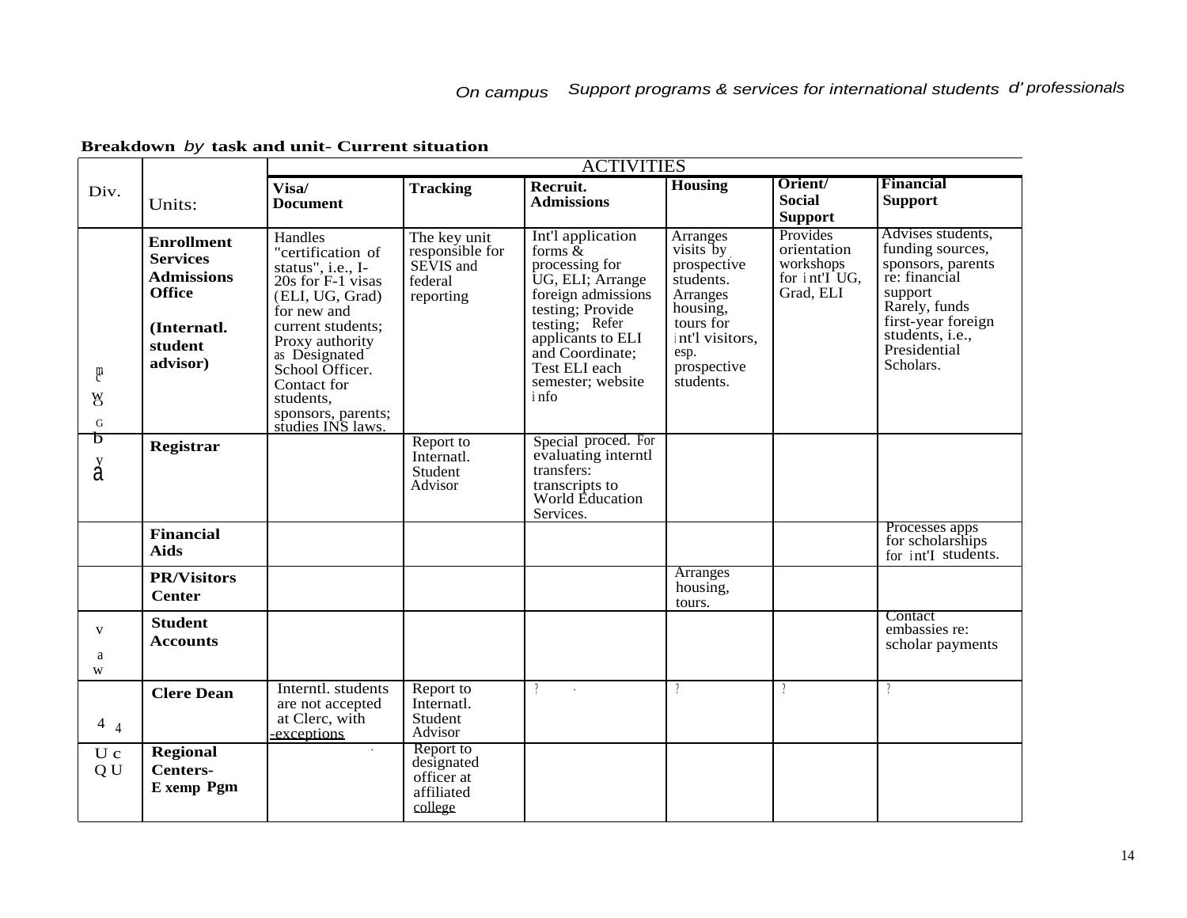*On campus Support programs & services for international students d' professionals*

**Breakdown** *by* **task and unit- Current situation**

| Div. | Units: | ACTIVITIES | | | | | |
|---|---|---|---|---|---|---|---|
| | | **Visa/ Document** | **Tracking** | **Recruit. Admissions** | **Housing** | **Orient/ Social Support** | **Financial Support** |
| m c w O G b y a | **Enrollment Services Admissions Office** **(Internatl. student advisor)** | Handles "certification of status", i.e., I-20s for F-1 visas (ELI, UG, Grad) for new and current students; Proxy authority as Designated School Officer. Contact for students, sponsors, parents; studies INS laws. | The key unit responsible for SEVIS and federal reporting | Int'l application forms & processing for UG, ELI; Arrange foreign admissions testing; Provide testing; Refer applicants to ELI and Coordinate; Test ELI each semester; website info | Arranges visits by prospective students. Arranges housing, tours for int'l visitors, esp. prospective students. | Provides orientation workshops for int'I UG, Grad, ELI | Advises students, funding sources, sponsors, parents re: financial support Rarely, funds first-year foreign students, i.e., Presidential Scholars. |
| | **Registrar** | | Report to Internatl. Student Advisor | Special proced. For evaluating interntl transfers: transcripts to World Education Services. | | | |
| | **Financial Aids** | | | | | | Processes apps for scholarships for int'I students. |
| | **PR/Visitors Center** | | | | Arranges housing, tours. | | |
| v a w | **Student Accounts** | | | | | | Contact embassies re: scholar payments |
| 4 4 | **Clere Dean** | Interntl. students are not accepted at Clerc, with -exceptions | Report to Internatl. Student Advisor | ? | ? | ? | ? |
| U c Q U | **Regional Centers- E xemp Pgm** | | Report to designated officer at affiliated college | | | | |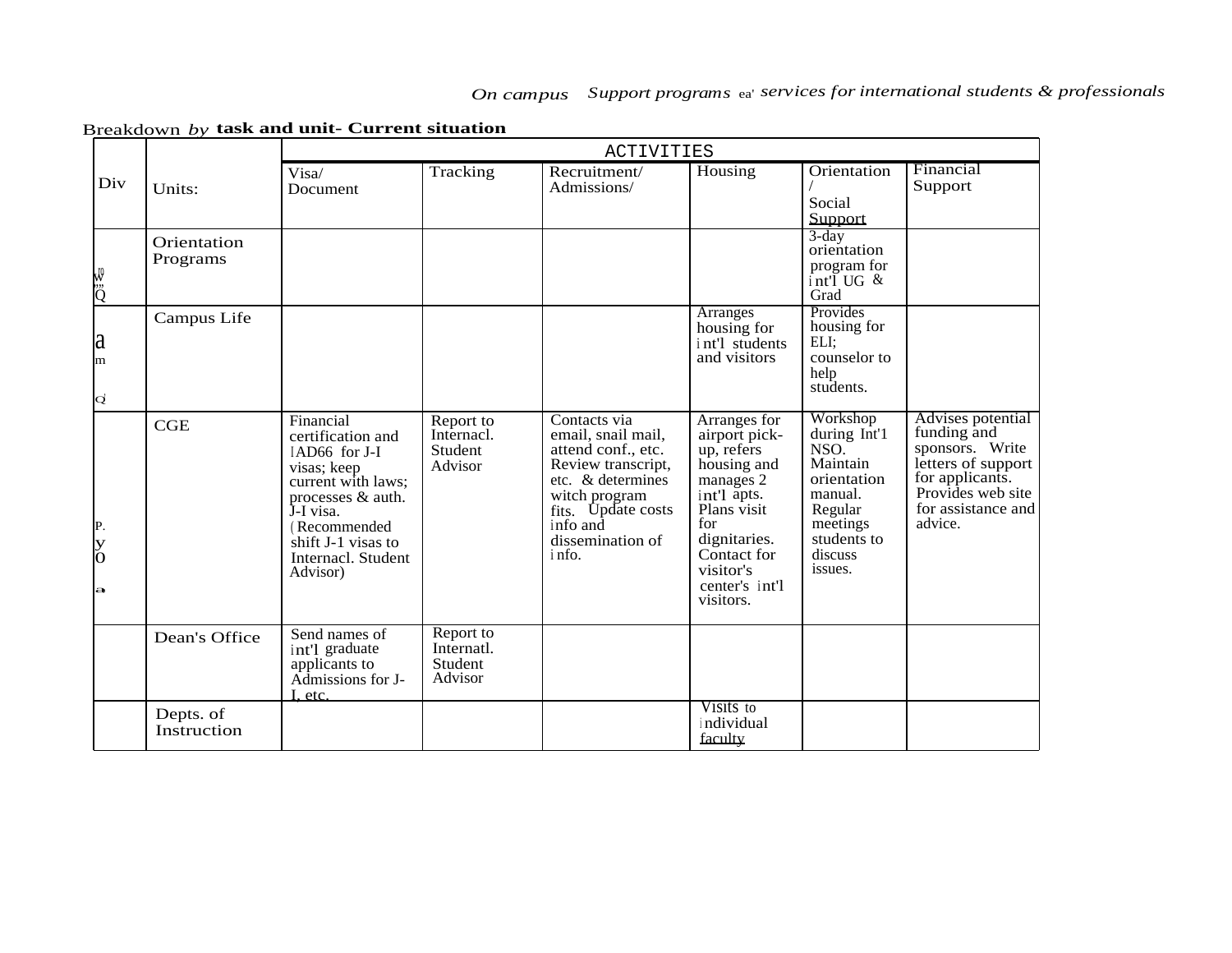*On campus Support programs ea' services for international students & professionals*

Breakdown *by* **task and unit- Current situation**

| Div | Units: | ACTIVITIES | | | | | |
|---|---|---|---|---|---|---|---|
| | | Visa/ Document | Tracking | Recruitment/ Admissions/ | Housing | Orientation / Social Support | Financial Support |
| w" ,,, Q | Orientation Programs | | | | | 3-day orientation program for int'l UG & Grad | |
| a m Q | Campus Life | | | | Arranges housing for int'l students and visitors | Provides housing for ELI; counselor to help students. | |
| P. y 0 a | CGE | Financial certification and IAD66 for J-I visas; keep current with laws; processes & auth. J-I visa. (Recommended shift J-1 visas to Internacl. Student Advisor) | Report to Internacl. Student Advisor | Contacts via email, snail mail, attend conf., etc. Review transcript, etc. & determines witch program fits. Update costs info and dissemination of info. | Arranges for airport pick-up, refers housing and manages 2 int'l apts. Plans visit for dignitaries. Contact for visitor's center's int'l visitors. | Workshop during Int'1 NSO. Maintain orientation manual. Regular meetings students to discuss issues. | Advises potential funding and sponsors. Write letters of support for applicants. Provides web site for assistance and advice. |
| | Dean's Office | Send names of int'l graduate applicants to Admissions for J-I, etc. | Report to Internatl. Student Advisor | | | | |
| | Depts. of Instruction | | | | Visits to individual faculty | | |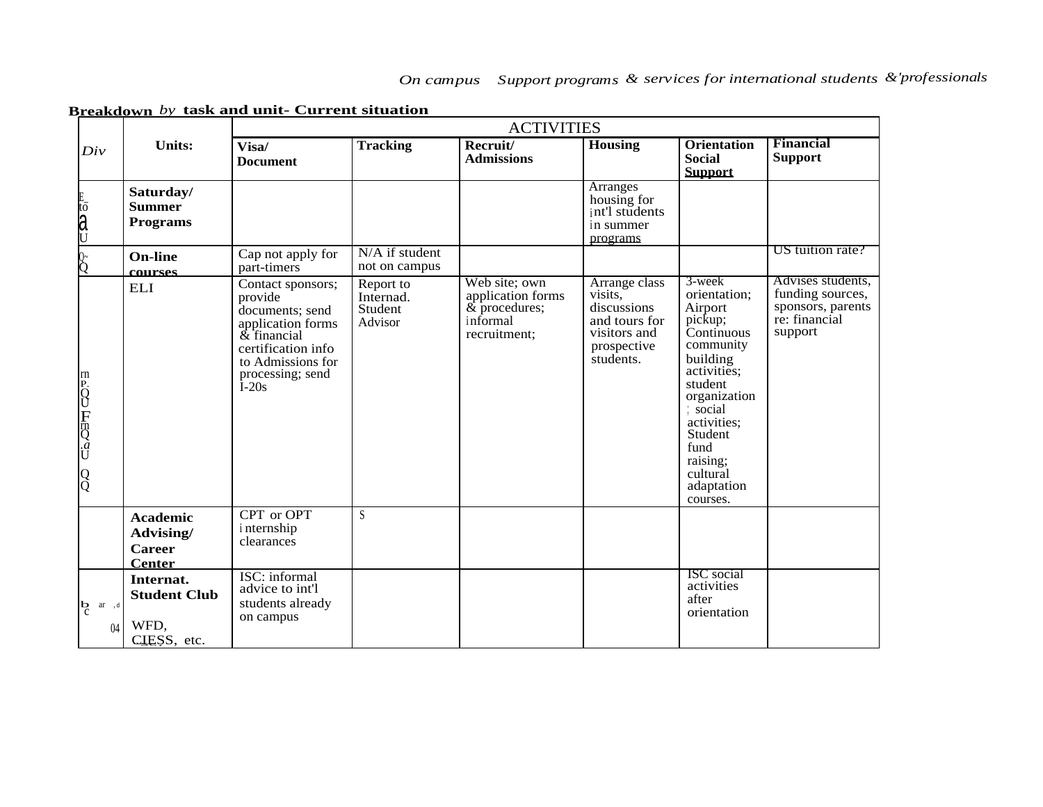*On campus Support programs & services for international students &'professionals*

**Breakdown** *by* **task and unit- Current situation**

| *Div* | **Units:** | ACTIVITIES | | | | | |
|---|---|---|---|---|---|---|---|
| | | **Visa/ Document** | **Tracking** | **Recruit/ Admissions** | **Housing** | **Orientation Social Support** | **Financial Support** |
| E_ to a U | **Saturday/ Summer Programs** | | | | Arranges housing for int'l students in summer programs | | |
| Q~ Q | **On-line courses** | Cap not apply for part-timers | N/A if student not on campus | | | | US tuition rate? |
| rn P. Q U F rn Q .a U Q Q | ELI | Contact sponsors; provide documents; send application forms & financial certification info to Admissions for processing; send I-20s | Report to Internad. Student Advisor | Web site; own application forms & procedures; informal recruitment; | Arrange class visits, discussions and tours for visitors and prospective students. | 3-week orientation; Airport pickup; Continuous community building activities; student organization; social activities; Student fund raising; cultural adaptation courses. | Advises students, funding sources, sponsors, parents re: financial support |
| | **Academic Advising/ Career Center** | CPT or OPT internship clearances | S | | | | |
| b ar ,d c 04 | **Internat. Student Club** WFD, CIESS, etc. | ISC: informal advice to int'l students already on campus | | | | ISC social activities after orientation | |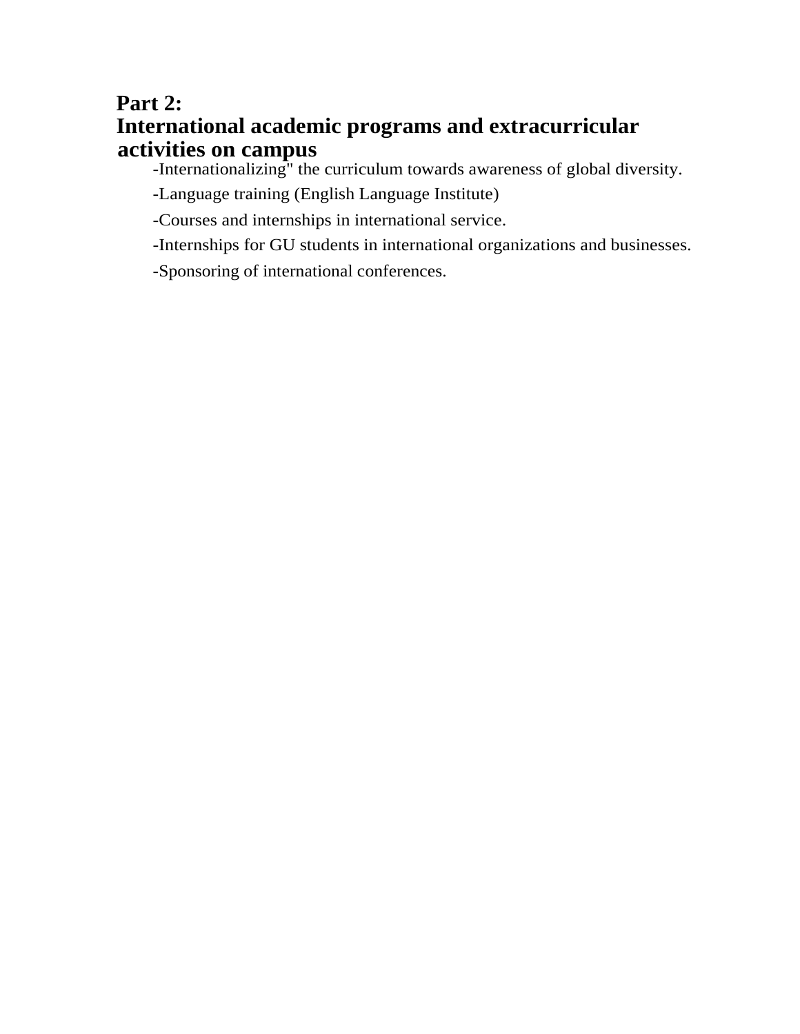## Part 2:
## International academic programs and extracurricular activities on campus

-Internationalizing" the curriculum towards awareness of global diversity.

-Language training (English Language Institute)

-Courses and internships in international service.

-Internships for GU students in international organizations and businesses.

-Sponsoring of international conferences.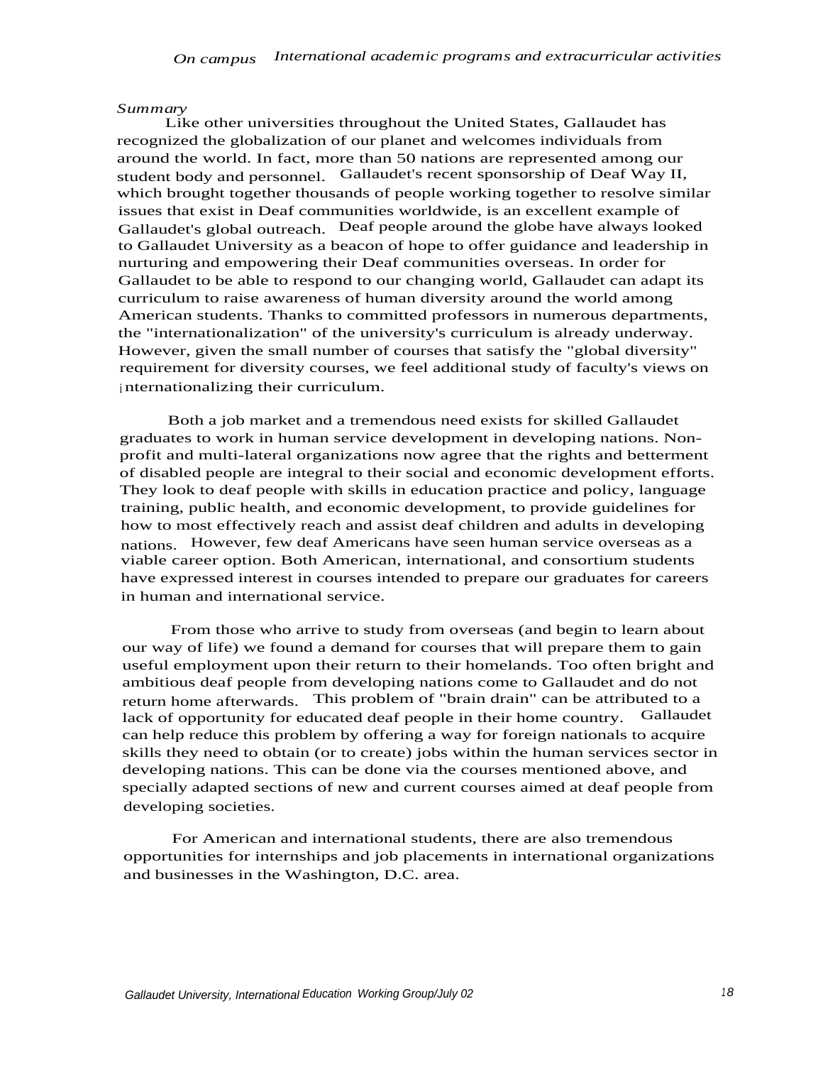*On campus International academic programs and extracurricular activities*

*Summary*

Like other universities throughout the United States, Gallaudet has recognized the globalization of our planet and welcomes individuals from around the world. In fact, more than 50 nations are represented among our student body and personnel. Gallaudet's recent sponsorship of Deaf Way II, which brought together thousands of people working together to resolve similar issues that exist in Deaf communities worldwide, is an excellent example of Gallaudet's global outreach. Deaf people around the globe have always looked to Gallaudet University as a beacon of hope to offer guidance and leadership in nurturing and empowering their Deaf communities overseas. In order for Gallaudet to be able to respond to our changing world, Gallaudet can adapt its curriculum to raise awareness of human diversity around the world among American students. Thanks to committed professors in numerous departments, the "internationalization" of the university's curriculum is already underway. However, given the small number of courses that satisfy the "global diversity" requirement for diversity courses, we feel additional study of faculty's views on internationalizing their curriculum.

Both a job market and a tremendous need exists for skilled Gallaudet graduates to work in human service development in developing nations. Non-profit and multi-lateral organizations now agree that the rights and betterment of disabled people are integral to their social and economic development efforts. They look to deaf people with skills in education practice and policy, language training, public health, and economic development, to provide guidelines for how to most effectively reach and assist deaf children and adults in developing nations. However, few deaf Americans have seen human service overseas as a viable career option. Both American, international, and consortium students have expressed interest in courses intended to prepare our graduates for careers in human and international service.

From those who arrive to study from overseas (and begin to learn about our way of life) we found a demand for courses that will prepare them to gain useful employment upon their return to their homelands. Too often bright and ambitious deaf people from developing nations come to Gallaudet and do not return home afterwards. This problem of "brain drain" can be attributed to a lack of opportunity for educated deaf people in their home country. Gallaudet can help reduce this problem by offering a way for foreign nationals to acquire skills they need to obtain (or to create) jobs within the human services sector in developing nations. This can be done via the courses mentioned above, and specially adapted sections of new and current courses aimed at deaf people from developing societies.

For American and international students, there are also tremendous opportunities for internships and job placements in international organizations and businesses in the Washington, D.C. area.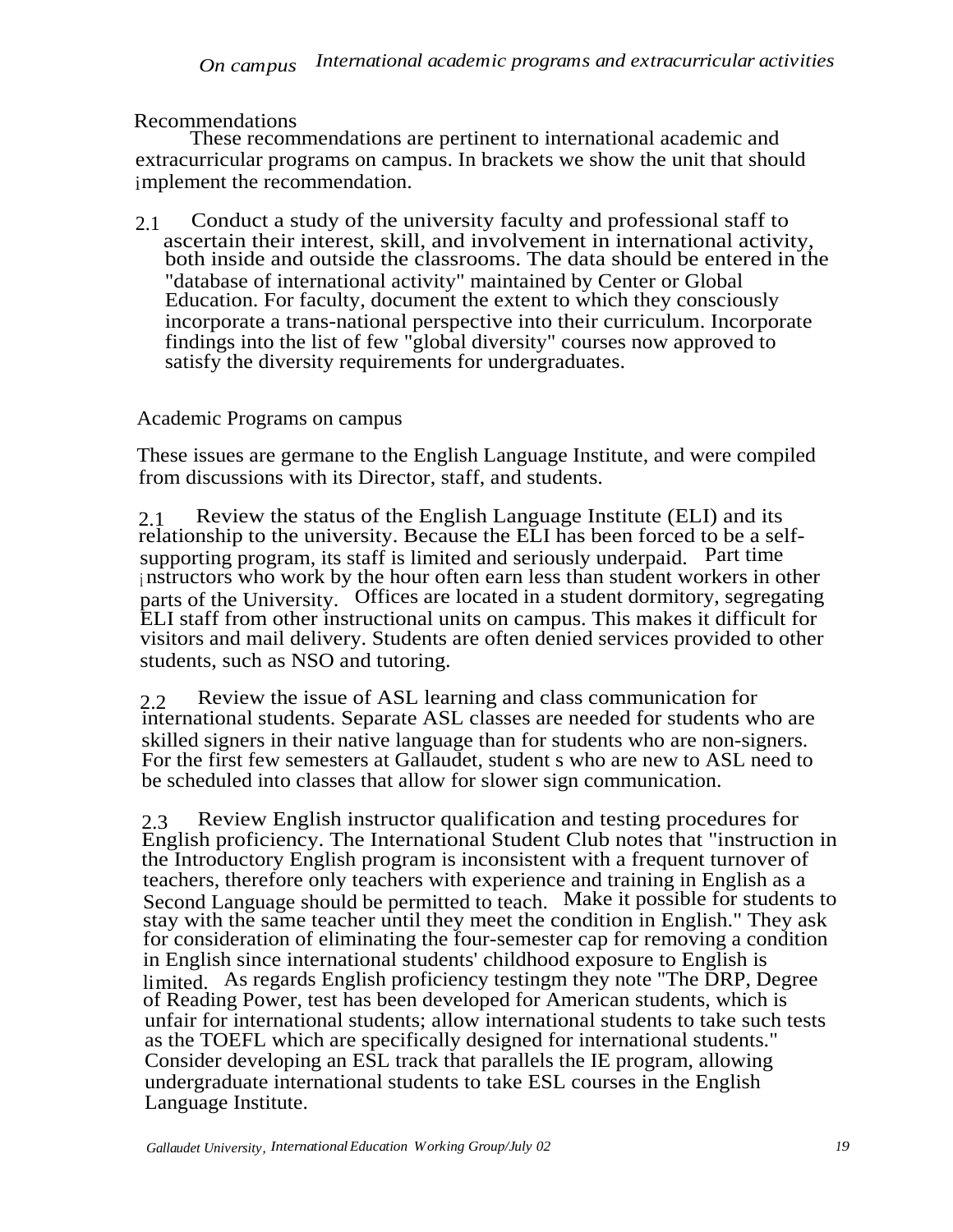*On campus   International academic programs and extracurricular activities*

Recommendations

These recommendations are pertinent to international academic and extracurricular programs on campus. In brackets we show the unit that should implement the recommendation.

2.1 Conduct a study of the university faculty and professional staff to ascertain their interest, skill, and involvement in international activity, both inside and outside the classrooms. The data should be entered in the "database of international activity" maintained by Center or Global Education. For faculty, document the extent to which they consciously incorporate a trans-national perspective into their curriculum. Incorporate findings into the list of few "global diversity" courses now approved to satisfy the diversity requirements for undergraduates.

Academic Programs on campus

These issues are germane to the English Language Institute, and were compiled from discussions with its Director, staff, and students.

2.1 Review the status of the English Language Institute (ELI) and its relationship to the university. Because the ELI has been forced to be a self-supporting program, its staff is limited and seriously underpaid. Part time instructors who work by the hour often earn less than student workers in other parts of the University. Offices are located in a student dormitory, segregating ELI staff from other instructional units on campus. This makes it difficult for visitors and mail delivery. Students are often denied services provided to other students, such as NSO and tutoring.

2.2 Review the issue of ASL learning and class communication for international students. Separate ASL classes are needed for students who are skilled signers in their native language than for students who are non-signers. For the first few semesters at Gallaudet, student s who are new to ASL need to be scheduled into classes that allow for slower sign communication.

2.3 Review English instructor qualification and testing procedures for English proficiency. The International Student Club notes that "instruction in the Introductory English program is inconsistent with a frequent turnover of teachers, therefore only teachers with experience and training in English as a Second Language should be permitted to teach. Make it possible for students to stay with the same teacher until they meet the condition in English." They ask for consideration of eliminating the four-semester cap for removing a condition in English since international students' childhood exposure to English is limited. As regards English proficiency testingm they note "The DRP, Degree of Reading Power, test has been developed for American students, which is unfair for international students; allow international students to take such tests as the TOEFL which are specifically designed for international students." Consider developing an ESL track that parallels the IE program, allowing undergraduate international students to take ESL courses in the English Language Institute.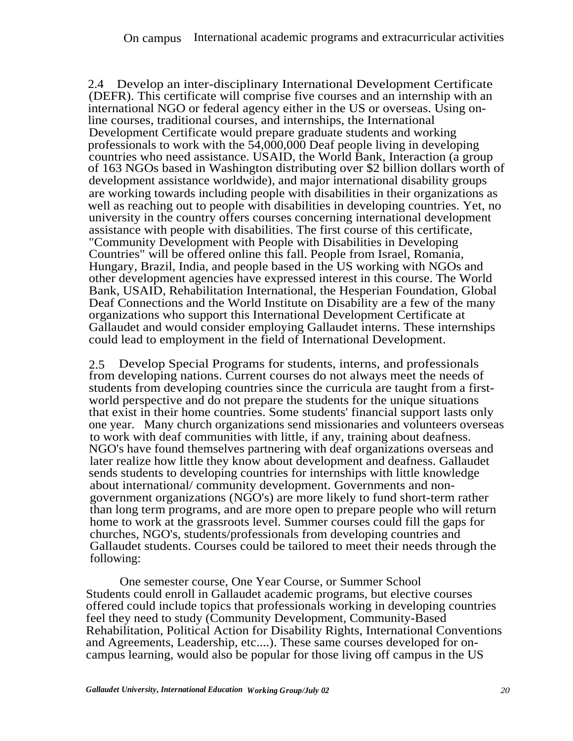2.4 Develop an inter-disciplinary International Development Certificate (DEFR). This certificate will comprise five courses and an internship with an international NGO or federal agency either in the US or overseas. Using on-line courses, traditional courses, and internships, the International Development Certificate would prepare graduate students and working professionals to work with the 54,000,000 Deaf people living in developing countries who need assistance. USAID, the World Bank, Interaction (a group of 163 NGOs based in Washington distributing over $2 billion dollars worth of development assistance worldwide), and major international disability groups are working towards including people with disabilities in their organizations as well as reaching out to people with disabilities in developing countries. Yet, no university in the country offers courses concerning international development assistance with people with disabilities. The first course of this certificate, "Community Development with People with Disabilities in Developing Countries" will be offered online this fall. People from Israel, Romania, Hungary, Brazil, India, and people based in the US working with NGOs and other development agencies have expressed interest in this course. The World Bank, USAID, Rehabilitation International, the Hesperian Foundation, Global Deaf Connections and the World Institute on Disability are a few of the many organizations who support this International Development Certificate at Gallaudet and would consider employing Gallaudet interns. These internships could lead to employment in the field of International Development.

2.5 Develop Special Programs for students, interns, and professionals from developing nations. Current courses do not always meet the needs of students from developing countries since the curricula are taught from a first-world perspective and do not prepare the students for the unique situations that exist in their home countries. Some students' financial support lasts only one year. Many church organizations send missionaries and volunteers overseas to work with deaf communities with little, if any, training about deafness. NGO's have found themselves partnering with deaf organizations overseas and later realize how little they know about development and deafness. Gallaudet sends students to developing countries for internships with little knowledge about international/ community development. Governments and non-government organizations (NGO's) are more likely to fund short-term rather than long term programs, and are more open to prepare people who will return home to work at the grassroots level. Summer courses could fill the gaps for churches, NGO's, students/professionals from developing countries and Gallaudet students. Courses could be tailored to meet their needs through the following:

One semester course, One Year Course, or Summer School
Students could enroll in Gallaudet academic programs, but elective courses offered could include topics that professionals working in developing countries feel they need to study (Community Development, Community-Based Rehabilitation, Political Action for Disability Rights, International Conventions and Agreements, Leadership, etc....). These same courses developed for on-campus learning, would also be popular for those living off campus in the US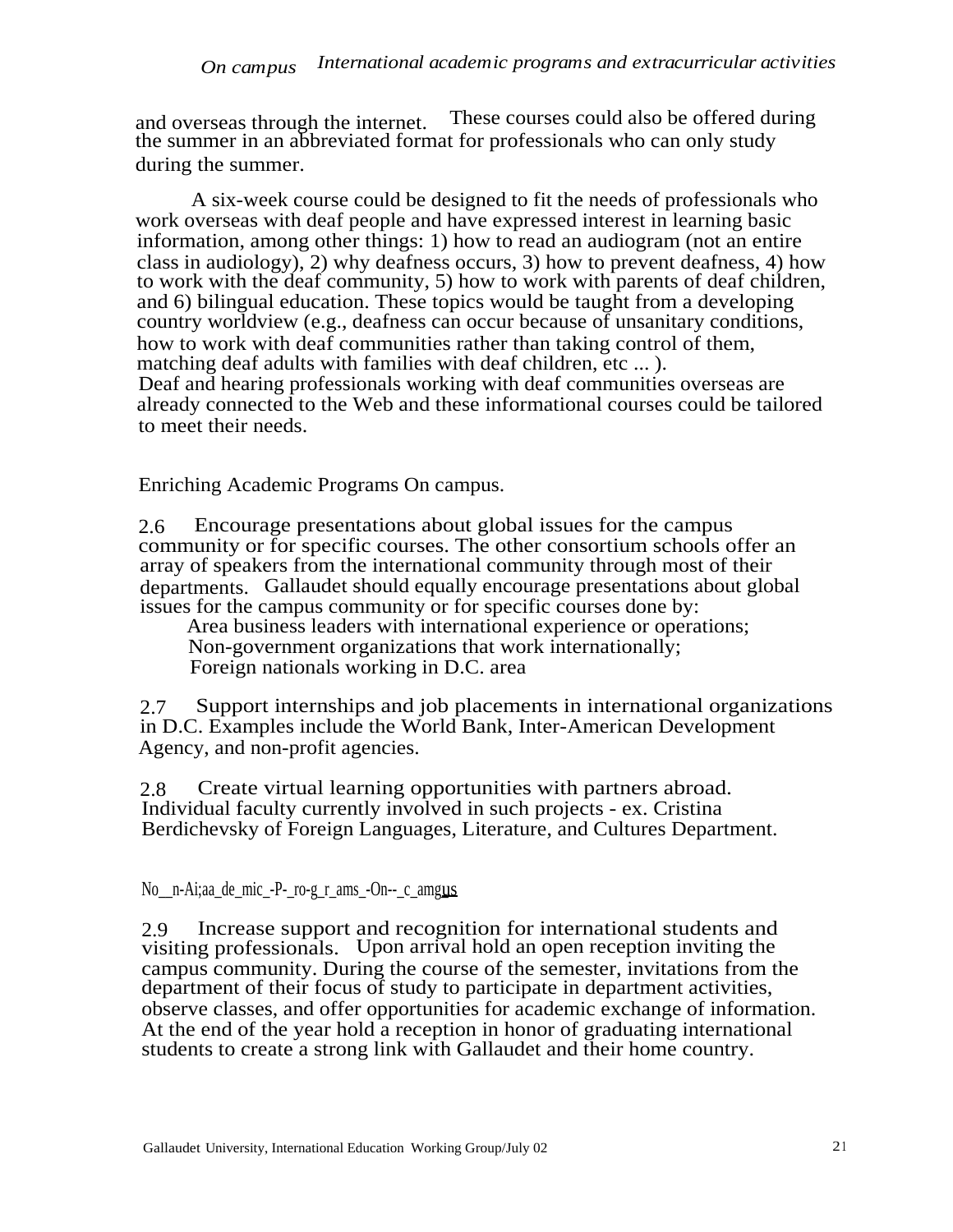and overseas through the internet. These courses could also be offered during the summer in an abbreviated format for professionals who can only study during the summer.

A six-week course could be designed to fit the needs of professionals who work overseas with deaf people and have expressed interest in learning basic information, among other things: 1) how to read an audiogram (not an entire class in audiology), 2) why deafness occurs, 3) how to prevent deafness, 4) how to work with the deaf community, 5) how to work with parents of deaf children, and 6) bilingual education. These topics would be taught from a developing country worldview (e.g., deafness can occur because of unsanitary conditions, how to work with deaf communities rather than taking control of them, matching deaf adults with families with deaf children, etc ... ). Deaf and hearing professionals working with deaf communities overseas are already connected to the Web and these informational courses could be tailored to meet their needs.

Enriching Academic Programs On campus.

2.6 Encourage presentations about global issues for the campus community or for specific courses. The other consortium schools offer an array of speakers from the international community through most of their departments. Gallaudet should equally encourage presentations about global issues for the campus community or for specific courses done by:

- Area business leaders with international experience or operations;
- Non-government organizations that work internationally;
- Foreign nationals working in D.C. area

2.7 Support internships and job placements in international organizations in D.C. Examples include the World Bank, Inter-American Development Agency, and non-profit agencies.

2.8 Create virtual learning opportunities with partners abroad. Individual faculty currently involved in such projects - ex. Cristina Berdichevsky of Foreign Languages, Literature, and Cultures Department.

Non-Academic Programs On campus

2.9 Increase support and recognition for international students and visiting professionals. Upon arrival hold an open reception inviting the campus community. During the course of the semester, invitations from the department of their focus of study to participate in department activities, observe classes, and offer opportunities for academic exchange of information. At the end of the year hold a reception in honor of graduating international students to create a strong link with Gallaudet and their home country.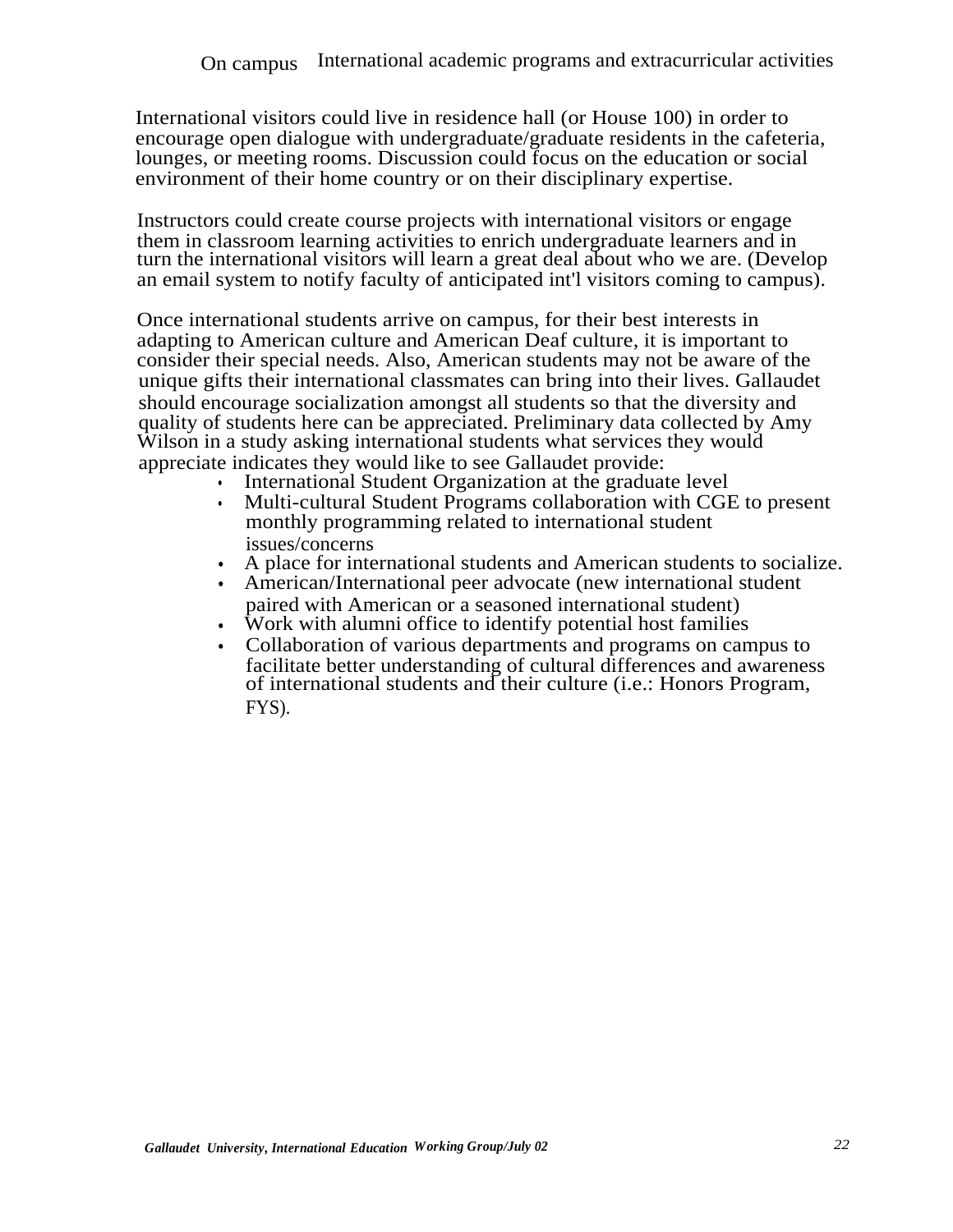On campus International academic programs and extracurricular activities

International visitors could live in residence hall (or House 100) in order to encourage open dialogue with undergraduate/graduate residents in the cafeteria, lounges, or meeting rooms. Discussion could focus on the education or social environment of their home country or on their disciplinary expertise.

Instructors could create course projects with international visitors or engage them in classroom learning activities to enrich undergraduate learners and in turn the international visitors will learn a great deal about who we are. (Develop an email system to notify faculty of anticipated int'l visitors coming to campus).

Once international students arrive on campus, for their best interests in adapting to American culture and American Deaf culture, it is important to consider their special needs. Also, American students may not be aware of the unique gifts their international classmates can bring into their lives. Gallaudet should encourage socialization amongst all students so that the diversity and quality of students here can be appreciated. Preliminary data collected by Amy Wilson in a study asking international students what services they would appreciate indicates they would like to see Gallaudet provide:

- International Student Organization at the graduate level
- Multi-cultural Student Programs collaboration with CGE to present monthly programming related to international student issues/concerns
- A place for international students and American students to socialize.
- American/International peer advocate (new international student paired with American or a seasoned international student)
- Work with alumni office to identify potential host families
- Collaboration of various departments and programs on campus to facilitate better understanding of cultural differences and awareness of international students and their culture (i.e.: Honors Program, FYS).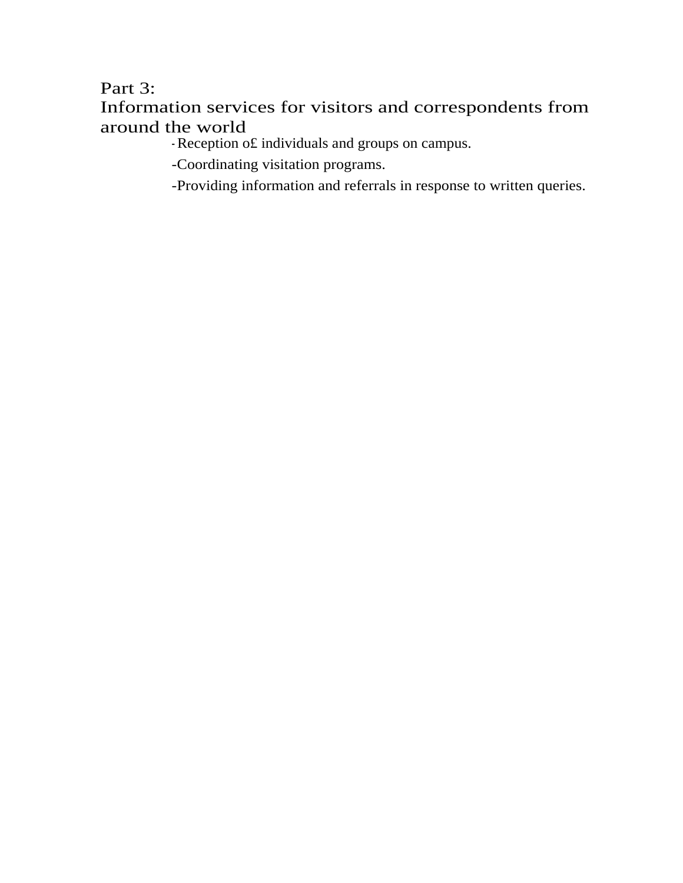## Part 3:
## Information services for visitors and correspondents from around the world

- Reception o£ individuals and groups on campus.
- Coordinating visitation programs.
- Providing information and referrals in response to written queries.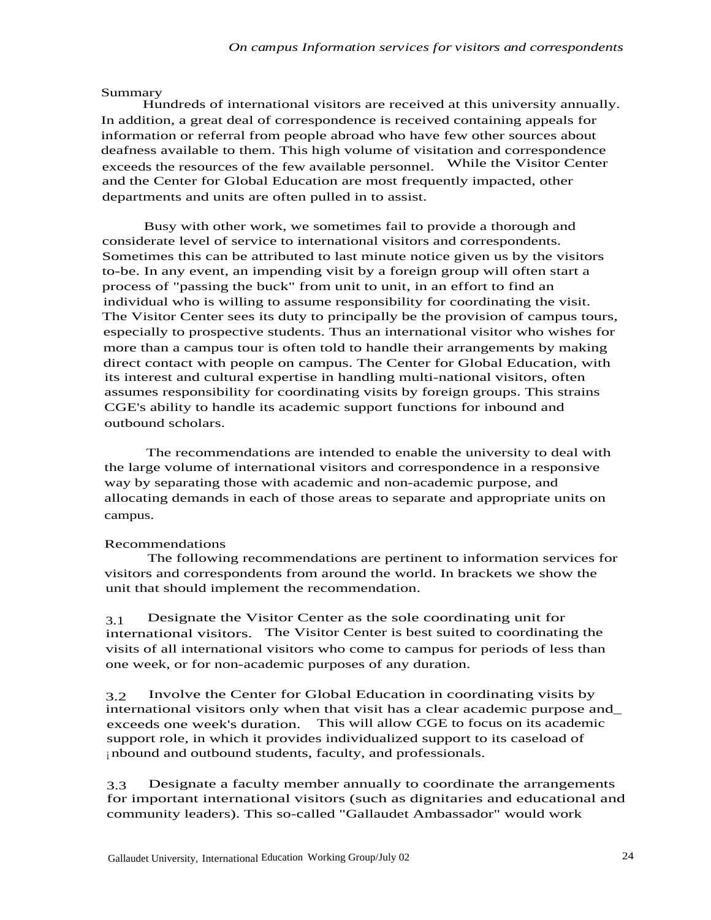*On campus Information services for visitors and correspondents*

Summary

Hundreds of international visitors are received at this university annually. In addition, a great deal of correspondence is received containing appeals for information or referral from people abroad who have few other sources about deafness available to them. This high volume of visitation and correspondence exceeds the resources of the few available personnel. While the Visitor Center and the Center for Global Education are most frequently impacted, other departments and units are often pulled in to assist.

Busy with other work, we sometimes fail to provide a thorough and considerate level of service to international visitors and correspondents. Sometimes this can be attributed to last minute notice given us by the visitors to-be. In any event, an impending visit by a foreign group will often start a process of "passing the buck" from unit to unit, in an effort to find an individual who is willing to assume responsibility for coordinating the visit. The Visitor Center sees its duty to principally be the provision of campus tours, especially to prospective students. Thus an international visitor who wishes for more than a campus tour is often told to handle their arrangements by making direct contact with people on campus. The Center for Global Education, with its interest and cultural expertise in handling multi-national visitors, often assumes responsibility for coordinating visits by foreign groups. This strains CGE's ability to handle its academic support functions for inbound and outbound scholars.

The recommendations are intended to enable the university to deal with the large volume of international visitors and correspondence in a responsive way by separating those with academic and non-academic purpose, and allocating demands in each of those areas to separate and appropriate units on campus.

Recommendations

The following recommendations are pertinent to information services for visitors and correspondents from around the world. In brackets we show the unit that should implement the recommendation.

3.1 Designate the Visitor Center as the sole coordinating unit for international visitors. The Visitor Center is best suited to coordinating the visits of all international visitors who come to campus for periods of less than one week, or for non-academic purposes of any duration.

3.2 Involve the Center for Global Education in coordinating visits by international visitors only when that visit has a clear academic purpose and exceeds one week's duration. This will allow CGE to focus on its academic support role, in which it provides individualized support to its caseload of inbound and outbound students, faculty, and professionals.

3.3 Designate a faculty member annually to coordinate the arrangements for important international visitors (such as dignitaries and educational and community leaders). This so-called "Gallaudet Ambassador" would work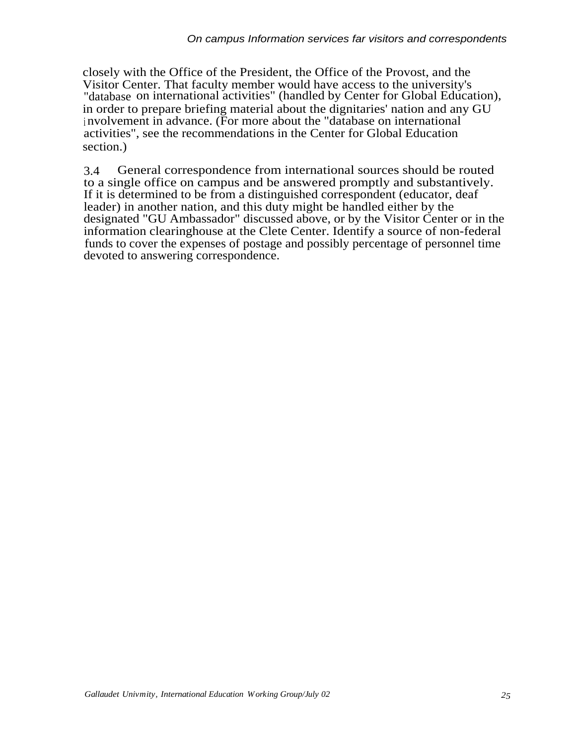closely with the Office of the President, the Office of the Provost, and the Visitor Center. That faculty member would have access to the university's "database on international activities" (handled by Center for Global Education), in order to prepare briefing material about the dignitaries' nation and any GU involvement in advance. (For more about the "database on international activities", see the recommendations in the Center for Global Education section.)

3.4 General correspondence from international sources should be routed to a single office on campus and be answered promptly and substantively. If it is determined to be from a distinguished correspondent (educator, deaf leader) in another nation, and this duty might be handled either by the designated "GU Ambassador" discussed above, or by the Visitor Center or in the information clearinghouse at the Clete Center. Identify a source of non-federal funds to cover the expenses of postage and possibly percentage of personnel time devoted to answering correspondence.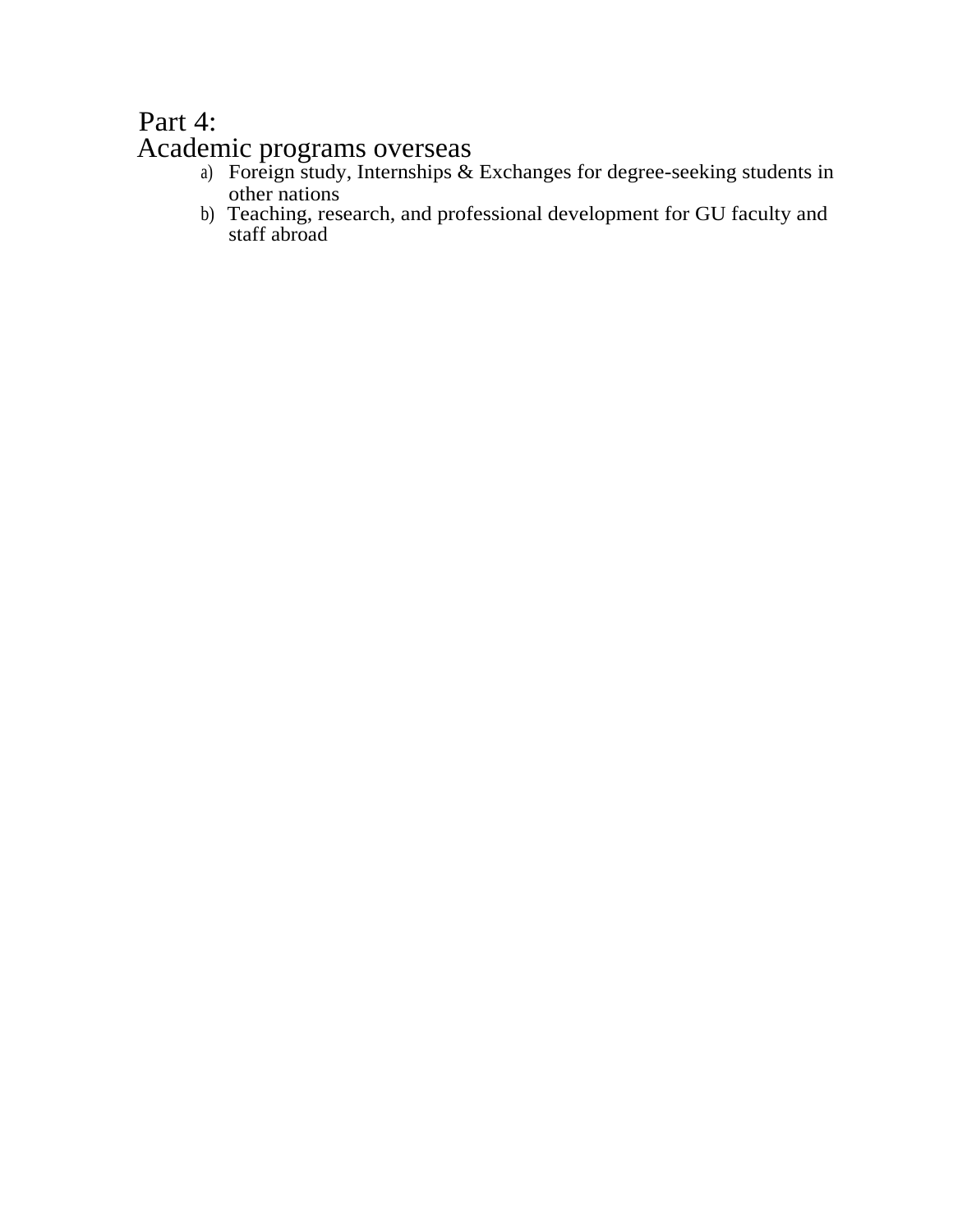# Part 4:
# Academic programs overseas

a) Foreign study, Internships & Exchanges for degree-seeking students in other nations
b) Teaching, research, and professional development for GU faculty and staff abroad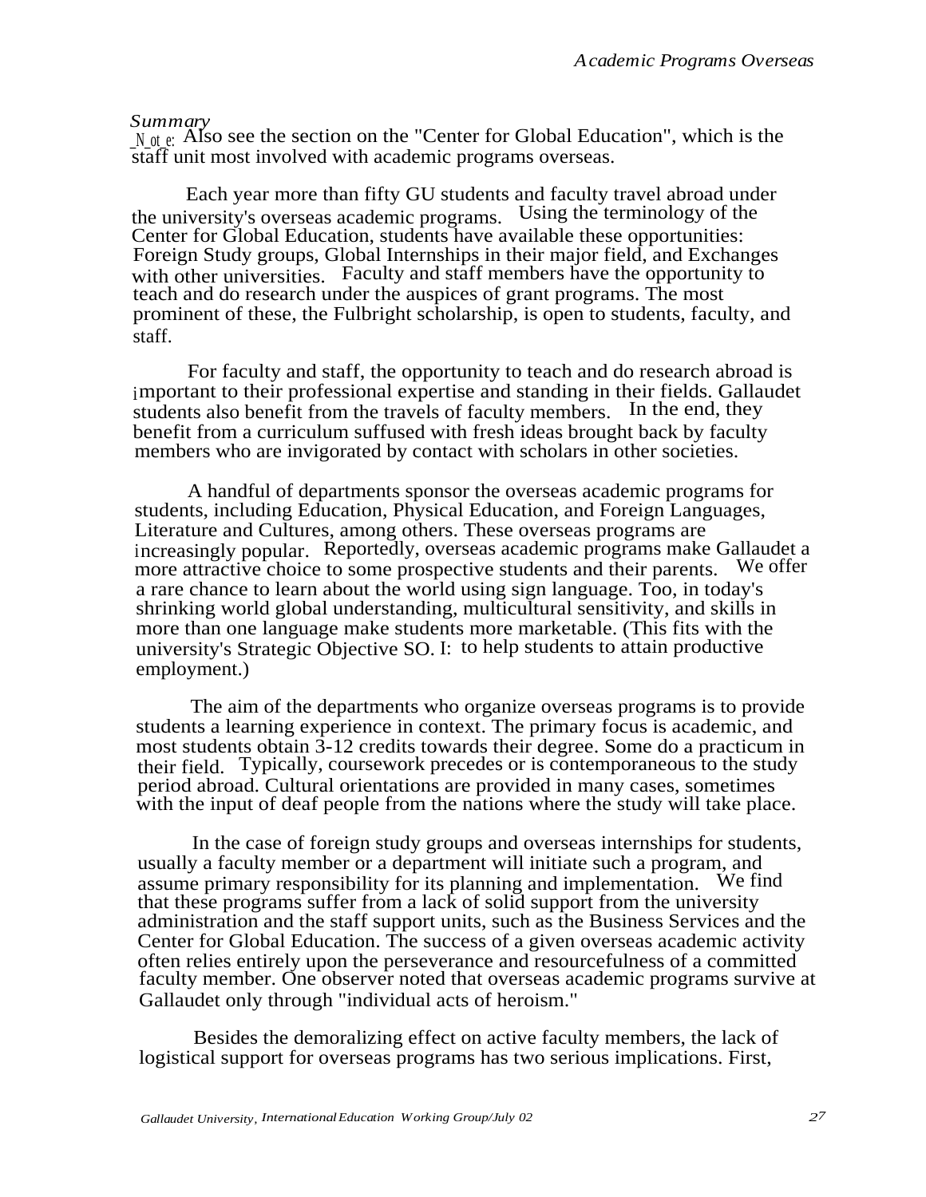### *Summary*

*Note:* Also see the section on the "Center for Global Education", which is the staff unit most involved with academic programs overseas.

Each year more than fifty GU students and faculty travel abroad under the university's overseas academic programs. Using the terminology of the Center for Global Education, students have available these opportunities: Foreign Study groups, Global Internships in their major field, and Exchanges with other universities. Faculty and staff members have the opportunity to teach and do research under the auspices of grant programs. The most prominent of these, the Fulbright scholarship, is open to students, faculty, and staff.

For faculty and staff, the opportunity to teach and do research abroad is important to their professional expertise and standing in their fields. Gallaudet students also benefit from the travels of faculty members. In the end, they benefit from a curriculum suffused with fresh ideas brought back by faculty members who are invigorated by contact with scholars in other societies.

A handful of departments sponsor the overseas academic programs for students, including Education, Physical Education, and Foreign Languages, Literature and Cultures, among others. These overseas programs are increasingly popular. Reportedly, overseas academic programs make Gallaudet a more attractive choice to some prospective students and their parents. We offer a rare chance to learn about the world using sign language. Too, in today's shrinking world global understanding, multicultural sensitivity, and skills in more than one language make students more marketable. (This fits with the university's Strategic Objective SO. I: to help students to attain productive employment.)

The aim of the departments who organize overseas programs is to provide students a learning experience in context. The primary focus is academic, and most students obtain 3-12 credits towards their degree. Some do a practicum in their field. Typically, coursework precedes or is contemporaneous to the study period abroad. Cultural orientations are provided in many cases, sometimes with the input of deaf people from the nations where the study will take place.

In the case of foreign study groups and overseas internships for students, usually a faculty member or a department will initiate such a program, and assume primary responsibility for its planning and implementation. We find that these programs suffer from a lack of solid support from the university administration and the staff support units, such as the Business Services and the Center for Global Education. The success of a given overseas academic activity often relies entirely upon the perseverance and resourcefulness of a committed faculty member. One observer noted that overseas academic programs survive at Gallaudet only through "individual acts of heroism."

Besides the demoralizing effect on active faculty members, the lack of logistical support for overseas programs has two serious implications. First,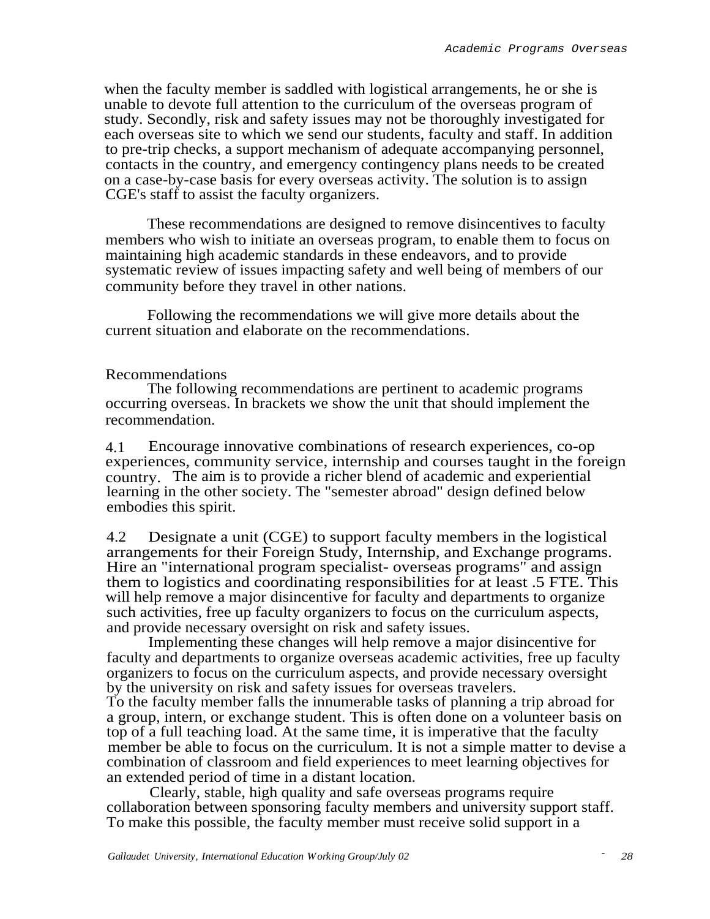when the faculty member is saddled with logistical arrangements, he or she is unable to devote full attention to the curriculum of the overseas program of study. Secondly, risk and safety issues may not be thoroughly investigated for each overseas site to which we send our students, faculty and staff. In addition to pre-trip checks, a support mechanism of adequate accompanying personnel, contacts in the country, and emergency contingency plans needs to be created on a case-by-case basis for every overseas activity. The solution is to assign CGE's staff to assist the faculty organizers.

These recommendations are designed to remove disincentives to faculty members who wish to initiate an overseas program, to enable them to focus on maintaining high academic standards in these endeavors, and to provide systematic review of issues impacting safety and well being of members of our community before they travel in other nations.

Following the recommendations we will give more details about the current situation and elaborate on the recommendations.

## Recommendations

The following recommendations are pertinent to academic programs occurring overseas. In brackets we show the unit that should implement the recommendation.

4.1 Encourage innovative combinations of research experiences, co-op experiences, community service, internship and courses taught in the foreign country. The aim is to provide a richer blend of academic and experiential learning in the other society. The "semester abroad" design defined below embodies this spirit.

4.2 Designate a unit (CGE) to support faculty members in the logistical arrangements for their Foreign Study, Internship, and Exchange programs. Hire an "international program specialist- overseas programs" and assign them to logistics and coordinating responsibilities for at least .5 FTE. This will help remove a major disincentive for faculty and departments to organize such activities, free up faculty organizers to focus on the curriculum aspects, and provide necessary oversight on risk and safety issues.

Implementing these changes will help remove a major disincentive for faculty and departments to organize overseas academic activities, free up faculty organizers to focus on the curriculum aspects, and provide necessary oversight by the university on risk and safety issues for overseas travelers.

To the faculty member falls the innumerable tasks of planning a trip abroad for a group, intern, or exchange student. This is often done on a volunteer basis on top of a full teaching load. At the same time, it is imperative that the faculty member be able to focus on the curriculum. It is not a simple matter to devise a combination of classroom and field experiences to meet learning objectives for an extended period of time in a distant location.

Clearly, stable, high quality and safe overseas programs require collaboration between sponsoring faculty members and university support staff. To make this possible, the faculty member must receive solid support in a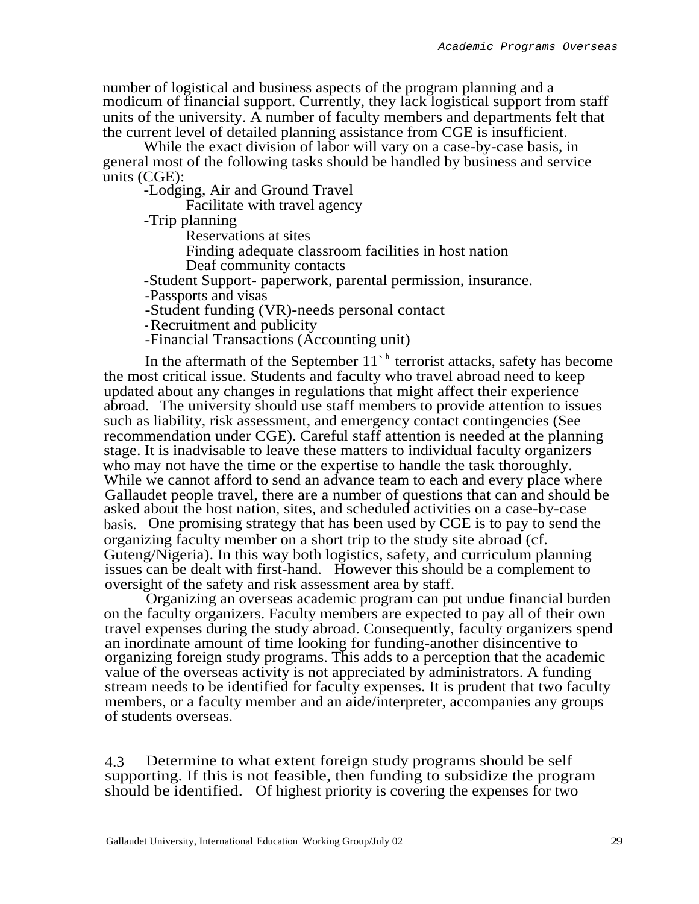number of logistical and business aspects of the program planning and a modicum of financial support. Currently, they lack logistical support from staff units of the university. A number of faculty members and departments felt that the current level of detailed planning assistance from CGE is insufficient.

While the exact division of labor will vary on a case-by-case basis, in general most of the following tasks should be handled by business and service units (CGE):

- Lodging, Air and Ground Travel
  - Facilitate with travel agency
- Trip planning
  - Reservations at sites
  - Finding adequate classroom facilities in host nation
  - Deaf community contacts
- Student Support- paperwork, parental permission, insurance.
- Passports and visas
- Student funding (VR)-needs personal contact
- Recruitment and publicity
- Financial Transactions (Accounting unit)

In the aftermath of the September 11th terrorist attacks, safety has become the most critical issue. Students and faculty who travel abroad need to keep updated about any changes in regulations that might affect their experience abroad. The university should use staff members to provide attention to issues such as liability, risk assessment, and emergency contact contingencies (See recommendation under CGE). Careful staff attention is needed at the planning stage. It is inadvisable to leave these matters to individual faculty organizers who may not have the time or the expertise to handle the task thoroughly. While we cannot afford to send an advance team to each and every place where Gallaudet people travel, there are a number of questions that can and should be asked about the host nation, sites, and scheduled activities on a case-by-case basis. One promising strategy that has been used by CGE is to pay to send the organizing faculty member on a short trip to the study site abroad (cf. Guteng/Nigeria). In this way both logistics, safety, and curriculum planning issues can be dealt with first-hand. However this should be a complement to oversight of the safety and risk assessment area by staff.

Organizing an overseas academic program can put undue financial burden on the faculty organizers. Faculty members are expected to pay all of their own travel expenses during the study abroad. Consequently, faculty organizers spend an inordinate amount of time looking for funding-another disincentive to organizing foreign study programs. This adds to a perception that the academic value of the overseas activity is not appreciated by administrators. A funding stream needs to be identified for faculty expenses. It is prudent that two faculty members, or a faculty member and an aide/interpreter, accompanies any groups of students overseas.

4.3 Determine to what extent foreign study programs should be self supporting. If this is not feasible, then funding to subsidize the program should be identified. Of highest priority is covering the expenses for two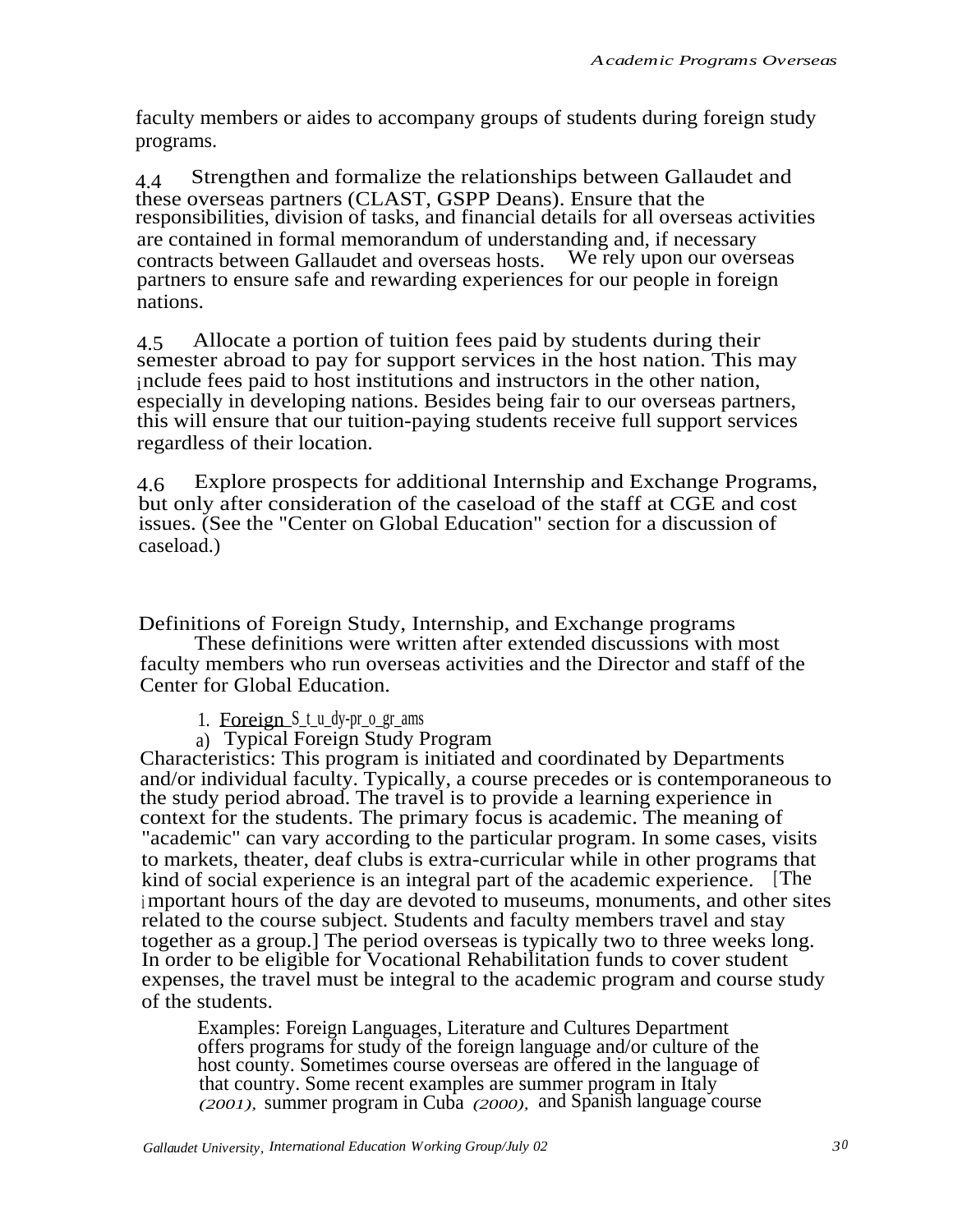faculty members or aides to accompany groups of students during foreign study programs.

4.4 Strengthen and formalize the relationships between Gallaudet and these overseas partners (CLAST, GSPP Deans). Ensure that the responsibilities, division of tasks, and financial details for all overseas activities are contained in formal memorandum of understanding and, if necessary contracts between Gallaudet and overseas hosts. We rely upon our overseas partners to ensure safe and rewarding experiences for our people in foreign nations.

4.5 Allocate a portion of tuition fees paid by students during their semester abroad to pay for support services in the host nation. This may include fees paid to host institutions and instructors in the other nation, especially in developing nations. Besides being fair to our overseas partners, this will ensure that our tuition-paying students receive full support services regardless of their location.

4.6 Explore prospects for additional Internship and Exchange Programs, but only after consideration of the caseload of the staff at CGE and cost issues. (See the "Center on Global Education" section for a discussion of caseload.)

## Definitions of Foreign Study, Internship, and Exchange programs

These definitions were written after extended discussions with most faculty members who run overseas activities and the Director and staff of the Center for Global Education.

1. Foreign Study programs

a) Typical Foreign Study Program

Characteristics: This program is initiated and coordinated by Departments and/or individual faculty. Typically, a course precedes or is contemporaneous to the study period abroad. The travel is to provide a learning experience in context for the students. The primary focus is academic. The meaning of "academic" can vary according to the particular program. In some cases, visits to markets, theater, deaf clubs is extra-curricular while in other programs that kind of social experience is an integral part of the academic experience. [The important hours of the day are devoted to museums, monuments, and other sites related to the course subject. Students and faculty members travel and stay together as a group.] The period overseas is typically two to three weeks long. In order to be eligible for Vocational Rehabilitation funds to cover student expenses, the travel must be integral to the academic program and course study of the students.

> Examples: Foreign Languages, Literature and Cultures Department offers programs for study of the foreign language and/or culture of the host county. Sometimes course overseas are offered in the language of that country. Some recent examples are summer program in Italy *(2001),* summer program in Cuba *(2000),* and Spanish language course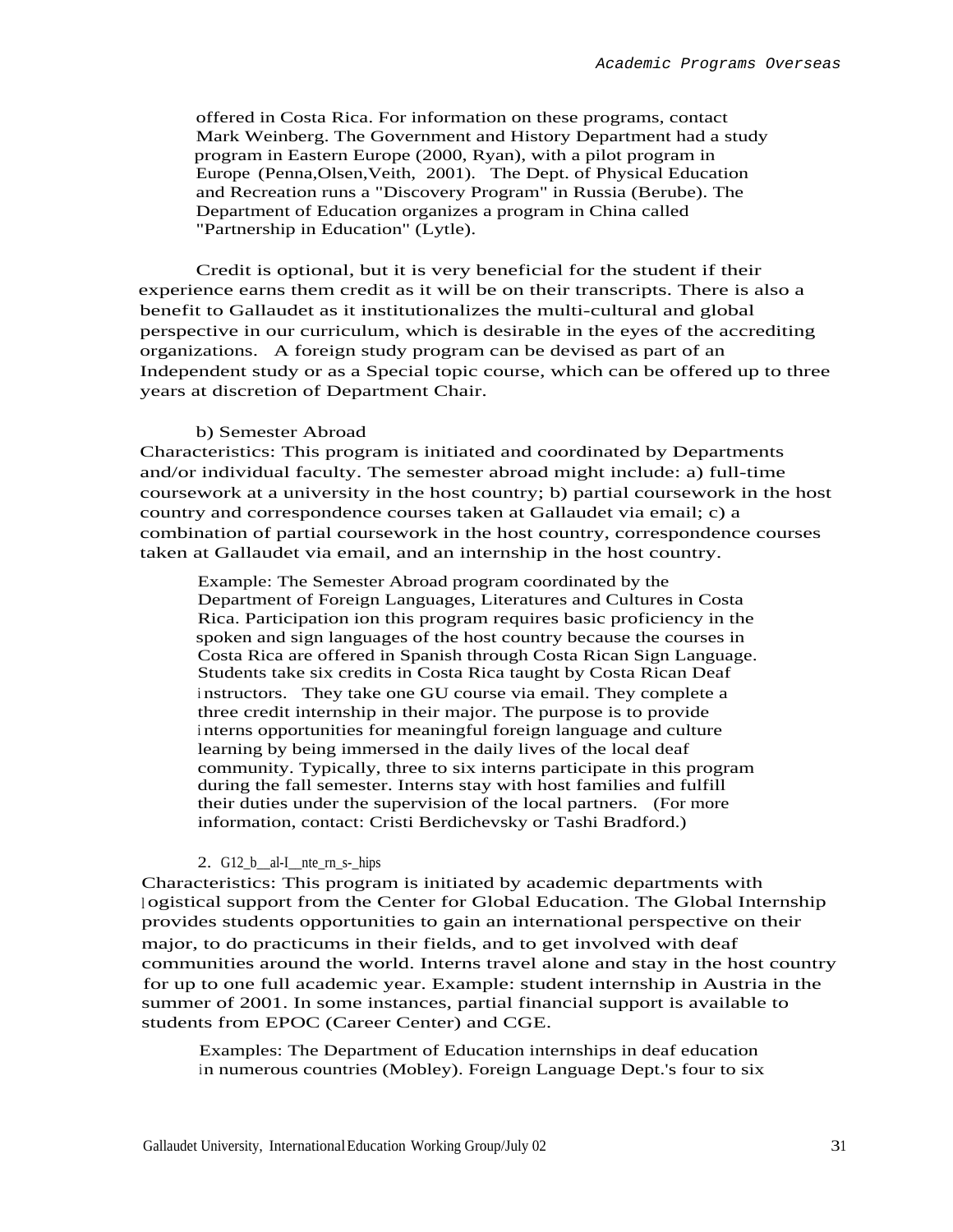offered in Costa Rica. For information on these programs, contact Mark Weinberg. The Government and History Department had a study program in Eastern Europe (2000, Ryan), with a pilot program in Europe (Penna,Olsen,Veith, 2001). The Dept. of Physical Education and Recreation runs a "Discovery Program" in Russia (Berube). The Department of Education organizes a program in China called "Partnership in Education" (Lytle).

Credit is optional, but it is very beneficial for the student if their experience earns them credit as it will be on their transcripts. There is also a benefit to Gallaudet as it institutionalizes the multi-cultural and global perspective in our curriculum, which is desirable in the eyes of the accrediting organizations. A foreign study program can be devised as part of an Independent study or as a Special topic course, which can be offered up to three years at discretion of Department Chair.

b) Semester Abroad

Characteristics: This program is initiated and coordinated by Departments and/or individual faculty. The semester abroad might include: a) full-time coursework at a university in the host country; b) partial coursework in the host country and correspondence courses taken at Gallaudet via email; c) a combination of partial coursework in the host country, correspondence courses taken at Gallaudet via email, and an internship in the host country.

> Example: The Semester Abroad program coordinated by the Department of Foreign Languages, Literatures and Cultures in Costa Rica. Participation ion this program requires basic proficiency in the spoken and sign languages of the host country because the courses in Costa Rica are offered in Spanish through Costa Rican Sign Language. Students take six credits in Costa Rica taught by Costa Rican Deaf instructors. They take one GU course via email. They complete a three credit internship in their major. The purpose is to provide interns opportunities for meaningful foreign language and culture learning by being immersed in the daily lives of the local deaf community. Typically, three to six interns participate in this program during the fall semester. Interns stay with host families and fulfill their duties under the supervision of the local partners. (For more information, contact: Cristi Berdichevsky or Tashi Bradford.)

2. Global Internships

Characteristics: This program is initiated by academic departments with logistical support from the Center for Global Education. The Global Internship provides students opportunities to gain an international perspective on their major, to do practicums in their fields, and to get involved with deaf communities around the world. Interns travel alone and stay in the host country for up to one full academic year. Example: student internship in Austria in the summer of 2001. In some instances, partial financial support is available to students from EPOC (Career Center) and CGE.

> Examples: The Department of Education internships in deaf education in numerous countries (Mobley). Foreign Language Dept.'s four to six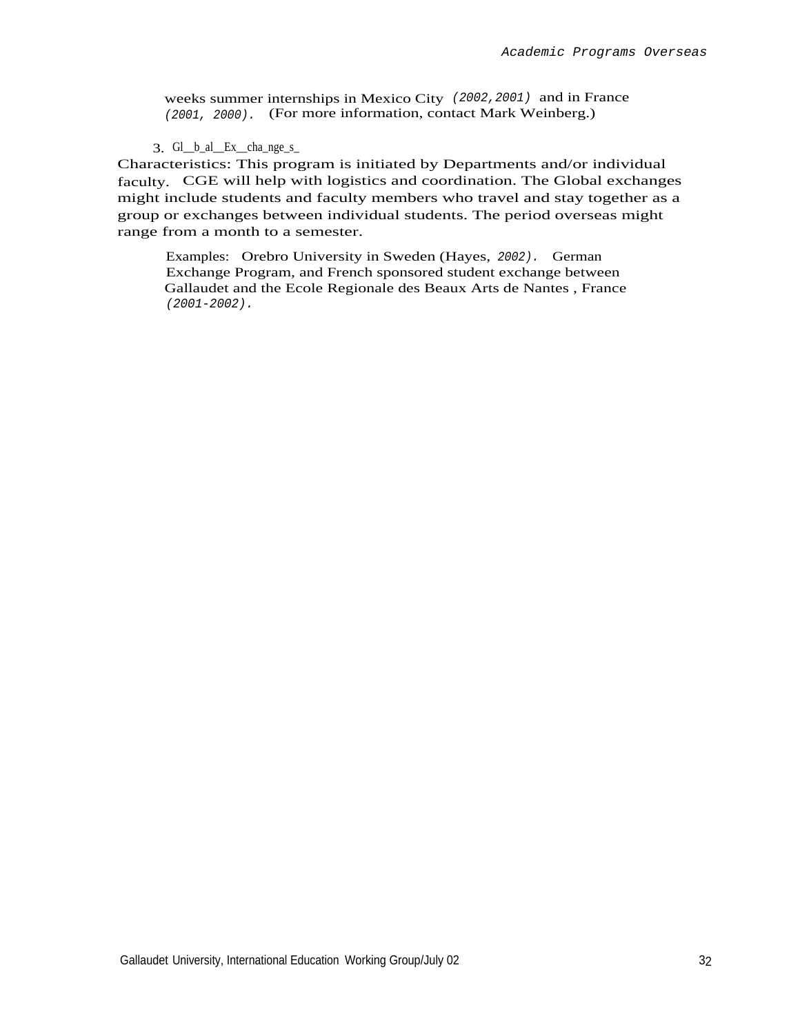weeks summer internships in Mexico City *(2002,2001)* and in France *(2001, 2000).* (For more information, contact Mark Weinberg.)

3. Gl__b_al__Ex__cha_nge_s_

Characteristics: This program is initiated by Departments and/or individual faculty. CGE will help with logistics and coordination. The Global exchanges might include students and faculty members who travel and stay together as a group or exchanges between individual students. The period overseas might range from a month to a semester.

Examples: Orebro University in Sweden (Hayes, *2002).* German Exchange Program, and French sponsored student exchange between Gallaudet and the Ecole Regionale des Beaux Arts de Nantes , France *(2001-2002).*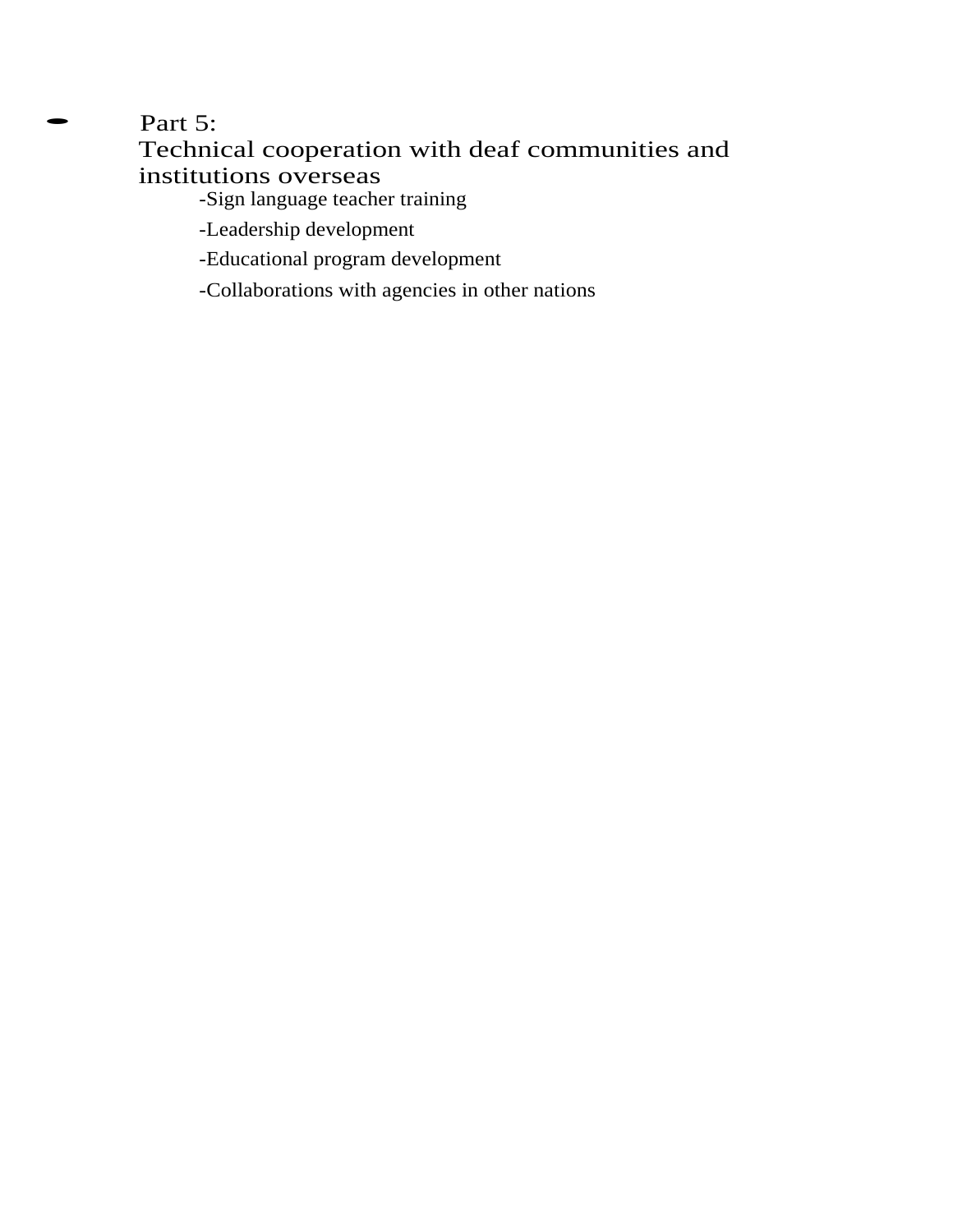- Part 5:
  Technical cooperation with deaf communities and institutions overseas
  - -Sign language teacher training
  - -Leadership development
  - -Educational program development
  - -Collaborations with agencies in other nations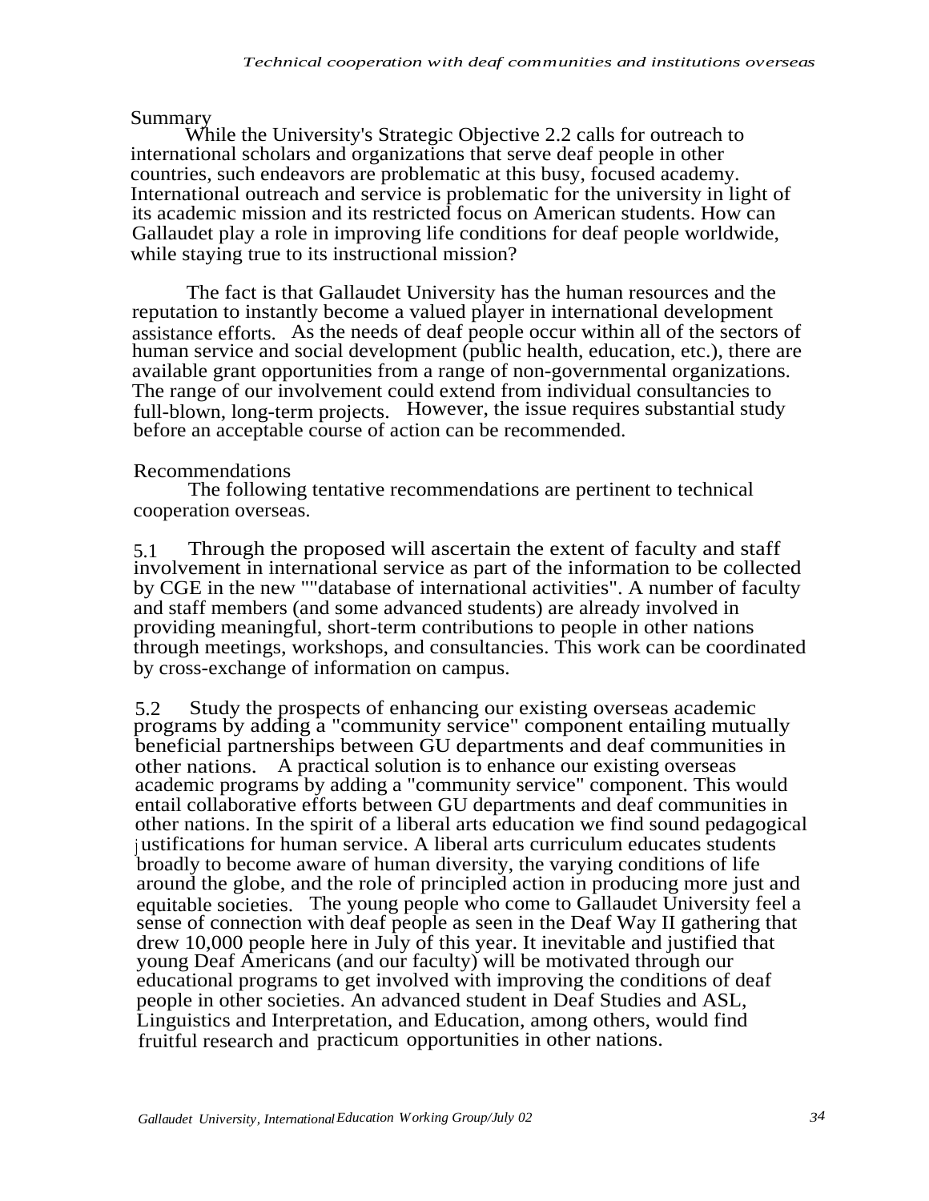## Summary

While the University's Strategic Objective 2.2 calls for outreach to international scholars and organizations that serve deaf people in other countries, such endeavors are problematic at this busy, focused academy. International outreach and service is problematic for the university in light of its academic mission and its restricted focus on American students. How can Gallaudet play a role in improving life conditions for deaf people worldwide, while staying true to its instructional mission?

The fact is that Gallaudet University has the human resources and the reputation to instantly become a valued player in international development assistance efforts. As the needs of deaf people occur within all of the sectors of human service and social development (public health, education, etc.), there are available grant opportunities from a range of non-governmental organizations. The range of our involvement could extend from individual consultancies to full-blown, long-term projects. However, the issue requires substantial study before an acceptable course of action can be recommended.

## Recommendations

The following tentative recommendations are pertinent to technical cooperation overseas.

5.1 Through the proposed will ascertain the extent of faculty and staff involvement in international service as part of the information to be collected by CGE in the new ""database of international activities". A number of faculty and staff members (and some advanced students) are already involved in providing meaningful, short-term contributions to people in other nations through meetings, workshops, and consultancies. This work can be coordinated by cross-exchange of information on campus.

5.2 Study the prospects of enhancing our existing overseas academic programs by adding a "community service" component entailing mutually beneficial partnerships between GU departments and deaf communities in other nations. A practical solution is to enhance our existing overseas academic programs by adding a "community service" component. This would entail collaborative efforts between GU departments and deaf communities in other nations. In the spirit of a liberal arts education we find sound pedagogical justifications for human service. A liberal arts curriculum educates students broadly to become aware of human diversity, the varying conditions of life around the globe, and the role of principled action in producing more just and equitable societies. The young people who come to Gallaudet University feel a sense of connection with deaf people as seen in the Deaf Way II gathering that drew 10,000 people here in July of this year. It inevitable and justified that young Deaf Americans (and our faculty) will be motivated through our educational programs to get involved with improving the conditions of deaf people in other societies. An advanced student in Deaf Studies and ASL, Linguistics and Interpretation, and Education, among others, would find fruitful research and practicum opportunities in other nations.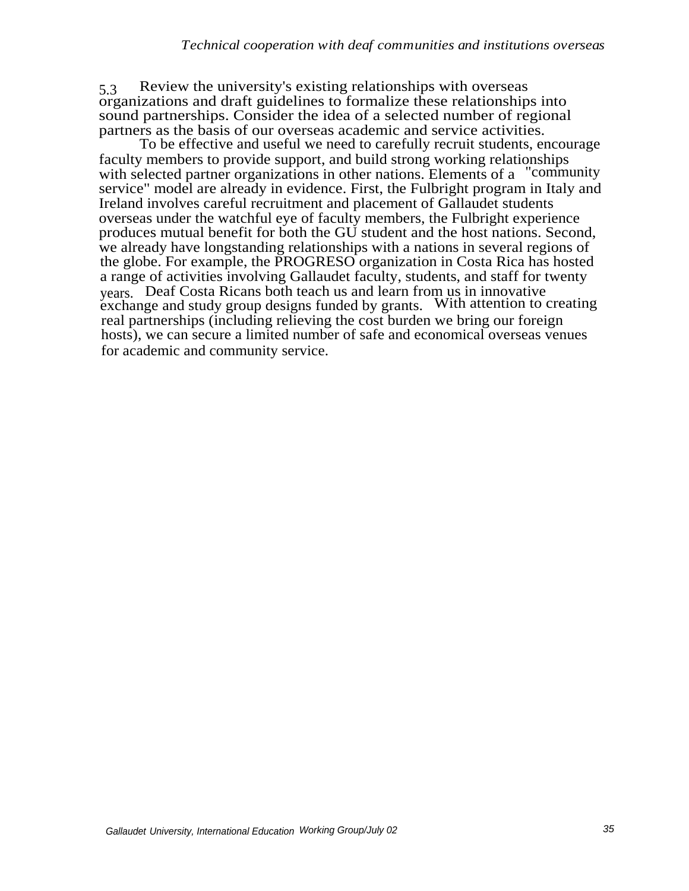5.3 Review the university's existing relationships with overseas organizations and draft guidelines to formalize these relationships into sound partnerships. Consider the idea of a selected number of regional partners as the basis of our overseas academic and service activities.

To be effective and useful we need to carefully recruit students, encourage faculty members to provide support, and build strong working relationships with selected partner organizations in other nations. Elements of a "community service" model are already in evidence. First, the Fulbright program in Italy and Ireland involves careful recruitment and placement of Gallaudet students overseas under the watchful eye of faculty members, the Fulbright experience produces mutual benefit for both the GU student and the host nations. Second, we already have longstanding relationships with a nations in several regions of the globe. For example, the PROGRESO organization in Costa Rica has hosted a range of activities involving Gallaudet faculty, students, and staff for twenty years. Deaf Costa Ricans both teach us and learn from us in innovative exchange and study group designs funded by grants. With attention to creating real partnerships (including relieving the cost burden we bring our foreign hosts), we can secure a limited number of safe and economical overseas venues for academic and community service.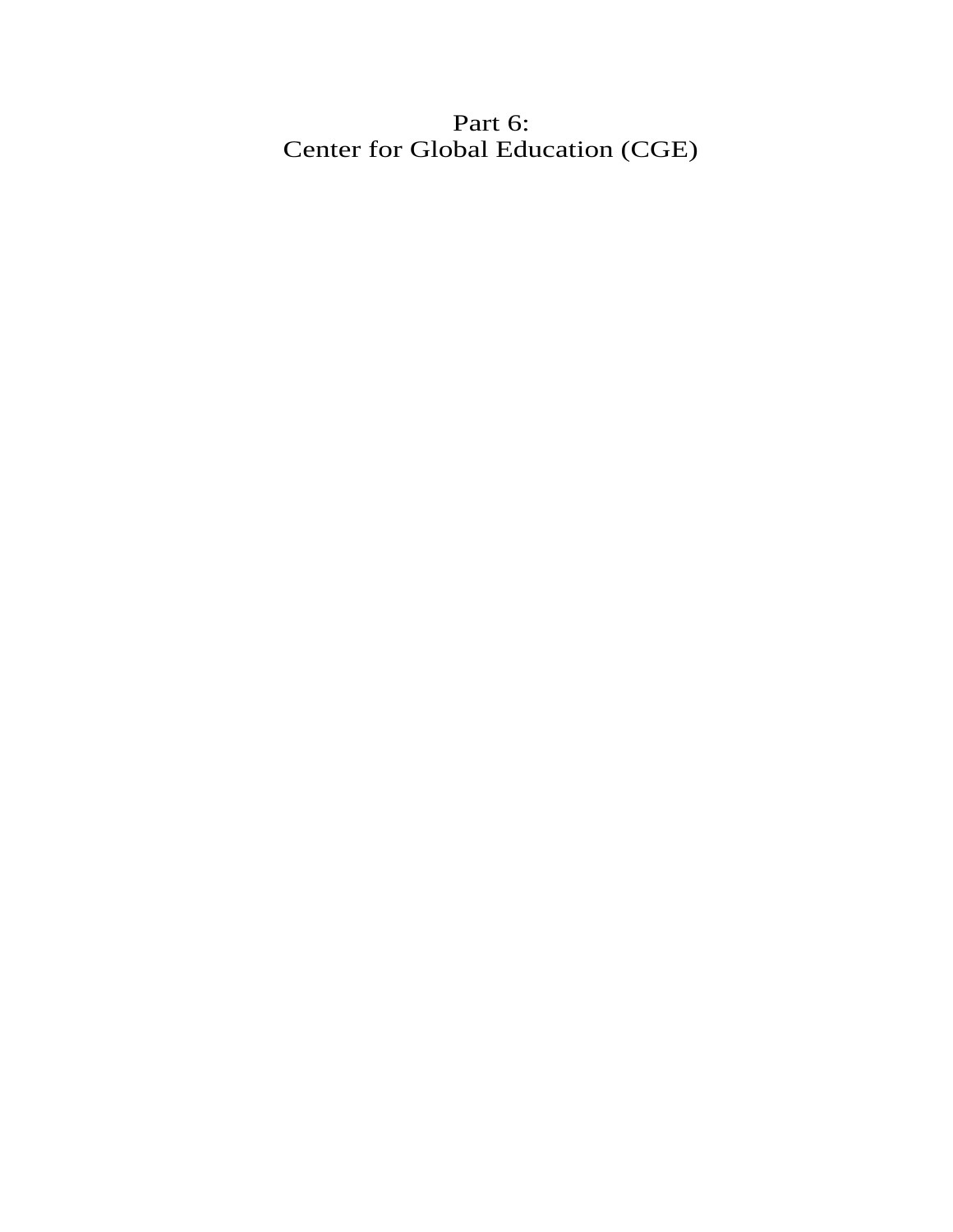# Part 6:
# Center for Global Education (CGE)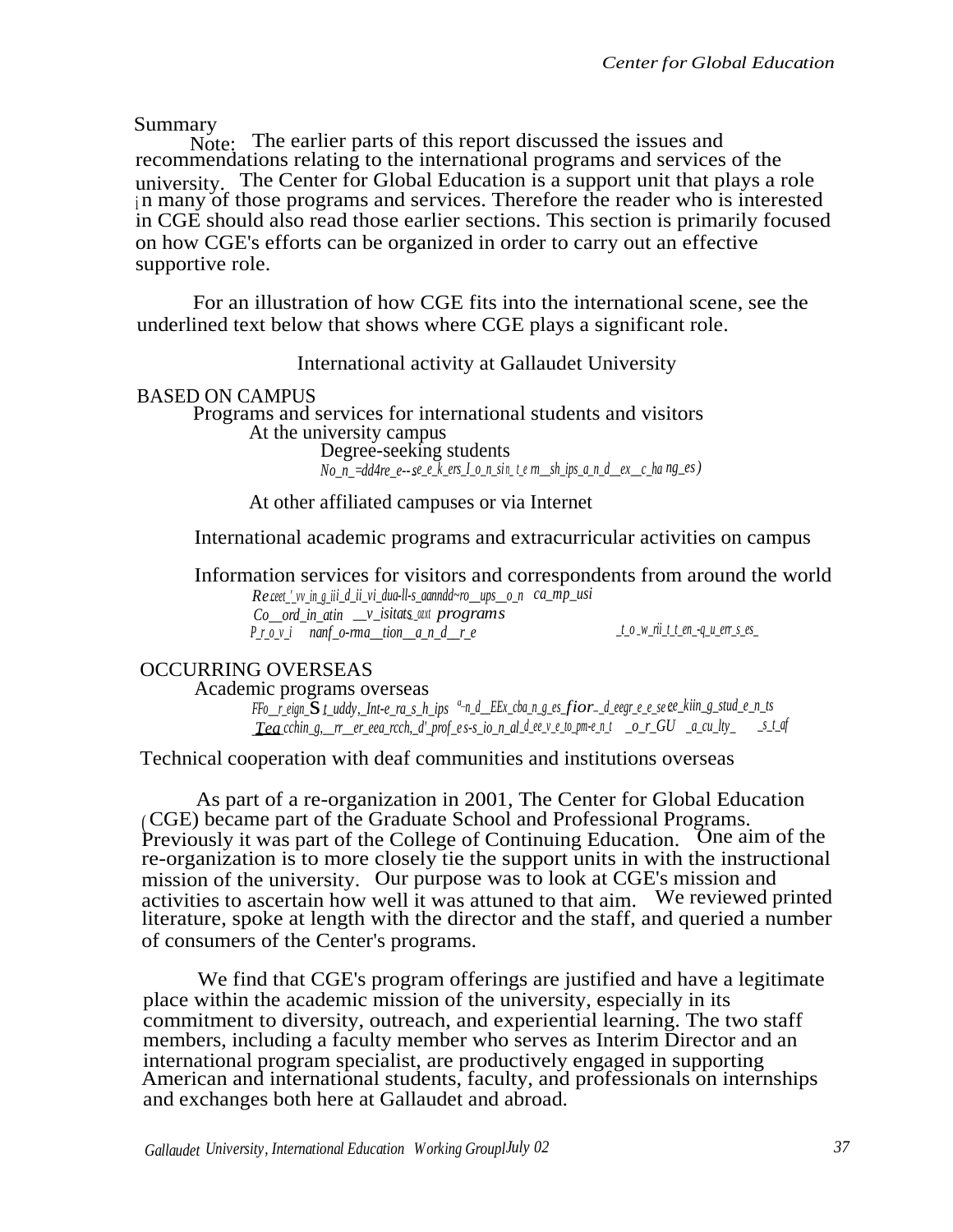Summary

Note: The earlier parts of this report discussed the issues and recommendations relating to the international programs and services of the university. The Center for Global Education is a support unit that plays a role in many of those programs and services. Therefore the reader who is interested in CGE should also read those earlier sections. This section is primarily focused on how CGE's efforts can be organized in order to carry out an effective supportive role.

For an illustration of how CGE fits into the international scene, see the underlined text below that shows where CGE plays a significant role.

International activity at Gallaudet University

BASED ON CAMPUS

- Programs and services for international students and visitors
  - At the university campus
    - Degree-seeking students
    - <u>Non-degree-seekers on internships and exchanges</u>
  - At other affiliated campuses or via Internet
- International academic programs and extracurricular activities on campus
- Information services for visitors and correspondents from around the world
  - <u>Receiving individual visitors and groups on campus</u>
  - <u>Coordinating visitors programs</u>
  - <u>Providing information and resources</u> <u>to written requests</u>

OCCURRING OVERSEAS

- Academic programs overseas
  - <u>Foreign Study, Internships and Exchanges for degree-seeking students</u>
  - <u>Teaching, research, and professional development for GU faculty and staff</u>

Technical cooperation with deaf communities and institutions overseas

As part of a re-organization in 2001, The Center for Global Education (CGE) became part of the Graduate School and Professional Programs. Previously it was part of the College of Continuing Education. One aim of the re-organization is to more closely tie the support units in with the instructional mission of the university. Our purpose was to look at CGE's mission and activities to ascertain how well it was attuned to that aim. We reviewed printed literature, spoke at length with the director and the staff, and queried a number of consumers of the Center's programs.

We find that CGE's program offerings are justified and have a legitimate place within the academic mission of the university, especially in its commitment to diversity, outreach, and experiential learning. The two staff members, including a faculty member who serves as Interim Director and an international program specialist, are productively engaged in supporting American and international students, faculty, and professionals on internships and exchanges both here at Gallaudet and abroad.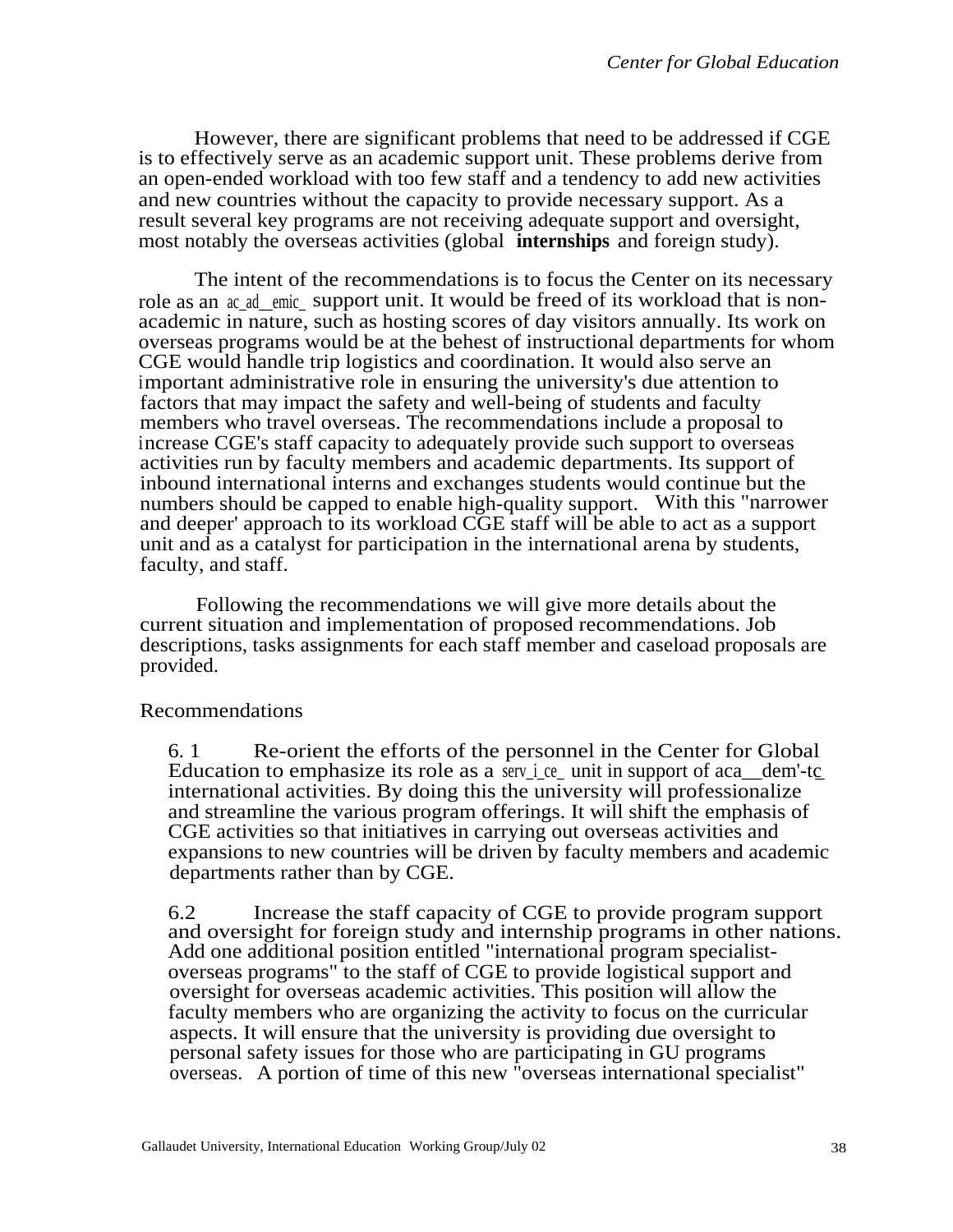However, there are significant problems that need to be addressed if CGE is to effectively serve as an academic support unit. These problems derive from an open-ended workload with too few staff and a tendency to add new activities and new countries without the capacity to provide necessary support. As a result several key programs are not receiving adequate support and oversight, most notably the overseas activities (global **internships** and foreign study).

The intent of the recommendations is to focus the Center on its necessary role as an academic support unit. It would be freed of its workload that is non-academic in nature, such as hosting scores of day visitors annually. Its work on overseas programs would be at the behest of instructional departments for whom CGE would handle trip logistics and coordination. It would also serve an important administrative role in ensuring the university's due attention to factors that may impact the safety and well-being of students and faculty members who travel overseas. The recommendations include a proposal to increase CGE's staff capacity to adequately provide such support to overseas activities run by faculty members and academic departments. Its support of inbound international interns and exchanges students would continue but the numbers should be capped to enable high-quality support. With this "narrower and deeper' approach to its workload CGE staff will be able to act as a support unit and as a catalyst for participation in the international arena by students, faculty, and staff.

Following the recommendations we will give more details about the current situation and implementation of proposed recommendations. Job descriptions, tasks assignments for each staff member and caseload proposals are provided.

## Recommendations

6. 1 Re-orient the efforts of the personnel in the Center for Global Education to emphasize its role as a service unit in support of academic international activities. By doing this the university will professionalize and streamline the various program offerings. It will shift the emphasis of CGE activities so that initiatives in carrying out overseas activities and expansions to new countries will be driven by faculty members and academic departments rather than by CGE.

6.2 Increase the staff capacity of CGE to provide program support and oversight for foreign study and internship programs in other nations. Add one additional position entitled "international program specialist-overseas programs" to the staff of CGE to provide logistical support and oversight for overseas academic activities. This position will allow the faculty members who are organizing the activity to focus on the curricular aspects. It will ensure that the university is providing due oversight to personal safety issues for those who are participating in GU programs overseas. A portion of time of this new "overseas international specialist"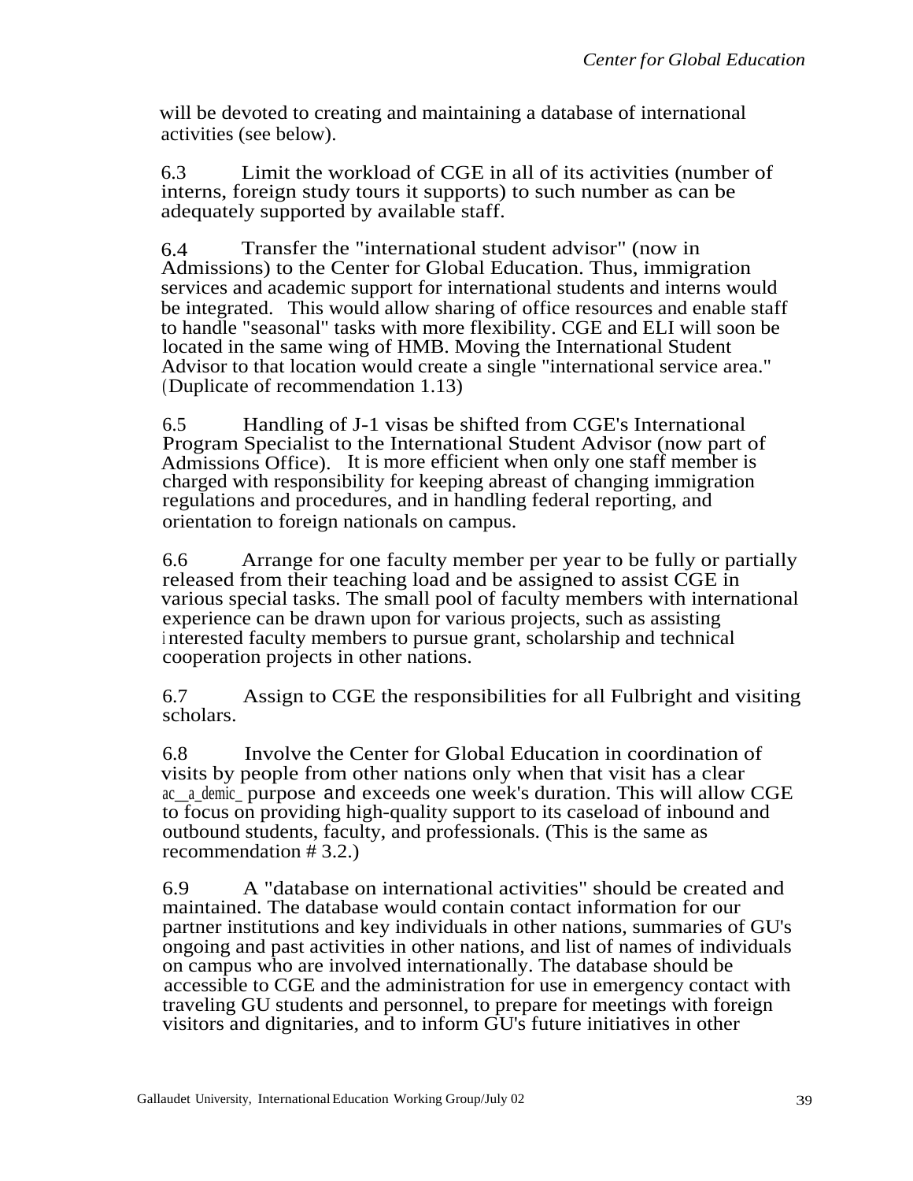will be devoted to creating and maintaining a database of international activities (see below).

6.3 Limit the workload of CGE in all of its activities (number of interns, foreign study tours it supports) to such number as can be adequately supported by available staff.

6.4 Transfer the "international student advisor" (now in Admissions) to the Center for Global Education. Thus, immigration services and academic support for international students and interns would be integrated. This would allow sharing of office resources and enable staff to handle "seasonal" tasks with more flexibility. CGE and ELI will soon be located in the same wing of HMB. Moving the International Student Advisor to that location would create a single "international service area." (Duplicate of recommendation 1.13)

6.5 Handling of J-1 visas be shifted from CGE's International Program Specialist to the International Student Advisor (now part of Admissions Office). It is more efficient when only one staff member is charged with responsibility for keeping abreast of changing immigration regulations and procedures, and in handling federal reporting, and orientation to foreign nationals on campus.

6.6 Arrange for one faculty member per year to be fully or partially released from their teaching load and be assigned to assist CGE in various special tasks. The small pool of faculty members with international experience can be drawn upon for various projects, such as assisting interested faculty members to pursue grant, scholarship and technical cooperation projects in other nations.

6.7 Assign to CGE the responsibilities for all Fulbright and visiting scholars.

6.8 Involve the Center for Global Education in coordination of visits by people from other nations only when that visit has a clear academic purpose and exceeds one week's duration. This will allow CGE to focus on providing high-quality support to its caseload of inbound and outbound students, faculty, and professionals. (This is the same as recommendation # 3.2.)

6.9 A "database on international activities" should be created and maintained. The database would contain contact information for our partner institutions and key individuals in other nations, summaries of GU's ongoing and past activities in other nations, and list of names of individuals on campus who are involved internationally. The database should be accessible to CGE and the administration for use in emergency contact with traveling GU students and personnel, to prepare for meetings with foreign visitors and dignitaries, and to inform GU's future initiatives in other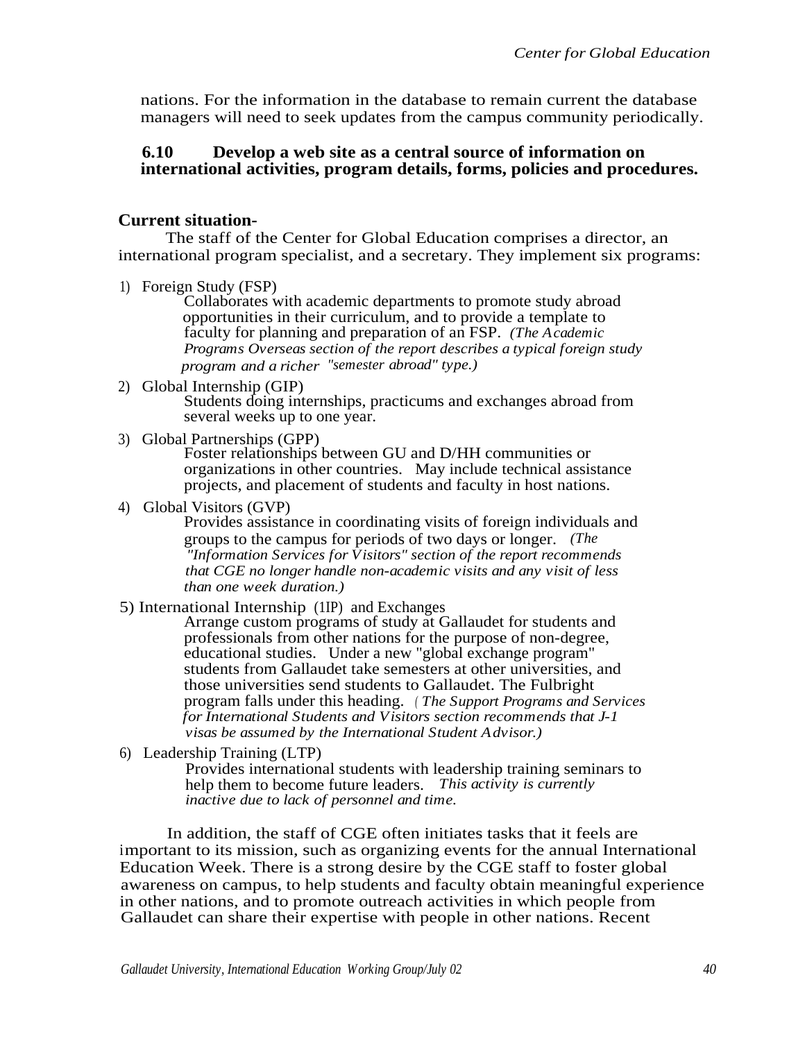nations. For the information in the database to remain current the database managers will need to seek updates from the campus community periodically.

### 6.10 Develop a web site as a central source of information on international activities, program details, forms, policies and procedures.

**Current situation-**

The staff of the Center for Global Education comprises a director, an international program specialist, and a secretary. They implement six programs:

1) Foreign Study (FSP)
   Collaborates with academic departments to promote study abroad opportunities in their curriculum, and to provide a template to faculty for planning and preparation of an FSP. *(The Academic Programs Overseas section of the report describes a typical foreign study program and a richer "semester abroad" type.)*

2) Global Internship (GIP)
   Students doing internships, practicums and exchanges abroad from several weeks up to one year.

3) Global Partnerships (GPP)
   Foster relationships between GU and D/HH communities or organizations in other countries. May include technical assistance projects, and placement of students and faculty in host nations.

4) Global Visitors (GVP)
   Provides assistance in coordinating visits of foreign individuals and groups to the campus for periods of two days or longer. *(The "Information Services for Visitors" section of the report recommends that CGE no longer handle non-academic visits and any visit of less than one week duration.)*

5) International Internship (1IP) and Exchanges
   Arrange custom programs of study at Gallaudet for students and professionals from other nations for the purpose of non-degree, educational studies. Under a new "global exchange program" students from Gallaudet take semesters at other universities, and those universities send students to Gallaudet. The Fulbright program falls under this heading. *(The Support Programs and Services for International Students and Visitors section recommends that J-1 visas be assumed by the International Student Advisor.)*

6) Leadership Training (LTP)
   Provides international students with leadership training seminars to help them to become future leaders. *This activity is currently inactive due to lack of personnel and time.*

In addition, the staff of CGE often initiates tasks that it feels are important to its mission, such as organizing events for the annual International Education Week. There is a strong desire by the CGE staff to foster global awareness on campus, to help students and faculty obtain meaningful experience in other nations, and to promote outreach activities in which people from Gallaudet can share their expertise with people in other nations. Recent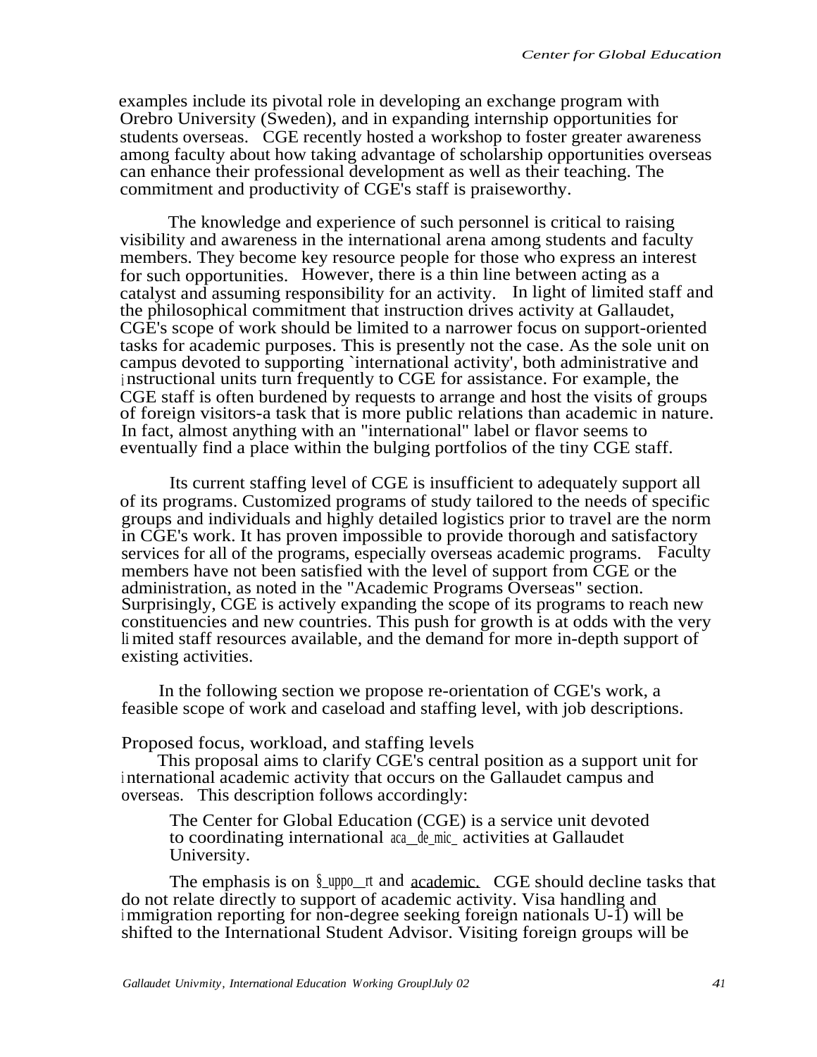examples include its pivotal role in developing an exchange program with Orebro University (Sweden), and in expanding internship opportunities for students overseas. CGE recently hosted a workshop to foster greater awareness among faculty about how taking advantage of scholarship opportunities overseas can enhance their professional development as well as their teaching. The commitment and productivity of CGE's staff is praiseworthy.

The knowledge and experience of such personnel is critical to raising visibility and awareness in the international arena among students and faculty members. They become key resource people for those who express an interest for such opportunities. However, there is a thin line between acting as a catalyst and assuming responsibility for an activity. In light of limited staff and the philosophical commitment that instruction drives activity at Gallaudet, CGE's scope of work should be limited to a narrower focus on support-oriented tasks for academic purposes. This is presently not the case. As the sole unit on campus devoted to supporting `international activity', both administrative and instructional units turn frequently to CGE for assistance. For example, the CGE staff is often burdened by requests to arrange and host the visits of groups of foreign visitors-a task that is more public relations than academic in nature. In fact, almost anything with an "international" label or flavor seems to eventually find a place within the bulging portfolios of the tiny CGE staff.

Its current staffing level of CGE is insufficient to adequately support all of its programs. Customized programs of study tailored to the needs of specific groups and individuals and highly detailed logistics prior to travel are the norm in CGE's work. It has proven impossible to provide thorough and satisfactory services for all of the programs, especially overseas academic programs. Faculty members have not been satisfied with the level of support from CGE or the administration, as noted in the "Academic Programs Overseas" section. Surprisingly, CGE is actively expanding the scope of its programs to reach new constituencies and new countries. This push for growth is at odds with the very limited staff resources available, and the demand for more in-depth support of existing activities.

In the following section we propose re-orientation of CGE's work, a feasible scope of work and caseload and staffing level, with job descriptions.

Proposed focus, workload, and staffing levels

This proposal aims to clarify CGE's central position as a support unit for international academic activity that occurs on the Gallaudet campus and overseas. This description follows accordingly:

> The Center for Global Education (CGE) is a service unit devoted to coordinating international <u>academic</u> activities at Gallaudet University.

The emphasis is on <u>support</u> and <u>academic.</u> CGE should decline tasks that do not relate directly to support of academic activity. Visa handling and immigration reporting for non-degree seeking foreign nationals U-1) will be shifted to the International Student Advisor. Visiting foreign groups will be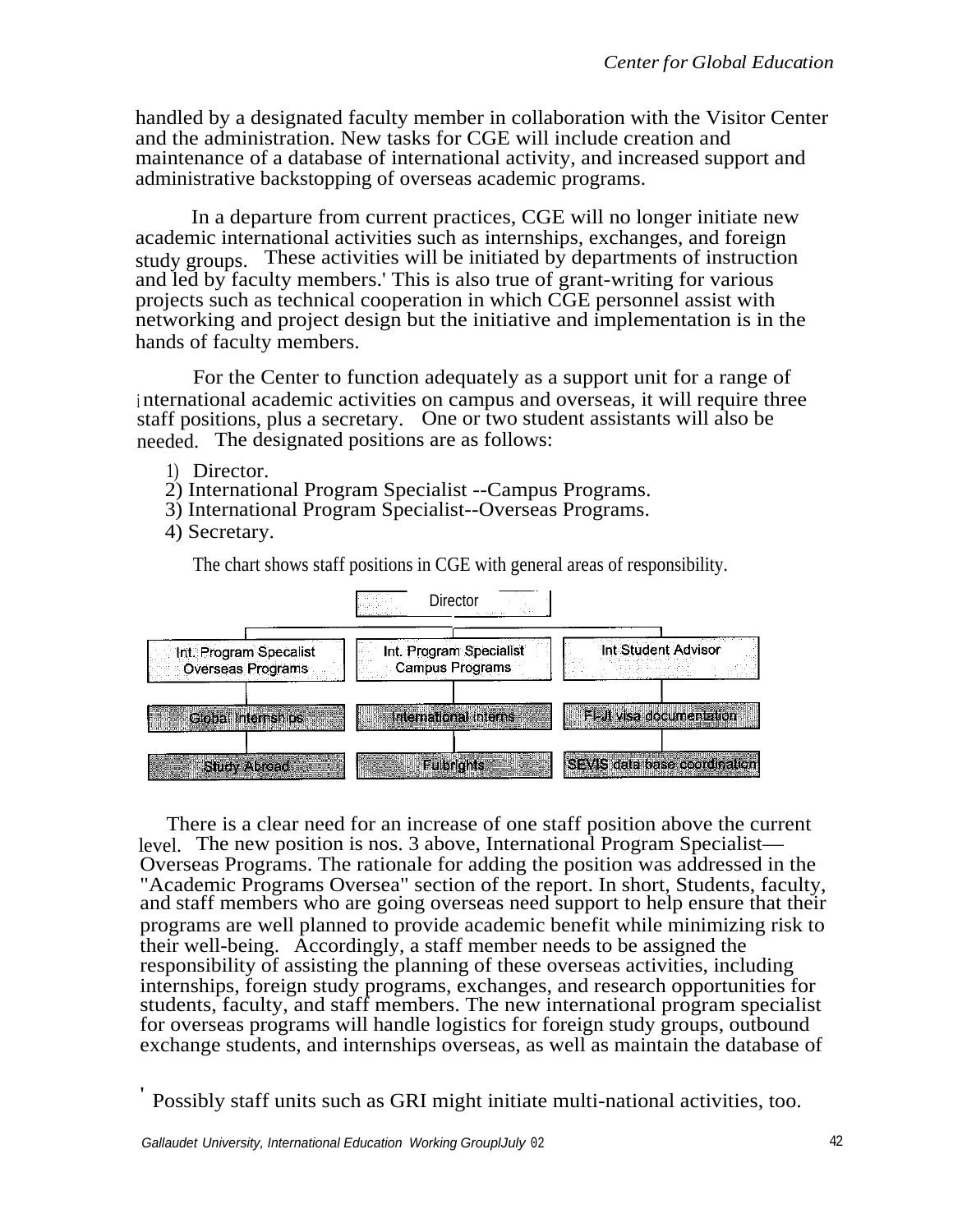handled by a designated faculty member in collaboration with the Visitor Center and the administration. New tasks for CGE will include creation and maintenance of a database of international activity, and increased support and administrative backstopping of overseas academic programs.

In a departure from current practices, CGE will no longer initiate new academic international activities such as internships, exchanges, and foreign study groups. These activities will be initiated by departments of instruction and led by faculty members.[1] This is also true of grant-writing for various projects such as technical cooperation in which CGE personnel assist with networking and project design but the initiative and implementation is in the hands of faculty members.

For the Center to function adequately as a support unit for a range of international academic activities on campus and overseas, it will require three staff positions, plus a secretary. One or two student assistants will also be needed. The designated positions are as follows:

1) Director.
2) International Program Specialist --Campus Programs.
3) International Program Specialist--Overseas Programs.
4) Secretary.

The chart shows staff positions in CGE with general areas of responsibility.

Director
- Int. Program Specalist Overseas Programs
  - Global Internships
  - Study Abroad
- Int. Program Specialist Campus Programs
  - International interns
  - Fulbrights
- Int Student Advisor
  - F-J visa documentation
  - SEVIS data base coordination

There is a clear need for an increase of one staff position above the current level. The new position is nos. 3 above, International Program Specialist—Overseas Programs. The rationale for adding the position was addressed in the "Academic Programs Oversea" section of the report. In short, Students, faculty, and staff members who are going overseas need support to help ensure that their programs are well planned to provide academic benefit while minimizing risk to their well-being. Accordingly, a staff member needs to be assigned the responsibility of assisting the planning of these overseas activities, including internships, foreign study programs, exchanges, and research opportunities for students, faculty, and staff members. The new international program specialist for overseas programs will handle logistics for foreign study groups, outbound exchange students, and internships overseas, as well as maintain the database of

[1] Possibly staff units such as GRI might initiate multi-national activities, too.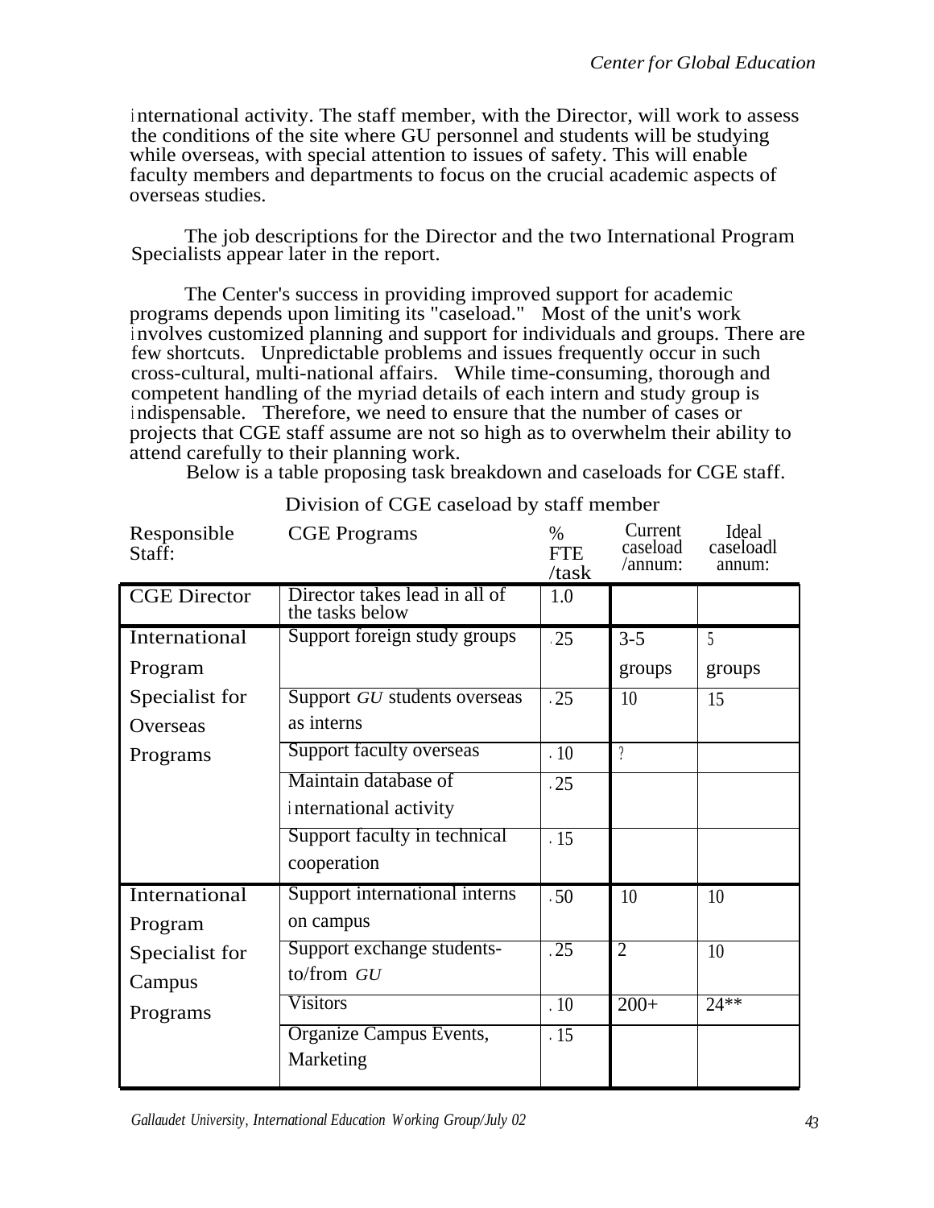international activity. The staff member, with the Director, will work to assess the conditions of the site where GU personnel and students will be studying while overseas, with special attention to issues of safety. This will enable faculty members and departments to focus on the crucial academic aspects of overseas studies.

The job descriptions for the Director and the two International Program Specialists appear later in the report.

The Center's success in providing improved support for academic programs depends upon limiting its "caseload." Most of the unit's work involves customized planning and support for individuals and groups. There are few shortcuts. Unpredictable problems and issues frequently occur in such cross-cultural, multi-national affairs. While time-consuming, thorough and competent handling of the myriad details of each intern and study group is indispensable. Therefore, we need to ensure that the number of cases or projects that CGE staff assume are not so high as to overwhelm their ability to attend carefully to their planning work.

Below is a table proposing task breakdown and caseloads for CGE staff.

Division of CGE caseload by staff member

| Responsible Staff: | CGE Programs | % FTE /task | Current caseload /annum: | Ideal caseloadl annum: |
|---|---|---|---|---|
| CGE Director | Director takes lead in all of the tasks below | 1.0 | | |
| International Program Specialist for Overseas Programs | Support foreign study groups | .25 | 3-5 groups | 5 groups |
| | Support *GU* students overseas as interns | .25 | 10 | 15 |
| | Support faculty overseas | .10 | ? | |
| | Maintain database of international activity | .25 | | |
| | Support faculty in technical cooperation | .15 | | |
| International Program Specialist for Campus Programs | Support international interns on campus | .50 | 10 | 10 |
| | Support exchange students-to/from *GU* | .25 | 2 | 10 |
| | Visitors | .10 | 200+ | 24** |
| | Organize Campus Events, Marketing | .15 | | |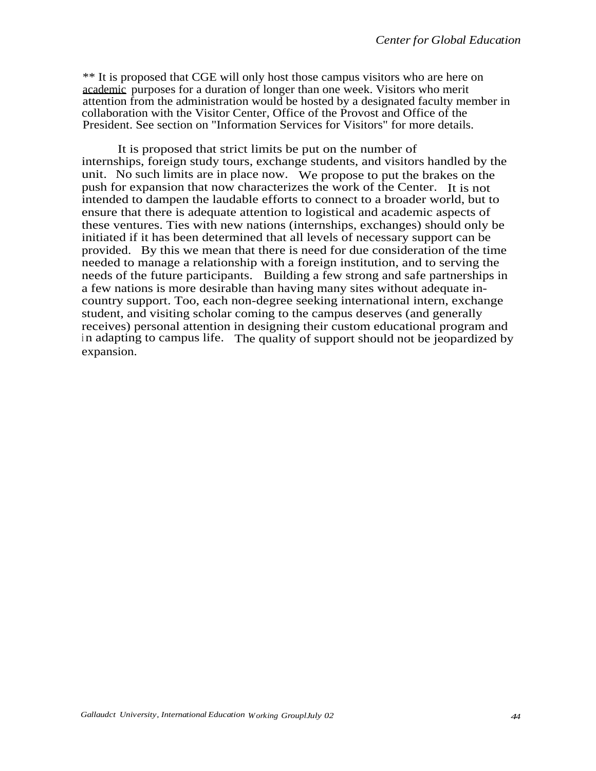** It is proposed that CGE will only host those campus visitors who are here on <u>academic</u> purposes for a duration of longer than one week. Visitors who merit attention from the administration would be hosted by a designated faculty member in collaboration with the Visitor Center, Office of the Provost and Office of the President. See section on "Information Services for Visitors" for more details.

It is proposed that strict limits be put on the number of internships, foreign study tours, exchange students, and visitors handled by the unit. No such limits are in place now. We propose to put the brakes on the push for expansion that now characterizes the work of the Center. It is not intended to dampen the laudable efforts to connect to a broader world, but to ensure that there is adequate attention to logistical and academic aspects of these ventures. Ties with new nations (internships, exchanges) should only be initiated if it has been determined that all levels of necessary support can be provided. By this we mean that there is need for due consideration of the time needed to manage a relationship with a foreign institution, and to serving the needs of the future participants. Building a few strong and safe partnerships in a few nations is more desirable than having many sites without adequate in-country support. Too, each non-degree seeking international intern, exchange student, and visiting scholar coming to the campus deserves (and generally receives) personal attention in designing their custom educational program and in adapting to campus life. The quality of support should not be jeopardized by expansion.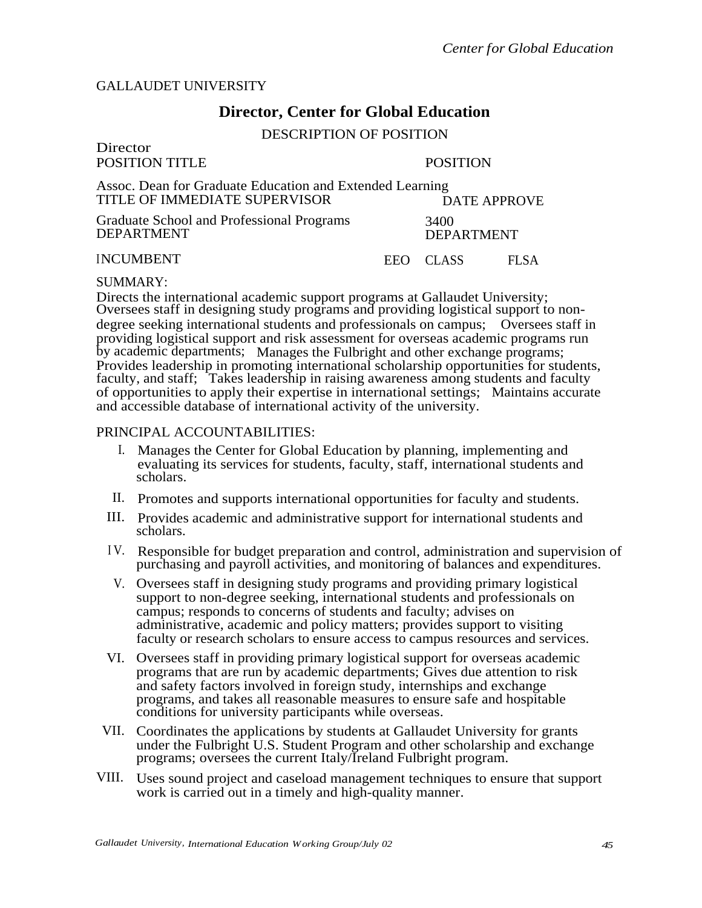GALLAUDET UNIVERSITY

# Director, Center for Global Education

DESCRIPTION OF POSITION

| | |
|---|---|
| Director<br>POSITION TITLE | POSITION |
| Assoc. Dean for Graduate Education and Extended Learning<br>TITLE OF IMMEDIATE SUPERVISOR | DATE APPROVE |
| Graduate School and Professional Programs<br>DEPARTMENT | 3400<br>DEPARTMENT |
| INCUMBENT | EEO CLASS FLSA |

SUMMARY:

Directs the international academic support programs at Gallaudet University; Oversees staff in designing study programs and providing logistical support to non-degree seeking international students and professionals on campus; Oversees staff in providing logistical support and risk assessment for overseas academic programs run by academic departments; Manages the Fulbright and other exchange programs; Provides leadership in promoting international scholarship opportunities for students, faculty, and staff; Takes leadership in raising awareness among students and faculty of opportunities to apply their expertise in international settings; Maintains accurate and accessible database of international activity of the university.

PRINCIPAL ACCOUNTABILITIES:

I. Manages the Center for Global Education by planning, implementing and evaluating its services for students, faculty, staff, international students and scholars.

II. Promotes and supports international opportunities for faculty and students.

III. Provides academic and administrative support for international students and scholars.

IV. Responsible for budget preparation and control, administration and supervision of purchasing and payroll activities, and monitoring of balances and expenditures.

V. Oversees staff in designing study programs and providing primary logistical support to non-degree seeking, international students and professionals on campus; responds to concerns of students and faculty; advises on administrative, academic and policy matters; provides support to visiting faculty or research scholars to ensure access to campus resources and services.

VI. Oversees staff in providing primary logistical support for overseas academic programs that are run by academic departments; Gives due attention to risk and safety factors involved in foreign study, internships and exchange programs, and takes all reasonable measures to ensure safe and hospitable conditions for university participants while overseas.

VII. Coordinates the applications by students at Gallaudet University for grants under the Fulbright U.S. Student Program and other scholarship and exchange programs; oversees the current Italy/Ireland Fulbright program.

VIII. Uses sound project and caseload management techniques to ensure that support work is carried out in a timely and high-quality manner.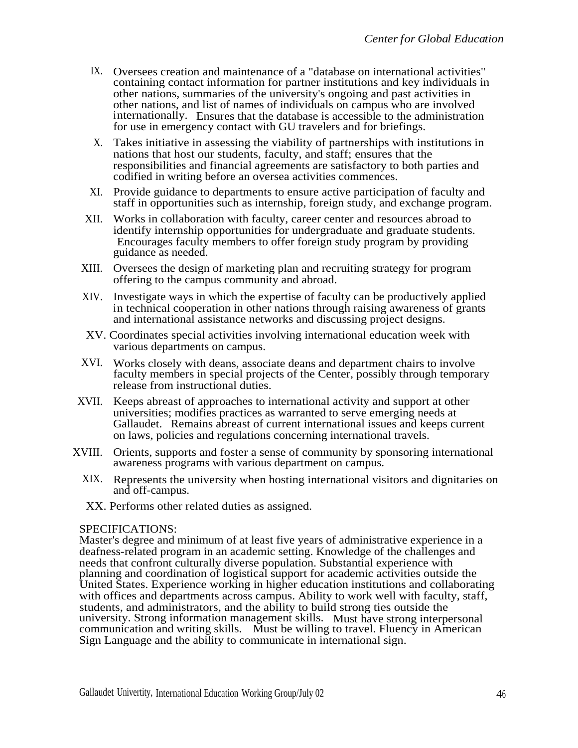IX. Oversees creation and maintenance of a "database on international activities" containing contact information for partner institutions and key individuals in other nations, summaries of the university's ongoing and past activities in other nations, and list of names of individuals on campus who are involved internationally. Ensures that the database is accessible to the administration for use in emergency contact with GU travelers and for briefings.

X. Takes initiative in assessing the viability of partnerships with institutions in nations that host our students, faculty, and staff; ensures that the responsibilities and financial agreements are satisfactory to both parties and codified in writing before an oversea activities commences.

XI. Provide guidance to departments to ensure active participation of faculty and staff in opportunities such as internship, foreign study, and exchange program.

XII. Works in collaboration with faculty, career center and resources abroad to identify internship opportunities for undergraduate and graduate students. Encourages faculty members to offer foreign study program by providing guidance as needed.

XIII. Oversees the design of marketing plan and recruiting strategy for program offering to the campus community and abroad.

XIV. Investigate ways in which the expertise of faculty can be productively applied in technical cooperation in other nations through raising awareness of grants and international assistance networks and discussing project designs.

XV. Coordinates special activities involving international education week with various departments on campus.

XVI. Works closely with deans, associate deans and department chairs to involve faculty members in special projects of the Center, possibly through temporary release from instructional duties.

XVII. Keeps abreast of approaches to international activity and support at other universities; modifies practices as warranted to serve emerging needs at Gallaudet. Remains abreast of current international issues and keeps current on laws, policies and regulations concerning international travels.

XVIII. Orients, supports and foster a sense of community by sponsoring international awareness programs with various department on campus.

XIX. Represents the university when hosting international visitors and dignitaries on and off-campus.

XX. Performs other related duties as assigned.

SPECIFICATIONS:
Master's degree and minimum of at least five years of administrative experience in a deafness-related program in an academic setting. Knowledge of the challenges and needs that confront culturally diverse population. Substantial experience with planning and coordination of logistical support for academic activities outside the United States. Experience working in higher education institutions and collaborating with offices and departments across campus. Ability to work well with faculty, staff, students, and administrators, and the ability to build strong ties outside the university. Strong information management skills. Must have strong interpersonal communication and writing skills. Must be willing to travel. Fluency in American Sign Language and the ability to communicate in international sign.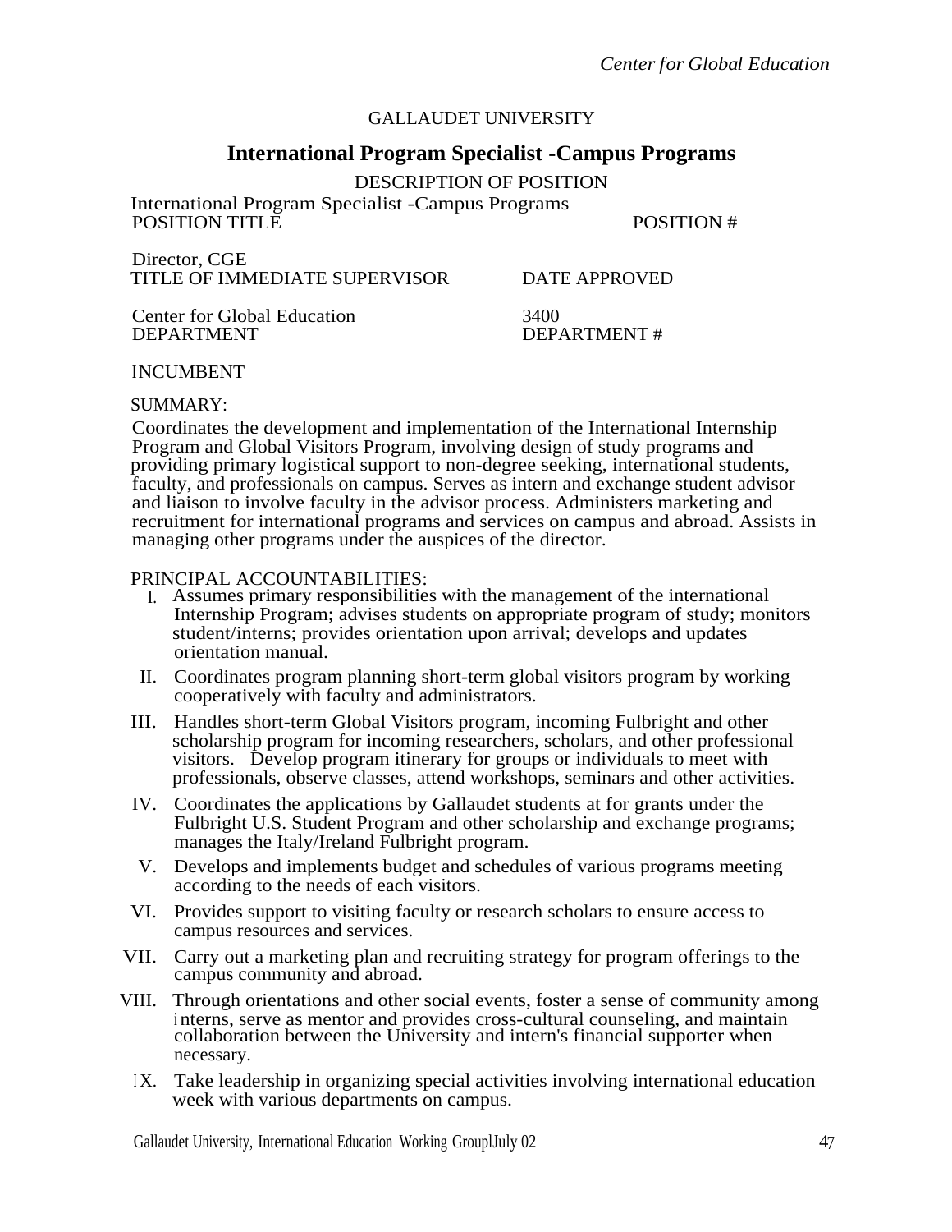GALLAUDET UNIVERSITY

# International Program Specialist -Campus Programs

DESCRIPTION OF POSITION

International Program Specialist -Campus Programs
POSITION TITLE &nbsp;&nbsp;&nbsp;&nbsp;&nbsp;&nbsp;&nbsp;&nbsp;&nbsp;&nbsp;&nbsp;&nbsp;&nbsp;&nbsp;&nbsp;&nbsp;&nbsp;&nbsp;&nbsp;&nbsp;&nbsp;&nbsp;&nbsp;&nbsp;&nbsp;&nbsp;&nbsp;&nbsp;&nbsp;&nbsp;&nbsp;&nbsp;&nbsp;&nbsp; POSITION #

Director, CGE
TITLE OF IMMEDIATE SUPERVISOR &nbsp;&nbsp;&nbsp;&nbsp;&nbsp;&nbsp;&nbsp;&nbsp;&nbsp;&nbsp;&nbsp; DATE APPROVED

Center for Global Education &nbsp;&nbsp;&nbsp;&nbsp;&nbsp;&nbsp;&nbsp;&nbsp;&nbsp;&nbsp;&nbsp;&nbsp;&nbsp;&nbsp;&nbsp;&nbsp;&nbsp;&nbsp;&nbsp;&nbsp; 3400
DEPARTMENT &nbsp;&nbsp;&nbsp;&nbsp;&nbsp;&nbsp;&nbsp;&nbsp;&nbsp;&nbsp;&nbsp;&nbsp;&nbsp;&nbsp;&nbsp;&nbsp;&nbsp;&nbsp;&nbsp;&nbsp;&nbsp;&nbsp;&nbsp;&nbsp;&nbsp;&nbsp;&nbsp;&nbsp;&nbsp;&nbsp;&nbsp;&nbsp;&nbsp;&nbsp;&nbsp;&nbsp; DEPARTMENT #

INCUMBENT

SUMMARY:

Coordinates the development and implementation of the International Internship Program and Global Visitors Program, involving design of study programs and providing primary logistical support to non-degree seeking, international students, faculty, and professionals on campus. Serves as intern and exchange student advisor and liaison to involve faculty in the advisor process. Administers marketing and recruitment for international programs and services on campus and abroad. Assists in managing other programs under the auspices of the director.

PRINCIPAL ACCOUNTABILITIES:

I. Assumes primary responsibilities with the management of the international Internship Program; advises students on appropriate program of study; monitors student/interns; provides orientation upon arrival; develops and updates orientation manual.

II. Coordinates program planning short-term global visitors program by working cooperatively with faculty and administrators.

III. Handles short-term Global Visitors program, incoming Fulbright and other scholarship program for incoming researchers, scholars, and other professional visitors. Develop program itinerary for groups or individuals to meet with professionals, observe classes, attend workshops, seminars and other activities.

IV. Coordinates the applications by Gallaudet students at for grants under the Fulbright U.S. Student Program and other scholarship and exchange programs; manages the Italy/Ireland Fulbright program.

V. Develops and implements budget and schedules of various programs meeting according to the needs of each visitors.

VI. Provides support to visiting faculty or research scholars to ensure access to campus resources and services.

VII. Carry out a marketing plan and recruiting strategy for program offerings to the campus community and abroad.

VIII. Through orientations and other social events, foster a sense of community among interns, serve as mentor and provides cross-cultural counseling, and maintain collaboration between the University and intern's financial supporter when necessary.

IX. Take leadership in organizing special activities involving international education week with various departments on campus.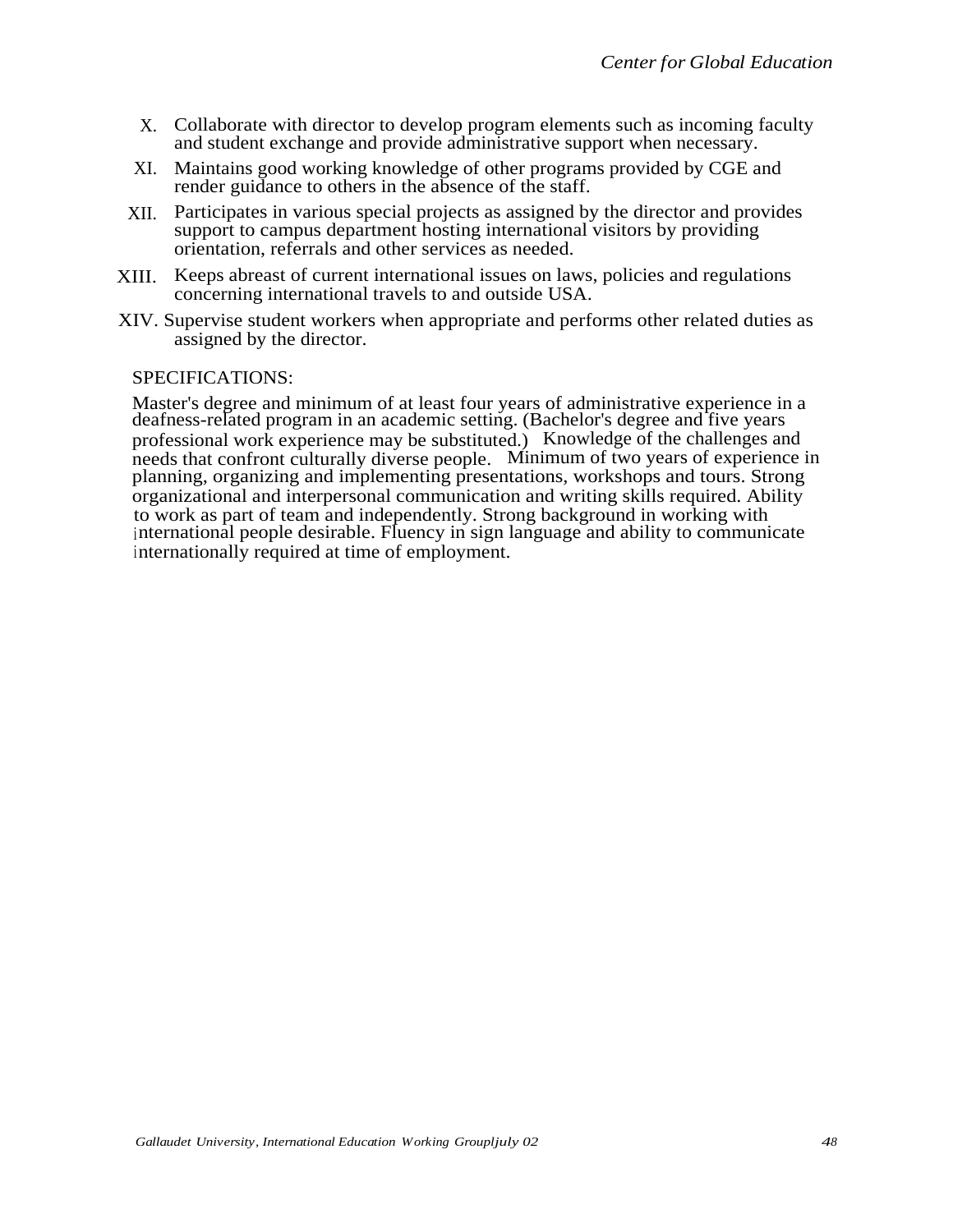X. Collaborate with director to develop program elements such as incoming faculty and student exchange and provide administrative support when necessary.

XI. Maintains good working knowledge of other programs provided by CGE and render guidance to others in the absence of the staff.

XII. Participates in various special projects as assigned by the director and provides support to campus department hosting international visitors by providing orientation, referrals and other services as needed.

XIII. Keeps abreast of current international issues on laws, policies and regulations concerning international travels to and outside USA.

XIV. Supervise student workers when appropriate and performs other related duties as assigned by the director.

SPECIFICATIONS:

Master's degree and minimum of at least four years of administrative experience in a deafness-related program in an academic setting. (Bachelor's degree and five years professional work experience may be substituted.) Knowledge of the challenges and needs that confront culturally diverse people. Minimum of two years of experience in planning, organizing and implementing presentations, workshops and tours. Strong organizational and interpersonal communication and writing skills required. Ability to work as part of team and independently. Strong background in working with international people desirable. Fluency in sign language and ability to communicate internationally required at time of employment.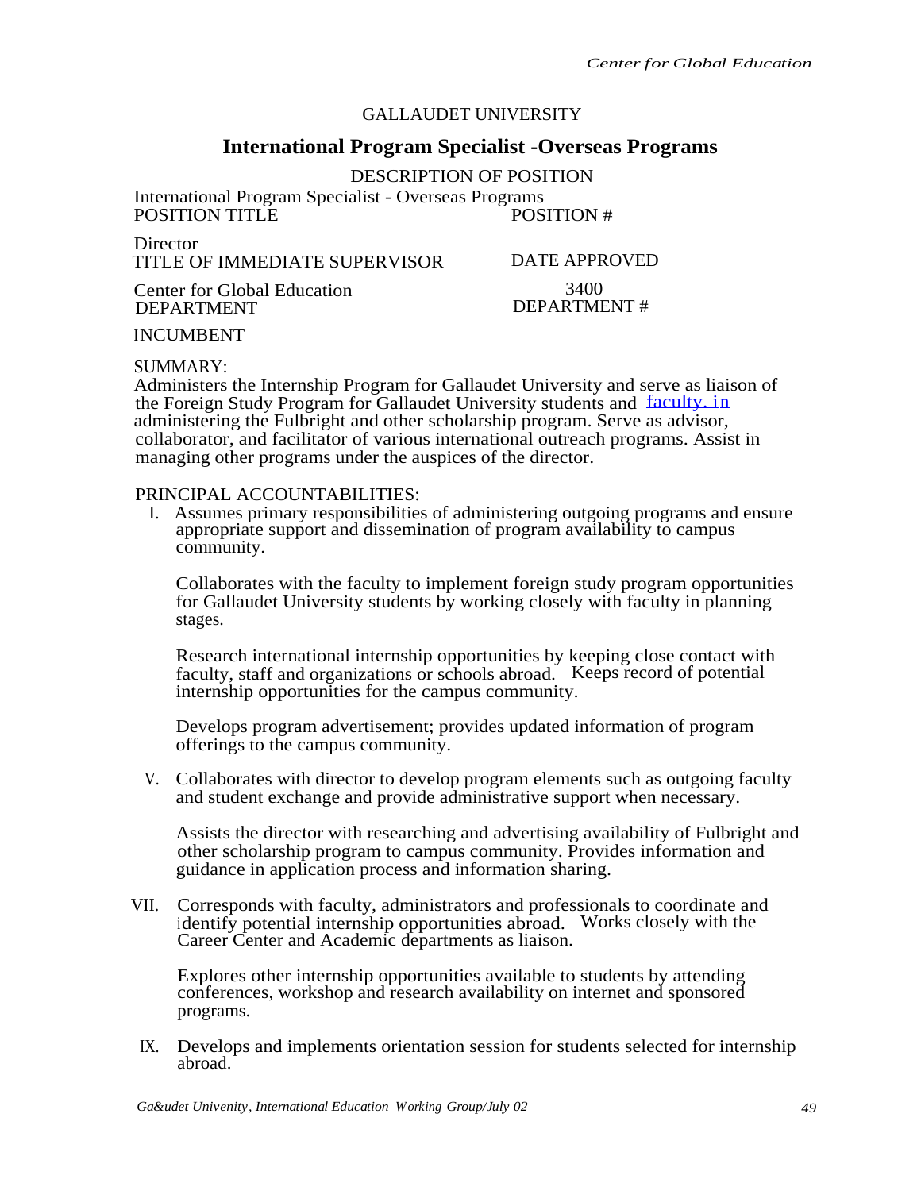GALLAUDET UNIVERSITY

## International Program Specialist -Overseas Programs

DESCRIPTION OF POSITION

International Program Specialist - Overseas Programs
POSITION TITLE POSITION #

Director
TITLE OF IMMEDIATE SUPERVISOR DATE APPROVED

Center for Global Education 3400
DEPARTMENT DEPARTMENT #

INCUMBENT

SUMMARY:
Administers the Internship Program for Gallaudet University and serve as liaison of the Foreign Study Program for Gallaudet University students and faculty. in administering the Fulbright and other scholarship program. Serve as advisor, collaborator, and facilitator of various international outreach programs. Assist in managing other programs under the auspices of the director.

PRINCIPAL ACCOUNTABILITIES:

I. Assumes primary responsibilities of administering outgoing programs and ensure appropriate support and dissemination of program availability to campus community.

Collaborates with the faculty to implement foreign study program opportunities for Gallaudet University students by working closely with faculty in planning stages.

Research international internship opportunities by keeping close contact with faculty, staff and organizations or schools abroad. Keeps record of potential internship opportunities for the campus community.

Develops program advertisement; provides updated information of program offerings to the campus community.

V. Collaborates with director to develop program elements such as outgoing faculty and student exchange and provide administrative support when necessary.

Assists the director with researching and advertising availability of Fulbright and other scholarship program to campus community. Provides information and guidance in application process and information sharing.

VII. Corresponds with faculty, administrators and professionals to coordinate and identify potential internship opportunities abroad. Works closely with the Career Center and Academic departments as liaison.

Explores other internship opportunities available to students by attending conferences, workshop and research availability on internet and sponsored programs.

IX. Develops and implements orientation session for students selected for internship abroad.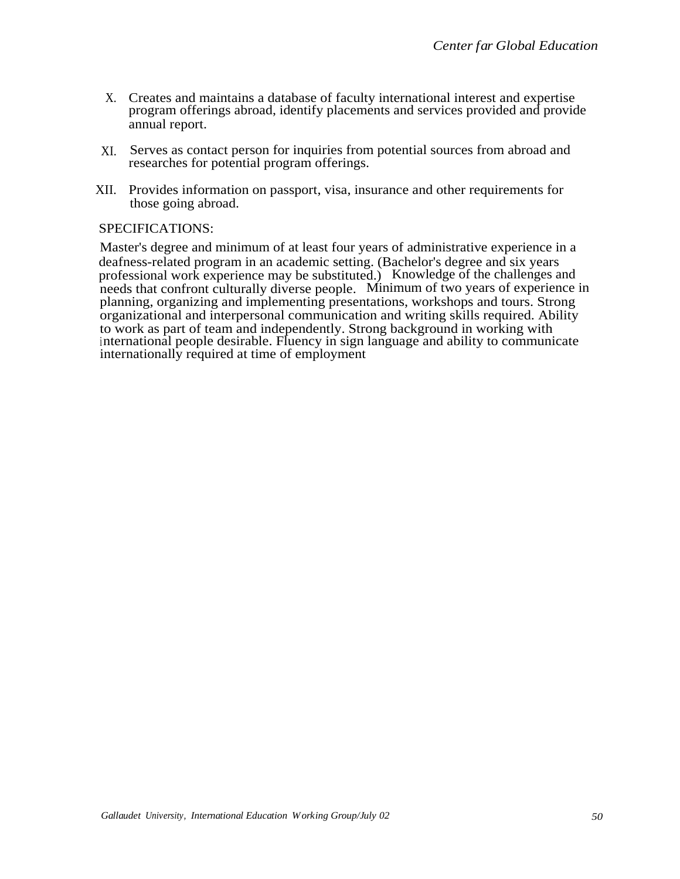X. Creates and maintains a database of faculty international interest and expertise program offerings abroad, identify placements and services provided and provide annual report.

XI. Serves as contact person for inquiries from potential sources from abroad and researches for potential program offerings.

XII. Provides information on passport, visa, insurance and other requirements for those going abroad.

SPECIFICATIONS:

Master's degree and minimum of at least four years of administrative experience in a deafness-related program in an academic setting. (Bachelor's degree and six years professional work experience may be substituted.) Knowledge of the challenges and needs that confront culturally diverse people. Minimum of two years of experience in planning, organizing and implementing presentations, workshops and tours. Strong organizational and interpersonal communication and writing skills required. Ability to work as part of team and independently. Strong background in working with international people desirable. Fluency in sign language and ability to communicate internationally required at time of employment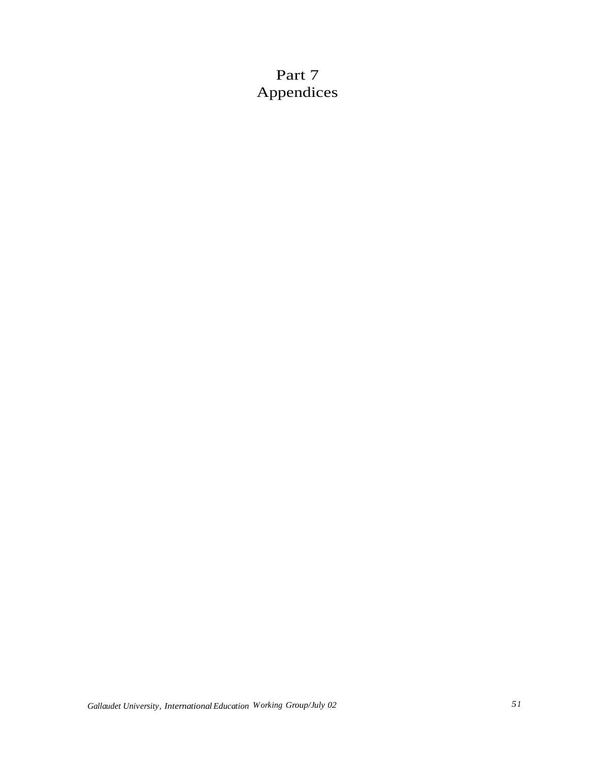# Part 7
# Appendices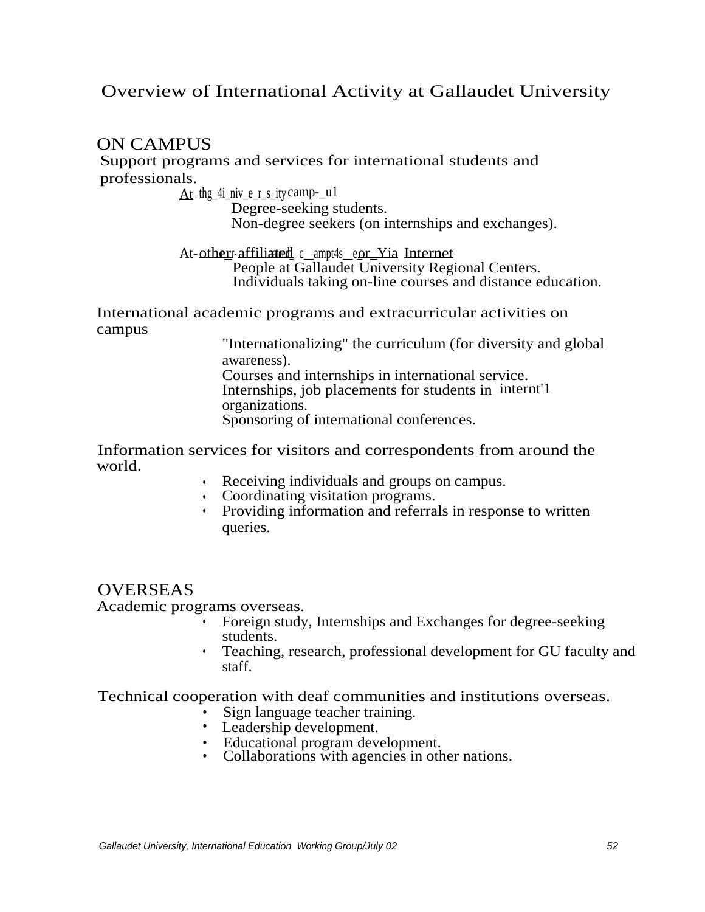# Overview of International Activity at Gallaudet University

## ON CAMPUS

Support programs and services for international students and professionals.

At thg 4i niv e r s ity camp- u1

- Degree-seeking students.
- Non-degree seekers (on internships and exchanges).

At-other affiliated c ampt4s eor Yia Internet

- People at Gallaudet University Regional Centers.
- Individuals taking on-line courses and distance education.

International academic programs and extracurricular activities on campus

- "Internationalizing" the curriculum (for diversity and global awareness).
- Courses and internships in international service.
- Internships, job placements for students in internt'1 organizations.
- Sponsoring of international conferences.

Information services for visitors and correspondents from around the world.

- Receiving individuals and groups on campus.
- Coordinating visitation programs.
- Providing information and referrals in response to written queries.

## OVERSEAS

Academic programs overseas.

- Foreign study, Internships and Exchanges for degree-seeking students.
- Teaching, research, professional development for GU faculty and staff.

Technical cooperation with deaf communities and institutions overseas.

- Sign language teacher training.
- Leadership development.
- Educational program development.
- Collaborations with agencies in other nations.

*Gallaudet University, International Education Working Group/July 02*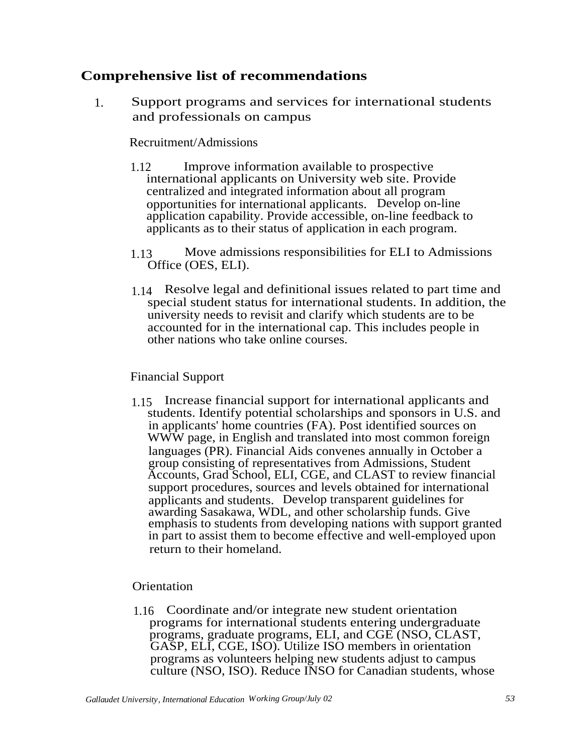## Comprehensive list of recommendations

1. Support programs and services for international students and professionals on campus

Recruitment/Admissions

1.12 Improve information available to prospective international applicants on University web site. Provide centralized and integrated information about all program opportunities for international applicants. Develop on-line application capability. Provide accessible, on-line feedback to applicants as to their status of application in each program.

1.13 Move admissions responsibilities for ELI to Admissions Office (OES, ELI).

1.14 Resolve legal and definitional issues related to part time and special student status for international students. In addition, the university needs to revisit and clarify which students are to be accounted for in the international cap. This includes people in other nations who take online courses.

Financial Support

1.15 Increase financial support for international applicants and students. Identify potential scholarships and sponsors in U.S. and in applicants' home countries (FA). Post identified sources on WWW page, in English and translated into most common foreign languages (PR). Financial Aids convenes annually in October a group consisting of representatives from Admissions, Student Accounts, Grad School, ELI, CGE, and CLAST to review financial support procedures, sources and levels obtained for international applicants and students. Develop transparent guidelines for awarding Sasakawa, WDL, and other scholarship funds. Give emphasis to students from developing nations with support granted in part to assist them to become effective and well-employed upon return to their homeland.

Orientation

1.16 Coordinate and/or integrate new student orientation programs for international students entering undergraduate programs, graduate programs, ELI, and CGE (NSO, CLAST, GASP, ELI, CGE, ISO). Utilize ISO members in orientation programs as volunteers helping new students adjust to campus culture (NSO, ISO). Reduce INSO for Canadian students, whose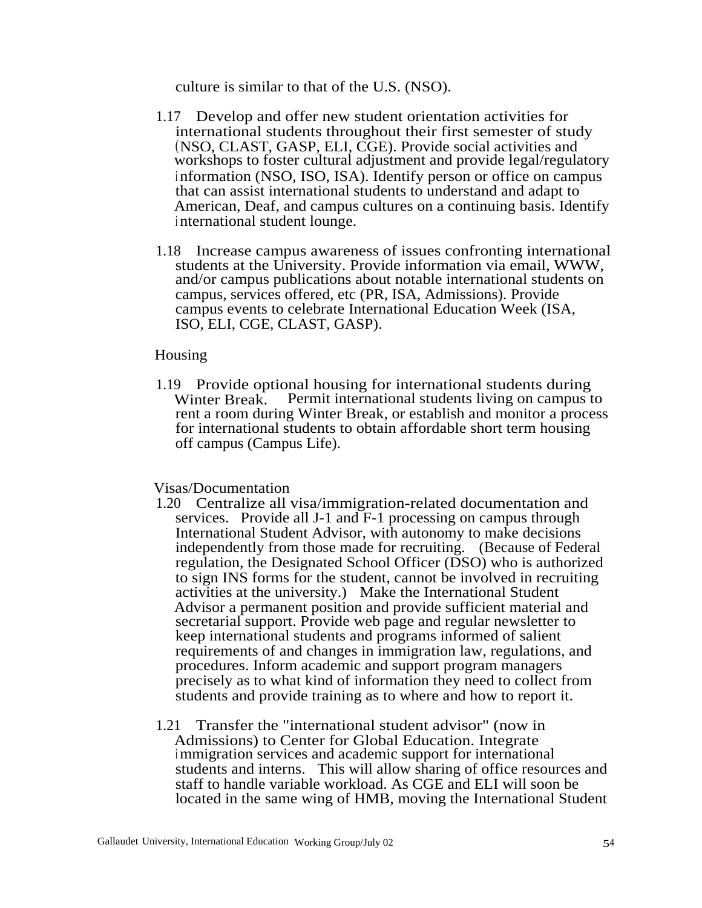culture is similar to that of the U.S. (NSO).

1.17 Develop and offer new student orientation activities for international students throughout their first semester of study (NSO, CLAST, GASP, ELI, CGE). Provide social activities and workshops to foster cultural adjustment and provide legal/regulatory information (NSO, ISO, ISA). Identify person or office on campus that can assist international students to understand and adapt to American, Deaf, and campus cultures on a continuing basis. Identify international student lounge.

1.18 Increase campus awareness of issues confronting international students at the University. Provide information via email, WWW, and/or campus publications about notable international students on campus, services offered, etc (PR, ISA, Admissions). Provide campus events to celebrate International Education Week (ISA, ISO, ELI, CGE, CLAST, GASP).

Housing

1.19 Provide optional housing for international students during Winter Break. Permit international students living on campus to rent a room during Winter Break, or establish and monitor a process for international students to obtain affordable short term housing off campus (Campus Life).

Visas/Documentation

1.20 Centralize all visa/immigration-related documentation and services. Provide all J-1 and F-1 processing on campus through International Student Advisor, with autonomy to make decisions independently from those made for recruiting. (Because of Federal regulation, the Designated School Officer (DSO) who is authorized to sign INS forms for the student, cannot be involved in recruiting activities at the university.) Make the International Student Advisor a permanent position and provide sufficient material and secretarial support. Provide web page and regular newsletter to keep international students and programs informed of salient requirements of and changes in immigration law, regulations, and procedures. Inform academic and support program managers precisely as to what kind of information they need to collect from students and provide training as to where and how to report it.

1.21 Transfer the "international student advisor" (now in Admissions) to Center for Global Education. Integrate immigration services and academic support for international students and interns. This will allow sharing of office resources and staff to handle variable workload. As CGE and ELI will soon be located in the same wing of HMB, moving the International Student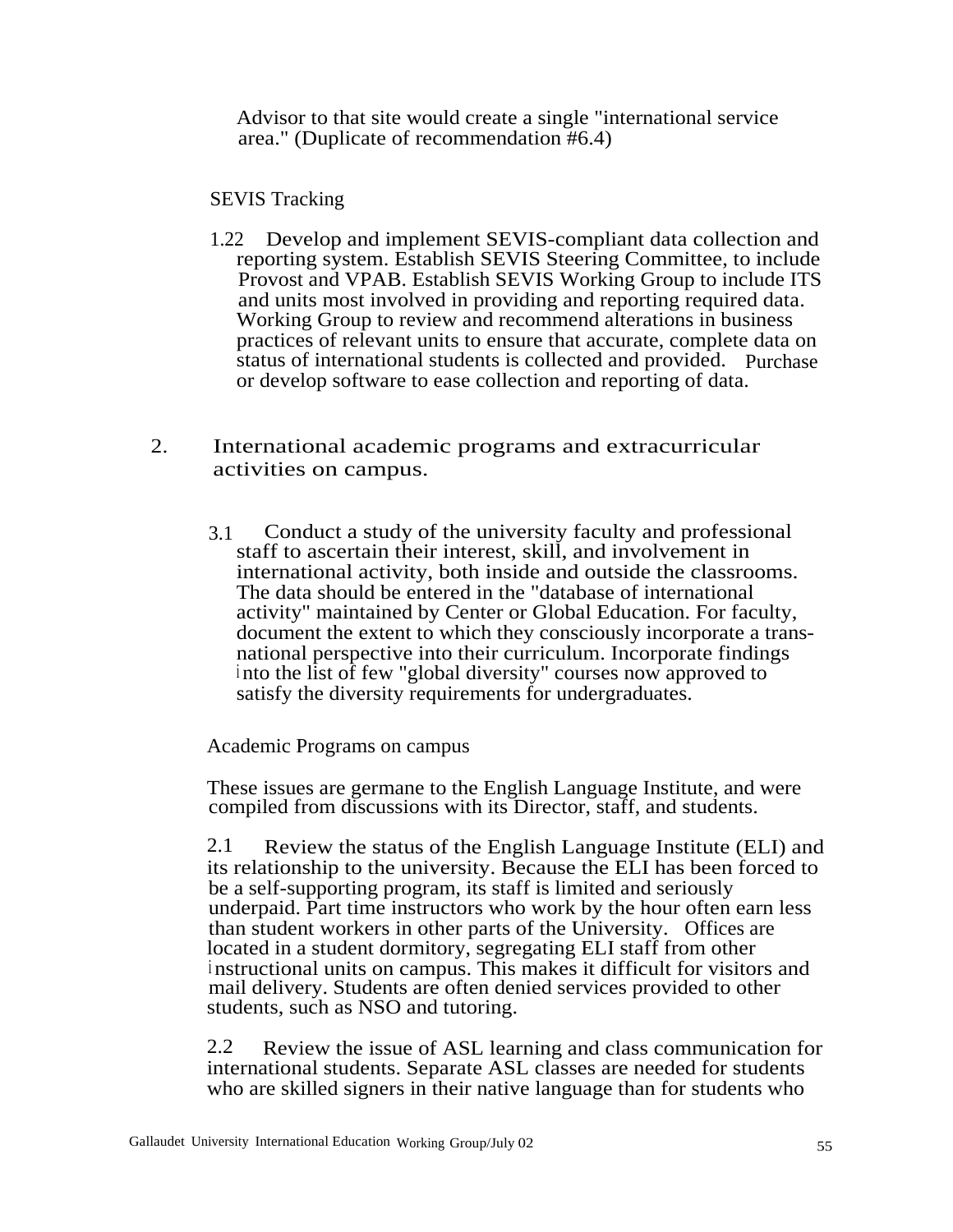Advisor to that site would create a single "international service area." (Duplicate of recommendation #6.4)

SEVIS Tracking

1.22 Develop and implement SEVIS-compliant data collection and reporting system. Establish SEVIS Steering Committee, to include Provost and VPAB. Establish SEVIS Working Group to include ITS and units most involved in providing and reporting required data. Working Group to review and recommend alterations in business practices of relevant units to ensure that accurate, complete data on status of international students is collected and provided. Purchase or develop software to ease collection and reporting of data.

2. International academic programs and extracurricular activities on campus.

3.1 Conduct a study of the university faculty and professional staff to ascertain their interest, skill, and involvement in international activity, both inside and outside the classrooms. The data should be entered in the "database of international activity" maintained by Center or Global Education. For faculty, document the extent to which they consciously incorporate a trans-national perspective into their curriculum. Incorporate findings into the list of few "global diversity" courses now approved to satisfy the diversity requirements for undergraduates.

Academic Programs on campus

These issues are germane to the English Language Institute, and were compiled from discussions with its Director, staff, and students.

2.1 Review the status of the English Language Institute (ELI) and its relationship to the university. Because the ELI has been forced to be a self-supporting program, its staff is limited and seriously underpaid. Part time instructors who work by the hour often earn less than student workers in other parts of the University. Offices are located in a student dormitory, segregating ELI staff from other instructional units on campus. This makes it difficult for visitors and mail delivery. Students are often denied services provided to other students, such as NSO and tutoring.

2.2 Review the issue of ASL learning and class communication for international students. Separate ASL classes are needed for students who are skilled signers in their native language than for students who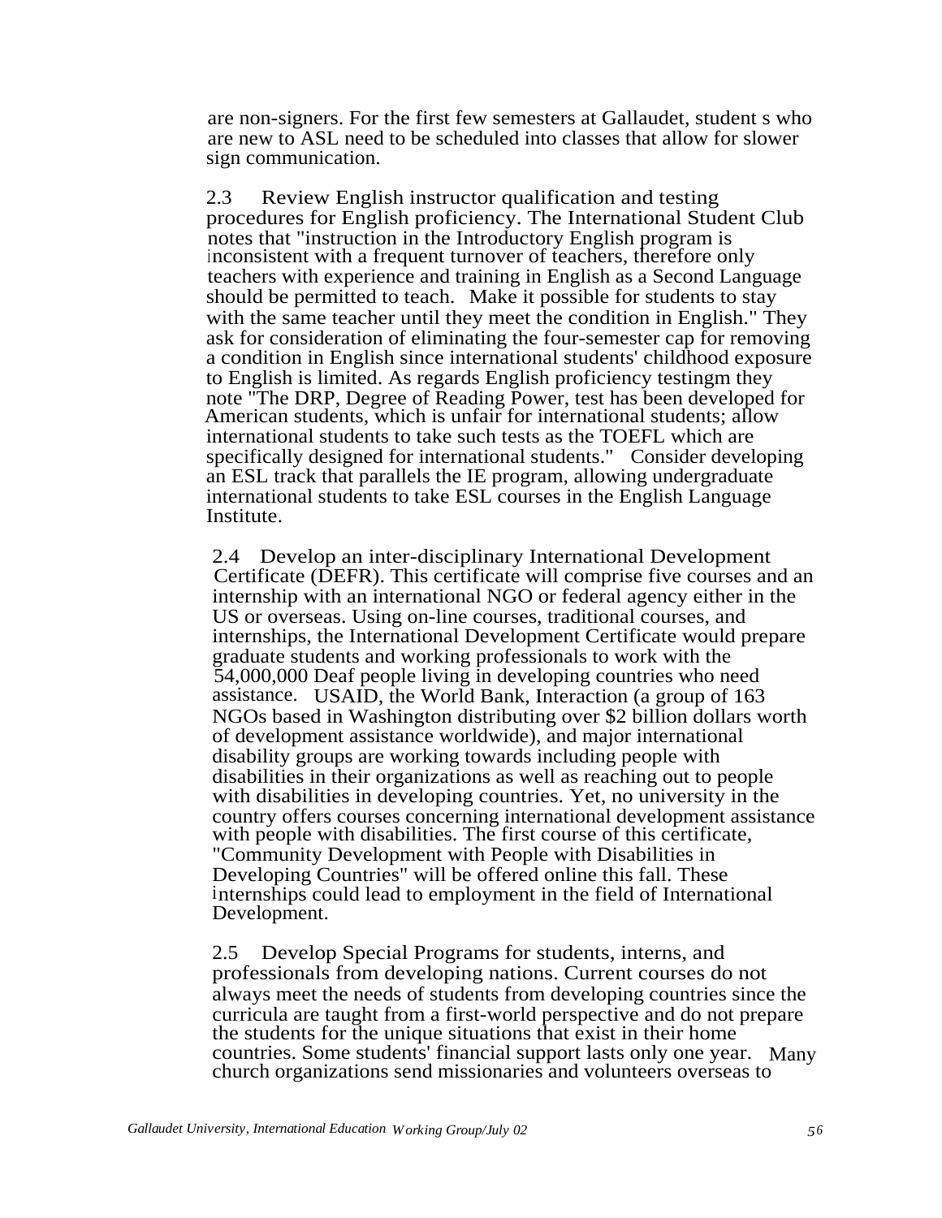are non-signers. For the first few semesters at Gallaudet, student s who are new to ASL need to be scheduled into classes that allow for slower sign communication.

2.3 Review English instructor qualification and testing procedures for English proficiency. The International Student Club notes that "instruction in the Introductory English program is inconsistent with a frequent turnover of teachers, therefore only teachers with experience and training in English as a Second Language should be permitted to teach. Make it possible for students to stay with the same teacher until they meet the condition in English." They ask for consideration of eliminating the four-semester cap for removing a condition in English since international students' childhood exposure to English is limited. As regards English proficiency testingm they note "The DRP, Degree of Reading Power, test has been developed for American students, which is unfair for international students; allow international students to take such tests as the TOEFL which are specifically designed for international students." Consider developing an ESL track that parallels the IE program, allowing undergraduate international students to take ESL courses in the English Language Institute.

2.4 Develop an inter-disciplinary International Development Certificate (DEFR). This certificate will comprise five courses and an internship with an international NGO or federal agency either in the US or overseas. Using on-line courses, traditional courses, and internships, the International Development Certificate would prepare graduate students and working professionals to work with the 54,000,000 Deaf people living in developing countries who need assistance. USAID, the World Bank, Interaction (a group of 163 NGOs based in Washington distributing over $2 billion dollars worth of development assistance worldwide), and major international disability groups are working towards including people with disabilities in their organizations as well as reaching out to people with disabilities in developing countries. Yet, no university in the country offers courses concerning international development assistance with people with disabilities. The first course of this certificate, "Community Development with People with Disabilities in Developing Countries" will be offered online this fall. These internships could lead to employment in the field of International Development.

2.5 Develop Special Programs for students, interns, and professionals from developing nations. Current courses do not always meet the needs of students from developing countries since the curricula are taught from a first-world perspective and do not prepare the students for the unique situations that exist in their home countries. Some students' financial support lasts only one year. Many church organizations send missionaries and volunteers overseas to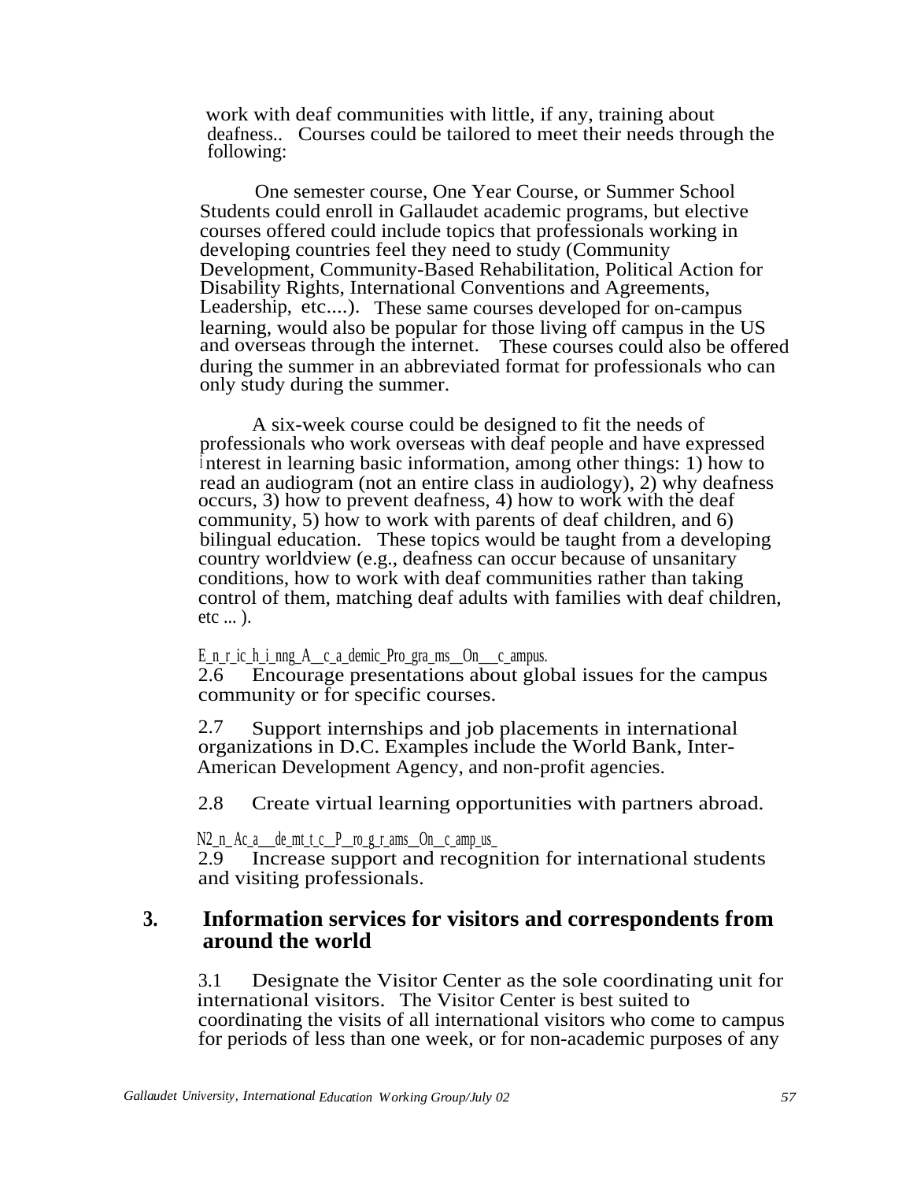work with deaf communities with little, if any, training about deafness.. Courses could be tailored to meet their needs through the following:

One semester course, One Year Course, or Summer School Students could enroll in Gallaudet academic programs, but elective courses offered could include topics that professionals working in developing countries feel they need to study (Community Development, Community-Based Rehabilitation, Political Action for Disability Rights, International Conventions and Agreements, Leadership, etc....). These same courses developed for on-campus learning, would also be popular for those living off campus in the US and overseas through the internet. These courses could also be offered during the summer in an abbreviated format for professionals who can only study during the summer.

A six-week course could be designed to fit the needs of professionals who work overseas with deaf people and have expressed interest in learning basic information, among other things: 1) how to read an audiogram (not an entire class in audiology), 2) why deafness occurs, 3) how to prevent deafness, 4) how to work with the deaf community, 5) how to work with parents of deaf children, and 6) bilingual education. These topics would be taught from a developing country worldview (e.g., deafness can occur because of unsanitary conditions, how to work with deaf communities rather than taking control of them, matching deaf adults with families with deaf children, etc ... ).

Enriching Academic Programs On campus.

2.6 Encourage presentations about global issues for the campus community or for specific courses.

2.7 Support internships and job placements in international organizations in D.C. Examples include the World Bank, Inter-American Development Agency, and non-profit agencies.

2.8 Create virtual learning opportunities with partners abroad.

Non Academic Programs On campus

2.9 Increase support and recognition for international students and visiting professionals.

## 3. Information services for visitors and correspondents from around the world

3.1 Designate the Visitor Center as the sole coordinating unit for international visitors. The Visitor Center is best suited to coordinating the visits of all international visitors who come to campus for periods of less than one week, or for non-academic purposes of any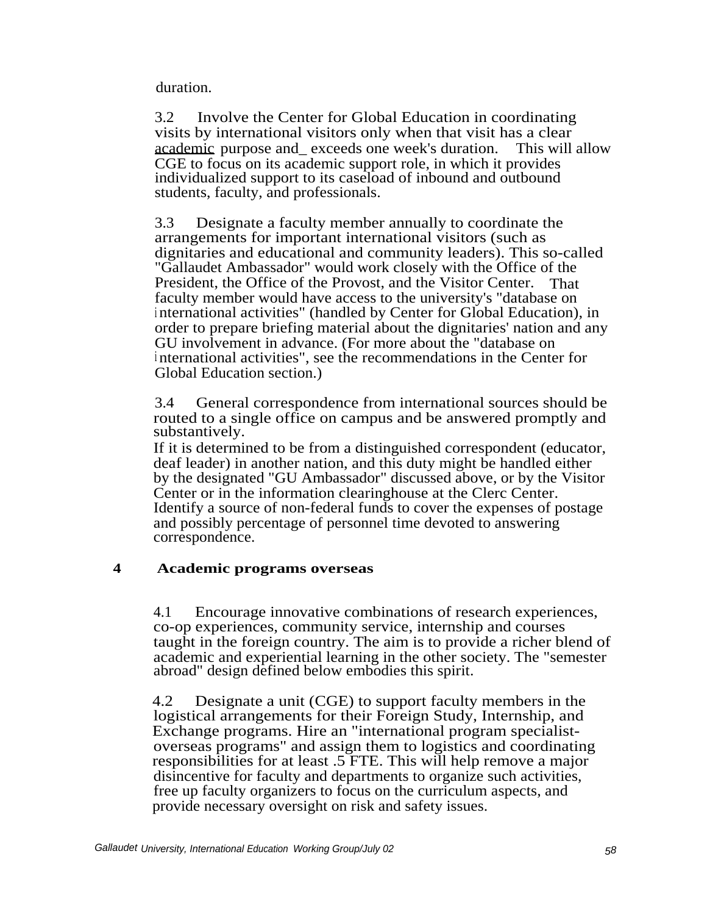duration.

3.2 Involve the Center for Global Education in coordinating visits by international visitors only when that visit has a clear academic purpose and_ exceeds one week's duration. This will allow CGE to focus on its academic support role, in which it provides individualized support to its caseload of inbound and outbound students, faculty, and professionals.

3.3 Designate a faculty member annually to coordinate the arrangements for important international visitors (such as dignitaries and educational and community leaders). This so-called "Gallaudet Ambassador" would work closely with the Office of the President, the Office of the Provost, and the Visitor Center. That faculty member would have access to the university's "database on international activities" (handled by Center for Global Education), in order to prepare briefing material about the dignitaries' nation and any GU involvement in advance. (For more about the "database on international activities", see the recommendations in the Center for Global Education section.)

3.4 General correspondence from international sources should be routed to a single office on campus and be answered promptly and substantively.
If it is determined to be from a distinguished correspondent (educator, deaf leader) in another nation, and this duty might be handled either by the designated "GU Ambassador" discussed above, or by the Visitor Center or in the information clearinghouse at the Clerc Center. Identify a source of non-federal funds to cover the expenses of postage and possibly percentage of personnel time devoted to answering correspondence.

**4 Academic programs overseas**

4.1 Encourage innovative combinations of research experiences, co-op experiences, community service, internship and courses taught in the foreign country. The aim is to provide a richer blend of academic and experiential learning in the other society. The "semester abroad" design defined below embodies this spirit.

4.2 Designate a unit (CGE) to support faculty members in the logistical arrangements for their Foreign Study, Internship, and Exchange programs. Hire an "international program specialist-overseas programs" and assign them to logistics and coordinating responsibilities for at least .5 FTE. This will help remove a major disincentive for faculty and departments to organize such activities, free up faculty organizers to focus on the curriculum aspects, and provide necessary oversight on risk and safety issues.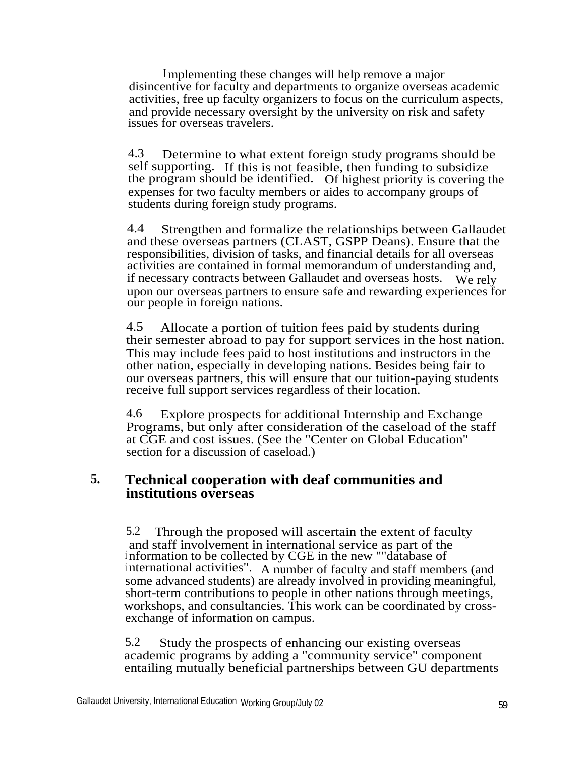Implementing these changes will help remove a major disincentive for faculty and departments to organize overseas academic activities, free up faculty organizers to focus on the curriculum aspects, and provide necessary oversight by the university on risk and safety issues for overseas travelers.

4.3 Determine to what extent foreign study programs should be self supporting. If this is not feasible, then funding to subsidize the program should be identified. Of highest priority is covering the expenses for two faculty members or aides to accompany groups of students during foreign study programs.

4.4 Strengthen and formalize the relationships between Gallaudet and these overseas partners (CLAST, GSPP Deans). Ensure that the responsibilities, division of tasks, and financial details for all overseas activities are contained in formal memorandum of understanding and, if necessary contracts between Gallaudet and overseas hosts. We rely upon our overseas partners to ensure safe and rewarding experiences for our people in foreign nations.

4.5 Allocate a portion of tuition fees paid by students during their semester abroad to pay for support services in the host nation. This may include fees paid to host institutions and instructors in the other nation, especially in developing nations. Besides being fair to our overseas partners, this will ensure that our tuition-paying students receive full support services regardless of their location.

4.6 Explore prospects for additional Internship and Exchange Programs, but only after consideration of the caseload of the staff at CGE and cost issues. (See the "Center on Global Education" section for a discussion of caseload.)

## 5. Technical cooperation with deaf communities and institutions overseas

5.2 Through the proposed will ascertain the extent of faculty and staff involvement in international service as part of the information to be collected by CGE in the new ""database of international activities". A number of faculty and staff members (and some advanced students) are already involved in providing meaningful, short-term contributions to people in other nations through meetings, workshops, and consultancies. This work can be coordinated by cross-exchange of information on campus.

5.2 Study the prospects of enhancing our existing overseas academic programs by adding a "community service" component entailing mutually beneficial partnerships between GU departments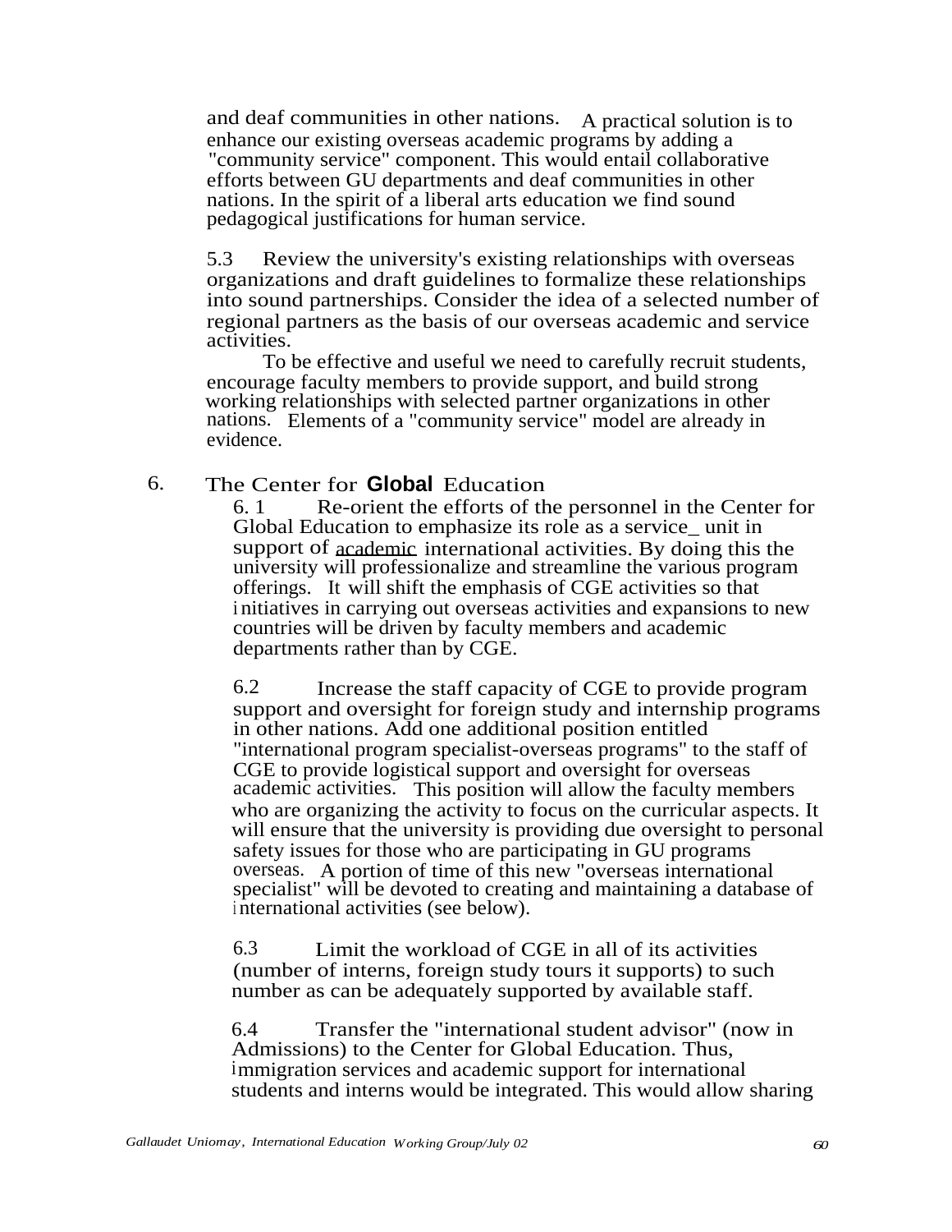and deaf communities in other nations. A practical solution is to enhance our existing overseas academic programs by adding a "community service" component. This would entail collaborative efforts between GU departments and deaf communities in other nations. In the spirit of a liberal arts education we find sound pedagogical justifications for human service.

5.3 Review the university's existing relationships with overseas organizations and draft guidelines to formalize these relationships into sound partnerships. Consider the idea of a selected number of regional partners as the basis of our overseas academic and service activities.

To be effective and useful we need to carefully recruit students, encourage faculty members to provide support, and build strong working relationships with selected partner organizations in other nations. Elements of a "community service" model are already in evidence.

## 6. The Center for Global Education

6.1 Re-orient the efforts of the personnel in the Center for Global Education to emphasize its role as a service unit in support of academic international activities. By doing this the university will professionalize and streamline the various program offerings. It will shift the emphasis of CGE activities so that initiatives in carrying out overseas activities and expansions to new countries will be driven by faculty members and academic departments rather than by CGE.

6.2 Increase the staff capacity of CGE to provide program support and oversight for foreign study and internship programs in other nations. Add one additional position entitled "international program specialist-overseas programs" to the staff of CGE to provide logistical support and oversight for overseas academic activities. This position will allow the faculty members who are organizing the activity to focus on the curricular aspects. It will ensure that the university is providing due oversight to personal safety issues for those who are participating in GU programs overseas. A portion of time of this new "overseas international specialist" will be devoted to creating and maintaining a database of international activities (see below).

6.3 Limit the workload of CGE in all of its activities (number of interns, foreign study tours it supports) to such number as can be adequately supported by available staff.

6.4 Transfer the "international student advisor" (now in Admissions) to the Center for Global Education. Thus, immigration services and academic support for international students and interns would be integrated. This would allow sharing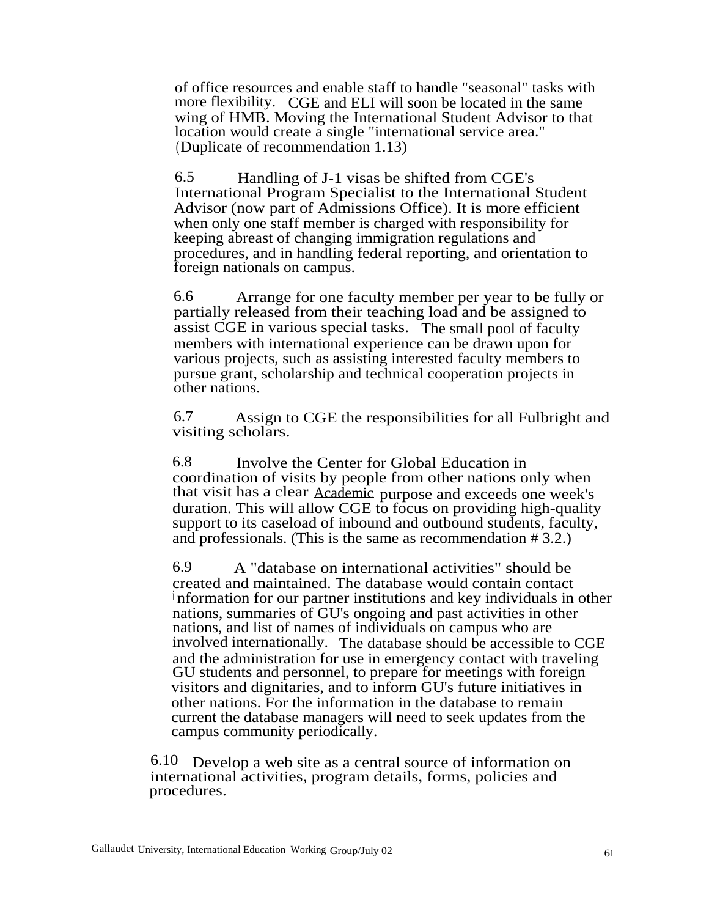of office resources and enable staff to handle "seasonal" tasks with more flexibility. CGE and ELI will soon be located in the same wing of HMB. Moving the International Student Advisor to that location would create a single "international service area." (Duplicate of recommendation 1.13)

6.5 Handling of J-1 visas be shifted from CGE's International Program Specialist to the International Student Advisor (now part of Admissions Office). It is more efficient when only one staff member is charged with responsibility for keeping abreast of changing immigration regulations and procedures, and in handling federal reporting, and orientation to foreign nationals on campus.

6.6 Arrange for one faculty member per year to be fully or partially released from their teaching load and be assigned to assist CGE in various special tasks. The small pool of faculty members with international experience can be drawn upon for various projects, such as assisting interested faculty members to pursue grant, scholarship and technical cooperation projects in other nations.

6.7 Assign to CGE the responsibilities for all Fulbright and visiting scholars.

6.8 Involve the Center for Global Education in coordination of visits by people from other nations only when that visit has a clear Academic purpose and exceeds one week's duration. This will allow CGE to focus on providing high-quality support to its caseload of inbound and outbound students, faculty, and professionals. (This is the same as recommendation # 3.2.)

6.9 A "database on international activities" should be created and maintained. The database would contain contact information for our partner institutions and key individuals in other nations, summaries of GU's ongoing and past activities in other nations, and list of names of individuals on campus who are involved internationally. The database should be accessible to CGE and the administration for use in emergency contact with traveling GU students and personnel, to prepare for meetings with foreign visitors and dignitaries, and to inform GU's future initiatives in other nations. For the information in the database to remain current the database managers will need to seek updates from the campus community periodically.

6.10 Develop a web site as a central source of information on international activities, program details, forms, policies and procedures.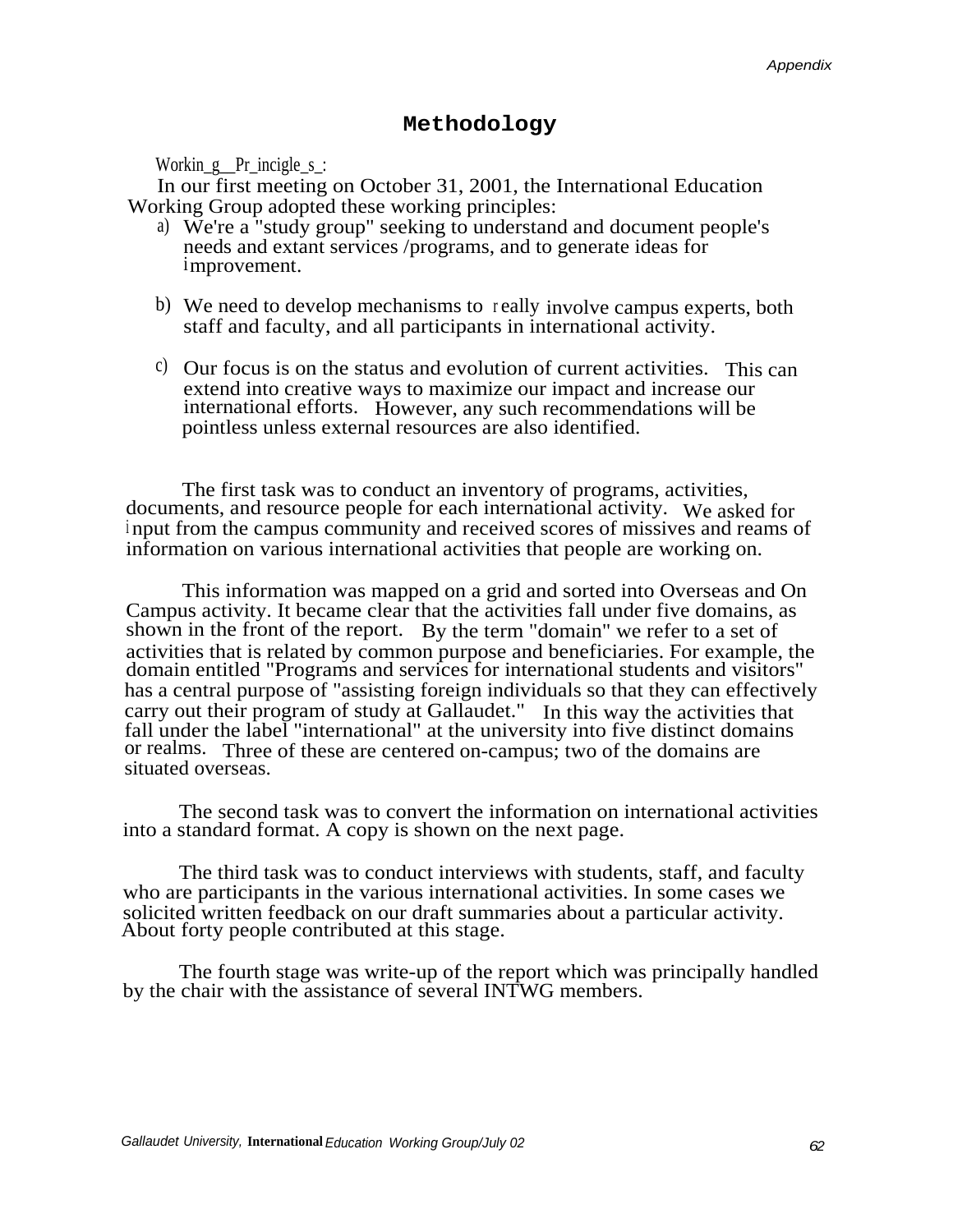# Methodology

Working Principles:

In our first meeting on October 31, 2001, the International Education Working Group adopted these working principles:

a) We're a "study group" seeking to understand and document people's needs and extant services /programs, and to generate ideas for improvement.

b) We need to develop mechanisms to really involve campus experts, both staff and faculty, and all participants in international activity.

c) Our focus is on the status and evolution of current activities. This can extend into creative ways to maximize our impact and increase our international efforts. However, any such recommendations will be pointless unless external resources are also identified.

The first task was to conduct an inventory of programs, activities, documents, and resource people for each international activity. We asked for input from the campus community and received scores of missives and reams of information on various international activities that people are working on.

This information was mapped on a grid and sorted into Overseas and On Campus activity. It became clear that the activities fall under five domains, as shown in the front of the report. By the term "domain" we refer to a set of activities that is related by common purpose and beneficiaries. For example, the domain entitled "Programs and services for international students and visitors" has a central purpose of "assisting foreign individuals so that they can effectively carry out their program of study at Gallaudet." In this way the activities that fall under the label "international" at the university into five distinct domains or realms. Three of these are centered on-campus; two of the domains are situated overseas.

The second task was to convert the information on international activities into a standard format. A copy is shown on the next page.

The third task was to conduct interviews with students, staff, and faculty who are participants in the various international activities. In some cases we solicited written feedback on our draft summaries about a particular activity. About forty people contributed at this stage.

The fourth stage was write-up of the report which was principally handled by the chair with the assistance of several INTWG members.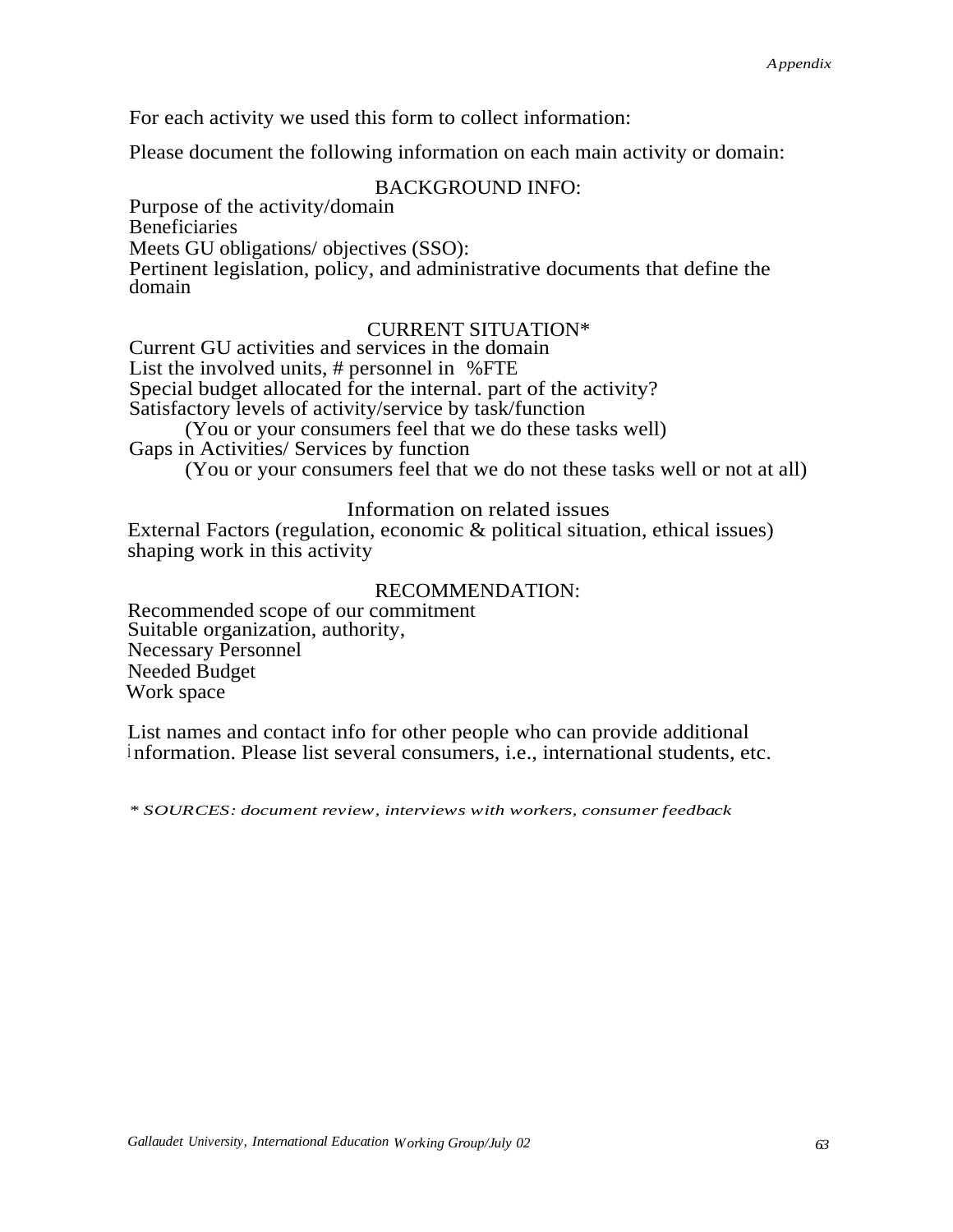For each activity we used this form to collect information:

Please document the following information on each main activity or domain:

### BACKGROUND INFO:

Purpose of the activity/domain
Beneficiaries
Meets GU obligations/ objectives (SSO):
Pertinent legislation, policy, and administrative documents that define the domain

### CURRENT SITUATION*

Current GU activities and services in the domain
List the involved units, # personnel in %FTE
Special budget allocated for the internal. part of the activity?
Satisfactory levels of activity/service by task/function
    (You or your consumers feel that we do these tasks well)
Gaps in Activities/ Services by function
    (You or your consumers feel that we do not these tasks well or not at all)

### Information on related issues

External Factors (regulation, economic & political situation, ethical issues) shaping work in this activity

### RECOMMENDATION:

Recommended scope of our commitment
Suitable organization, authority,
Necessary Personnel
Needed Budget
Work space

List names and contact info for other people who can provide additional information. Please list several consumers, i.e., international students, etc.

*\* SOURCES: document review, interviews with workers, consumer feedback*